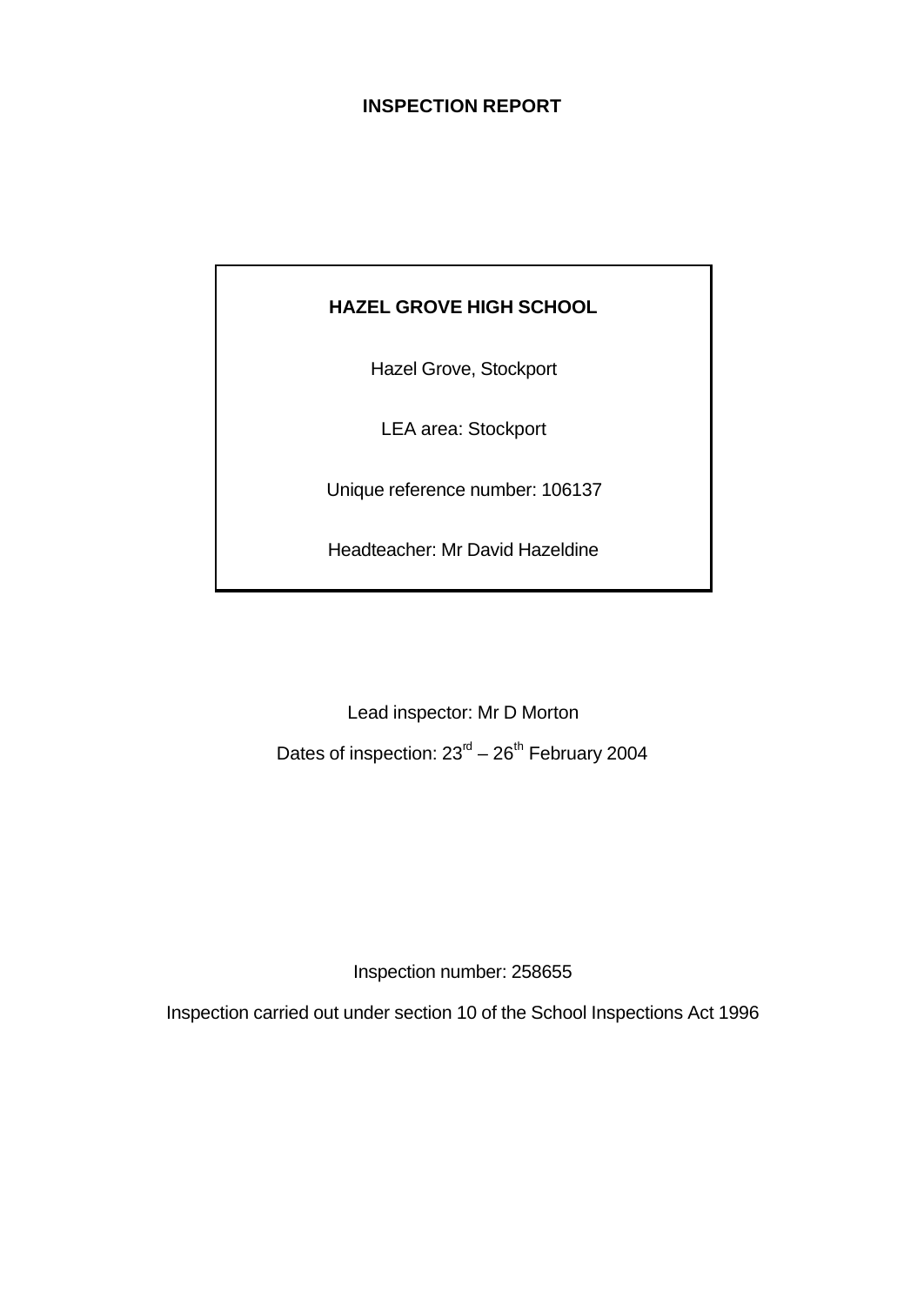# INSPECTION REPORT

**HAZEL GROVE HIGH SCHOOL**

Hazel Grove, Stockport

LEA area: Stockport

Unique reference number: 106137

Headteacher: Mr David Hazeldine

Lead inspector: Mr D Morton

Dates of inspection: 23rd – 26th February 2004

Inspection number: 258655

Inspection carried out under section 10 of the School Inspections Act 1996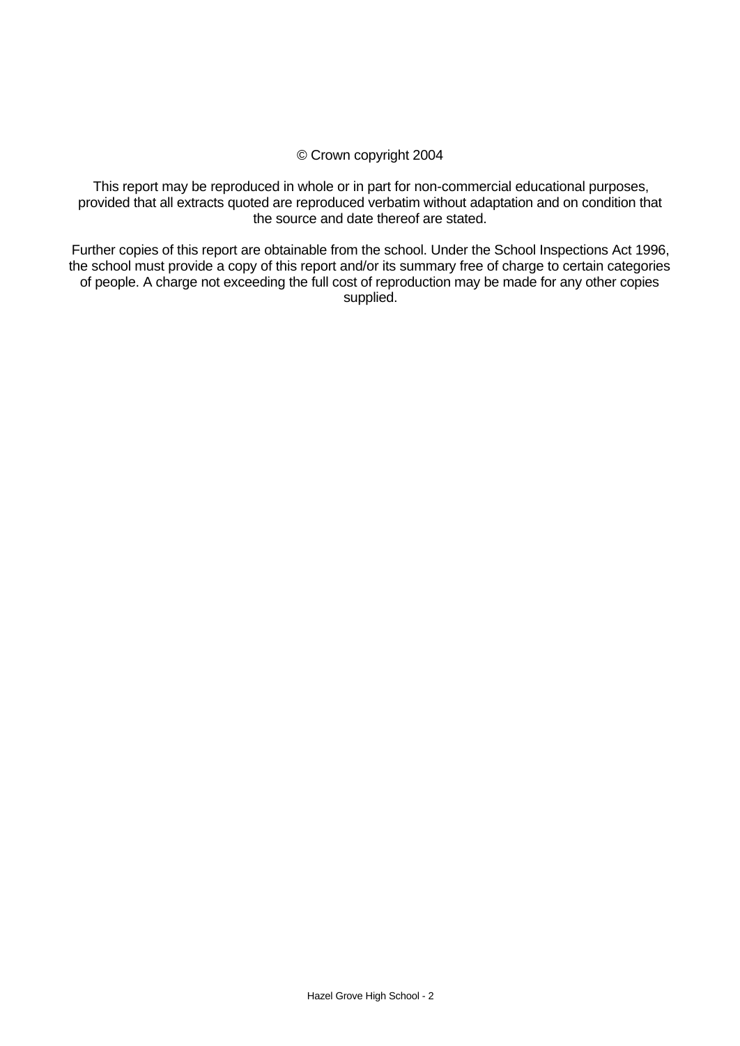© Crown copyright 2004

This report may be reproduced in whole or in part for non-commercial educational purposes, provided that all extracts quoted are reproduced verbatim without adaptation and on condition that the source and date thereof are stated.

Further copies of this report are obtainable from the school. Under the School Inspections Act 1996, the school must provide a copy of this report and/or its summary free of charge to certain categories of people. A charge not exceeding the full cost of reproduction may be made for any other copies supplied.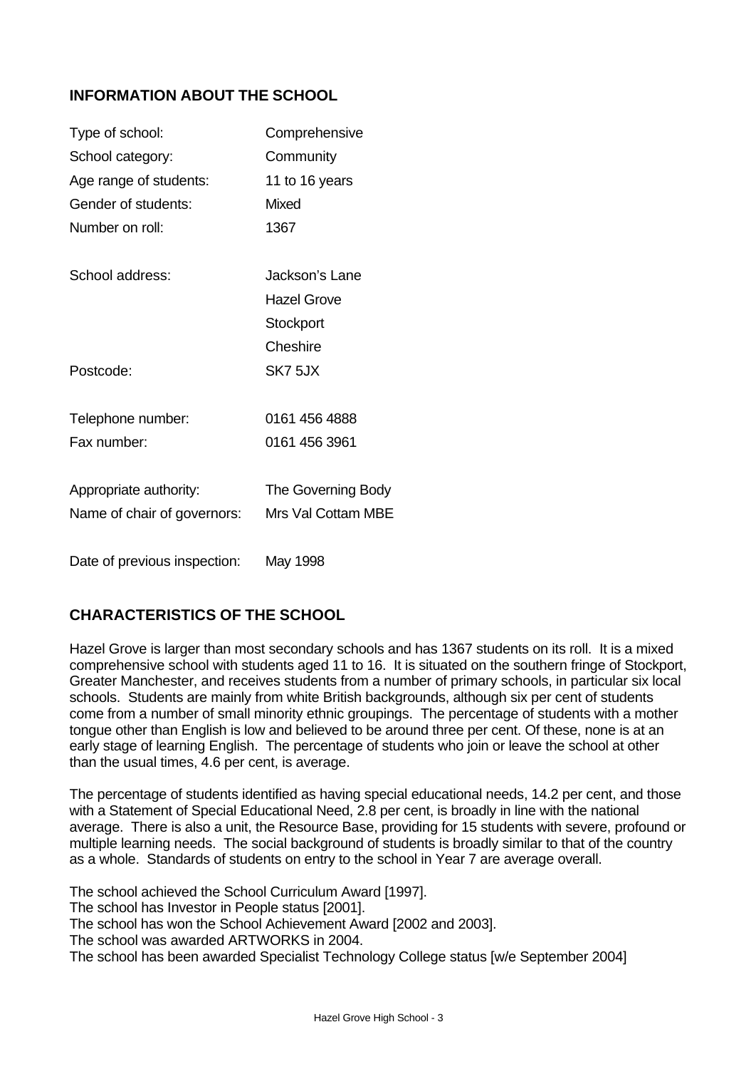## INFORMATION ABOUT THE SCHOOL

| | |
|---|---|
| Type of school: | Comprehensive |
| School category: | Community |
| Age range of students: | 11 to 16 years |
| Gender of students: | Mixed |
| Number on roll: | 1367 |
| School address: | Jackson's Lane<br>Hazel Grove<br>Stockport<br>Cheshire |
| Postcode: | SK7 5JX |
| Telephone number: | 0161 456 4888 |
| Fax number: | 0161 456 3961 |
| Appropriate authority: | The Governing Body |
| Name of chair of governors: | Mrs Val Cottam MBE |
| Date of previous inspection: | May 1998 |

## CHARACTERISTICS OF THE SCHOOL

Hazel Grove is larger than most secondary schools and has 1367 students on its roll. It is a mixed comprehensive school with students aged 11 to 16. It is situated on the southern fringe of Stockport, Greater Manchester, and receives students from a number of primary schools, in particular six local schools. Students are mainly from white British backgrounds, although six per cent of students come from a number of small minority ethnic groupings. The percentage of students with a mother tongue other than English is low and believed to be around three per cent. Of these, none is at an early stage of learning English. The percentage of students who join or leave the school at other than the usual times, 4.6 per cent, is average.

The percentage of students identified as having special educational needs, 14.2 per cent, and those with a Statement of Special Educational Need, 2.8 per cent, is broadly in line with the national average. There is also a unit, the Resource Base, providing for 15 students with severe, profound or multiple learning needs. The social background of students is broadly similar to that of the country as a whole. Standards of students on entry to the school in Year 7 are average overall.

The school achieved the School Curriculum Award [1997].
The school has Investor in People status [2001].
The school has won the School Achievement Award [2002 and 2003].
The school was awarded ARTWORKS in 2004.
The school has been awarded Specialist Technology College status [w/e September 2004]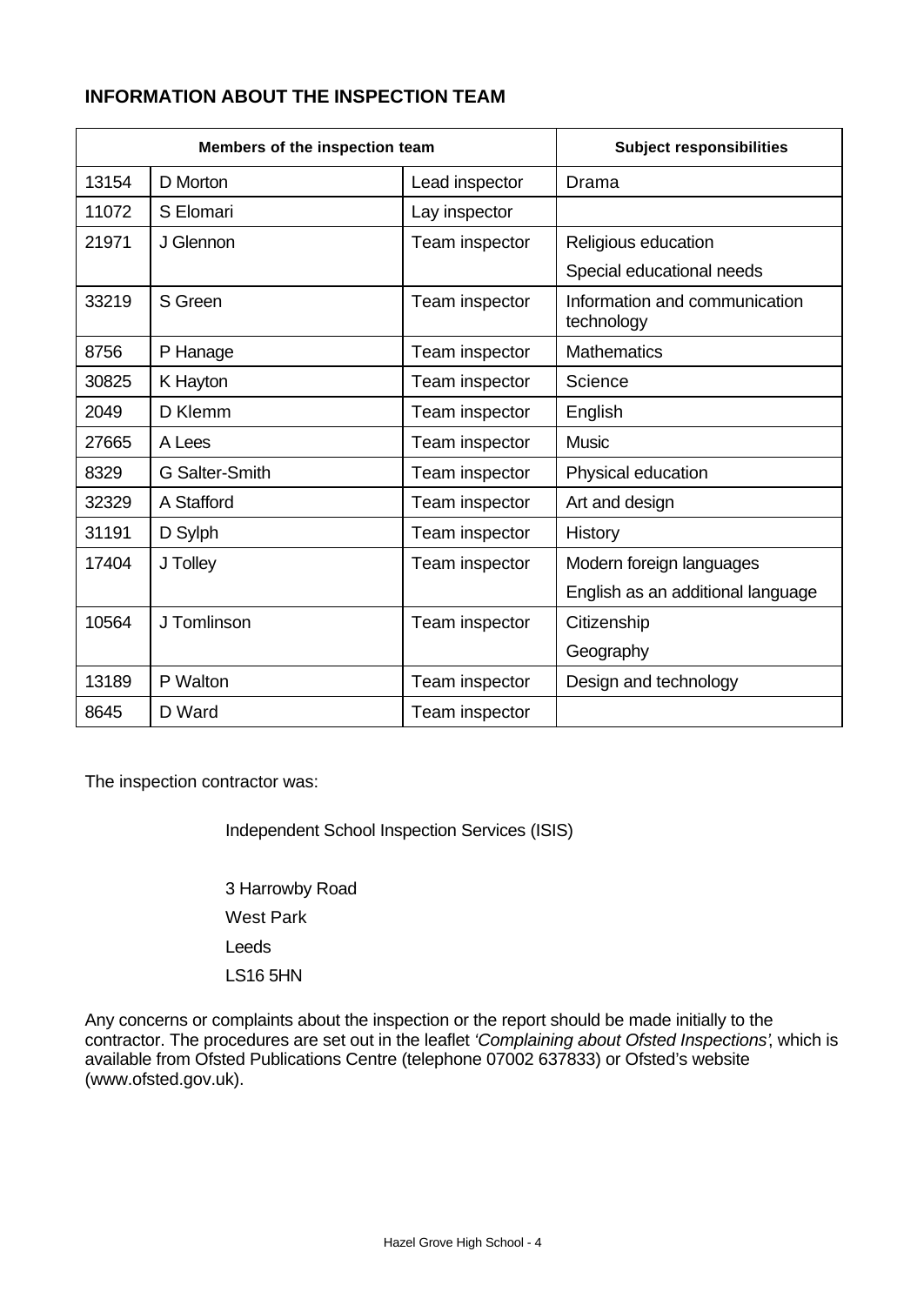## INFORMATION ABOUT THE INSPECTION TEAM

| Members of the inspection team | | | Subject responsibilities |
|---|---|---|---|
| 13154 | D Morton | Lead inspector | Drama |
| 11072 | S Elomari | Lay inspector | |
| 21971 | J Glennon | Team inspector | Religious education<br>Special educational needs |
| 33219 | S Green | Team inspector | Information and communication technology |
| 8756 | P Hanage | Team inspector | Mathematics |
| 30825 | K Hayton | Team inspector | Science |
| 2049 | D Klemm | Team inspector | English |
| 27665 | A Lees | Team inspector | Music |
| 8329 | G Salter-Smith | Team inspector | Physical education |
| 32329 | A Stafford | Team inspector | Art and design |
| 31191 | D Sylph | Team inspector | History |
| 17404 | J Tolley | Team inspector | Modern foreign languages<br>English as an additional language |
| 10564 | J Tomlinson | Team inspector | Citizenship<br>Geography |
| 13189 | P Walton | Team inspector | Design and technology |
| 8645 | D Ward | Team inspector | |

The inspection contractor was:

Independent School Inspection Services (ISIS)

3 Harrowby Road
West Park
Leeds
LS16 5HN

Any concerns or complaints about the inspection or the report should be made initially to the contractor. The procedures are set out in the leaflet *'Complaining about Ofsted Inspections'*, which is available from Ofsted Publications Centre (telephone 07002 637833) or Ofsted's website (www.ofsted.gov.uk).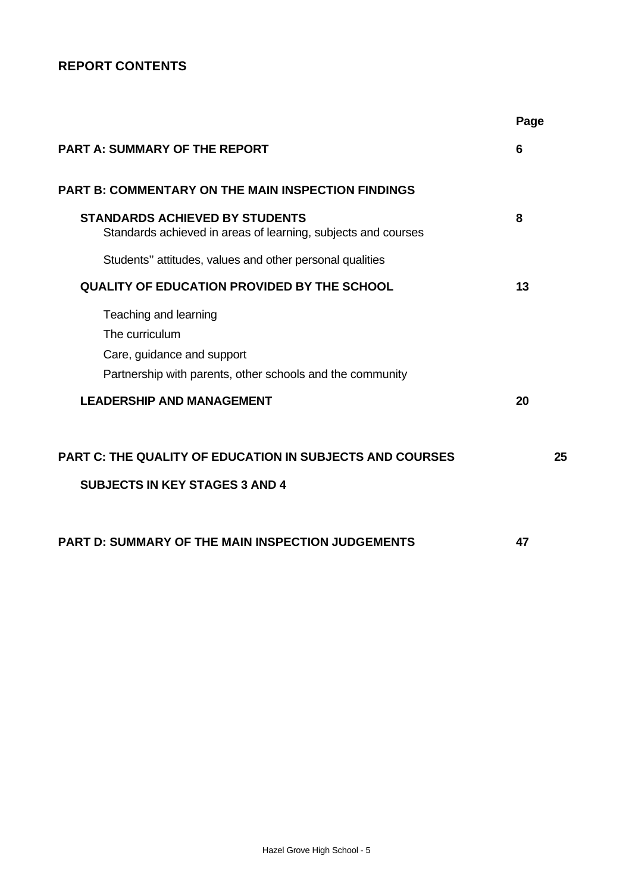## REPORT CONTENTS

| | Page |
|---|---|
| **PART A: SUMMARY OF THE REPORT** | **6** |
| **PART B: COMMENTARY ON THE MAIN INSPECTION FINDINGS** | |
| **STANDARDS ACHIEVED BY STUDENTS** | **8** |
| Standards achieved in areas of learning, subjects and courses | |
| Students'' attitudes, values and other personal qualities | |
| **QUALITY OF EDUCATION PROVIDED BY THE SCHOOL** | **13** |
| Teaching and learning | |
| The curriculum | |
| Care, guidance and support | |
| Partnership with parents, other schools and the community | |
| **LEADERSHIP AND MANAGEMENT** | **20** |
| **PART C: THE QUALITY OF EDUCATION IN SUBJECTS AND COURSES** | **25** |
| **SUBJECTS IN KEY STAGES 3 AND 4** | |
| **PART D: SUMMARY OF THE MAIN INSPECTION JUDGEMENTS** | **47** |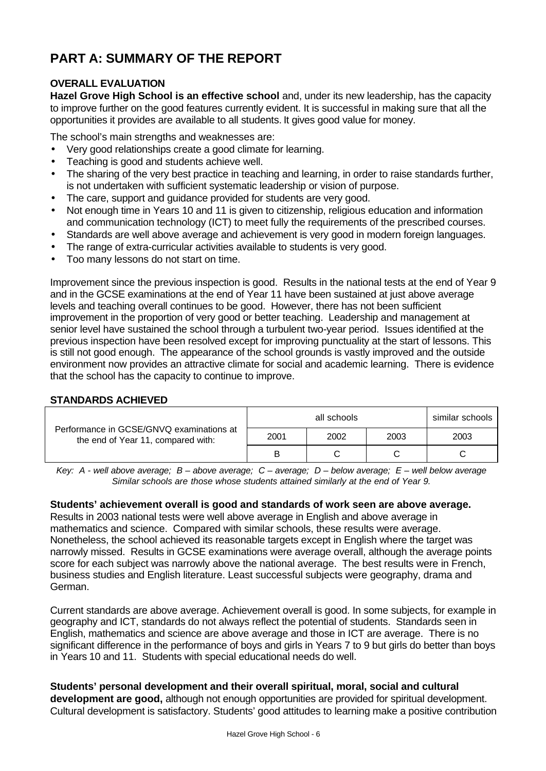# PART A: SUMMARY OF THE REPORT

## OVERALL EVALUATION

**Hazel Grove High School is an effective school** and, under its new leadership, has the capacity to improve further on the good features currently evident. It is successful in making sure that all the opportunities it provides are available to all students. It gives good value for money.

The school's main strengths and weaknesses are:

- Very good relationships create a good climate for learning.
- Teaching is good and students achieve well.
- The sharing of the very best practice in teaching and learning, in order to raise standards further, is not undertaken with sufficient systematic leadership or vision of purpose.
- The care, support and guidance provided for students are very good.
- Not enough time in Years 10 and 11 is given to citizenship, religious education and information and communication technology (ICT) to meet fully the requirements of the prescribed courses.
- Standards are well above average and achievement is very good in modern foreign languages.
- The range of extra-curricular activities available to students is very good.
- Too many lessons do not start on time.

Improvement since the previous inspection is good. Results in the national tests at the end of Year 9 and in the GCSE examinations at the end of Year 11 have been sustained at just above average levels and teaching overall continues to be good. However, there has not been sufficient improvement in the proportion of very good or better teaching. Leadership and management at senior level have sustained the school through a turbulent two-year period. Issues identified at the previous inspection have been resolved except for improving punctuality at the start of lessons. This is still not good enough. The appearance of the school grounds is vastly improved and the outside environment now provides an attractive climate for social and academic learning. There is evidence that the school has the capacity to continue to improve.

## STANDARDS ACHIEVED

| Performance in GCSE/GNVQ examinations at the end of Year 11, compared with: | all schools | | | similar schools |
|---|---|---|---|---|
| | 2001 | 2002 | 2003 | 2003 |
| | B | C | C | C |

*Key: A - well above average; B – above average; C – average; D – below average; E – well below average*
*Similar schools are those whose students attained similarly at the end of Year 9.*

**Students' achievement overall is good and standards of work seen are above average.** Results in 2003 national tests were well above average in English and above average in mathematics and science. Compared with similar schools, these results were average. Nonetheless, the school achieved its reasonable targets except in English where the target was narrowly missed. Results in GCSE examinations were average overall, although the average points score for each subject was narrowly above the national average. The best results were in French, business studies and English literature. Least successful subjects were geography, drama and German.

Current standards are above average. Achievement overall is good. In some subjects, for example in geography and ICT, standards do not always reflect the potential of students. Standards seen in English, mathematics and science are above average and those in ICT are average. There is no significant difference in the performance of boys and girls in Years 7 to 9 but girls do better than boys in Years 10 and 11. Students with special educational needs do well.

**Students' personal development and their overall spiritual, moral, social and cultural development are good,** although not enough opportunities are provided for spiritual development. Cultural development is satisfactory. Students' good attitudes to learning make a positive contribution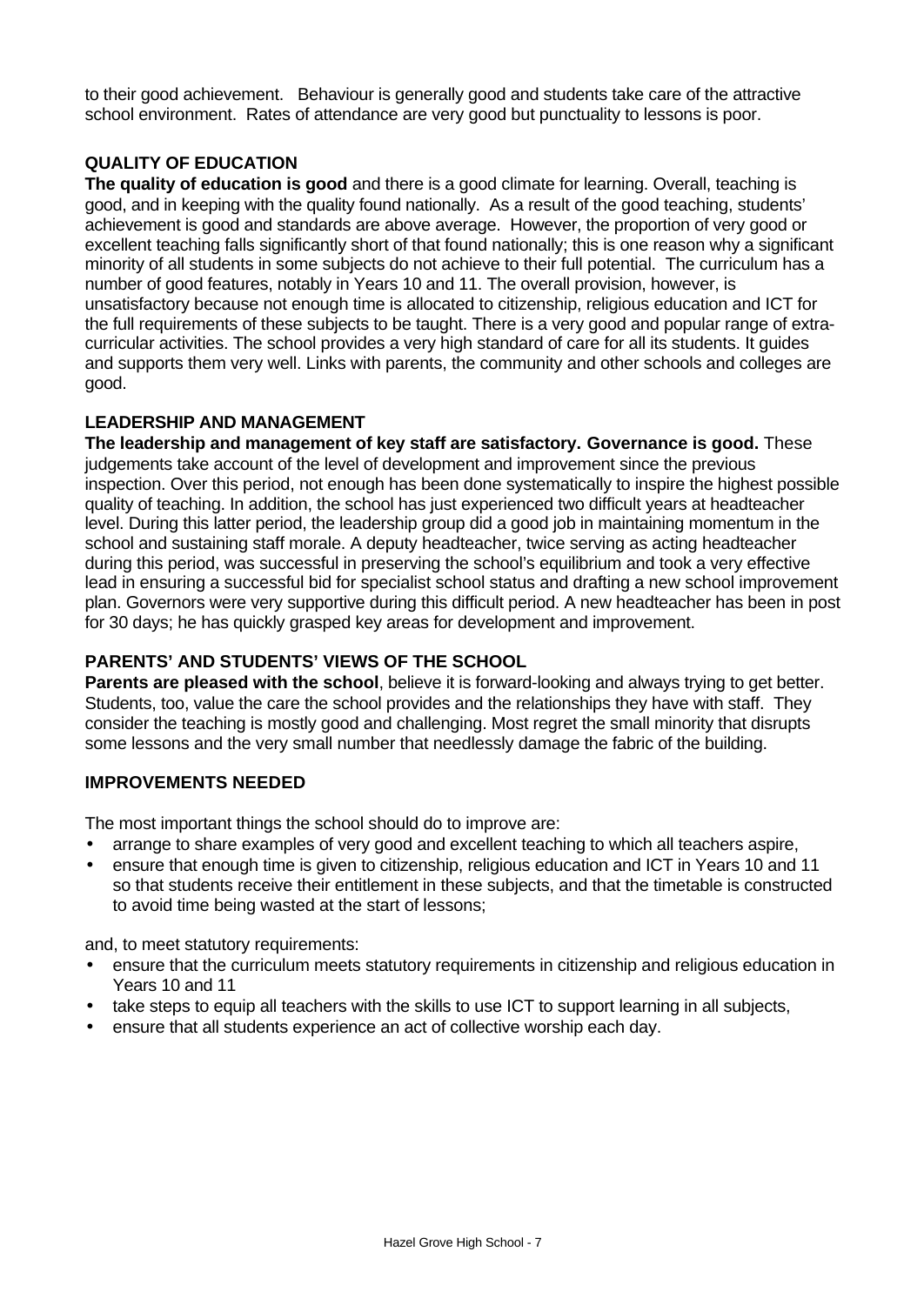to their good achievement. Behaviour is generally good and students take care of the attractive school environment. Rates of attendance are very good but punctuality to lessons is poor.

### QUALITY OF EDUCATION

**The quality of education is good** and there is a good climate for learning. Overall, teaching is good, and in keeping with the quality found nationally. As a result of the good teaching, students' achievement is good and standards are above average. However, the proportion of very good or excellent teaching falls significantly short of that found nationally; this is one reason why a significant minority of all students in some subjects do not achieve to their full potential. The curriculum has a number of good features, notably in Years 10 and 11. The overall provision, however, is unsatisfactory because not enough time is allocated to citizenship, religious education and ICT for the full requirements of these subjects to be taught. There is a very good and popular range of extra-curricular activities. The school provides a very high standard of care for all its students. It guides and supports them very well. Links with parents, the community and other schools and colleges are good.

### LEADERSHIP AND MANAGEMENT

**The leadership and management of key staff are satisfactory. Governance is good.** These judgements take account of the level of development and improvement since the previous inspection. Over this period, not enough has been done systematically to inspire the highest possible quality of teaching. In addition, the school has just experienced two difficult years at headteacher level. During this latter period, the leadership group did a good job in maintaining momentum in the school and sustaining staff morale. A deputy headteacher, twice serving as acting headteacher during this period, was successful in preserving the school's equilibrium and took a very effective lead in ensuring a successful bid for specialist school status and drafting a new school improvement plan. Governors were very supportive during this difficult period. A new headteacher has been in post for 30 days; he has quickly grasped key areas for development and improvement.

### PARENTS' AND STUDENTS' VIEWS OF THE SCHOOL

**Parents are pleased with the school**, believe it is forward-looking and always trying to get better. Students, too, value the care the school provides and the relationships they have with staff. They consider the teaching is mostly good and challenging. Most regret the small minority that disrupts some lessons and the very small number that needlessly damage the fabric of the building.

### IMPROVEMENTS NEEDED

The most important things the school should do to improve are:

- arrange to share examples of very good and excellent teaching to which all teachers aspire,
- ensure that enough time is given to citizenship, religious education and ICT in Years 10 and 11 so that students receive their entitlement in these subjects, and that the timetable is constructed to avoid time being wasted at the start of lessons;

and, to meet statutory requirements:

- ensure that the curriculum meets statutory requirements in citizenship and religious education in Years 10 and 11
- take steps to equip all teachers with the skills to use ICT to support learning in all subjects,
- ensure that all students experience an act of collective worship each day.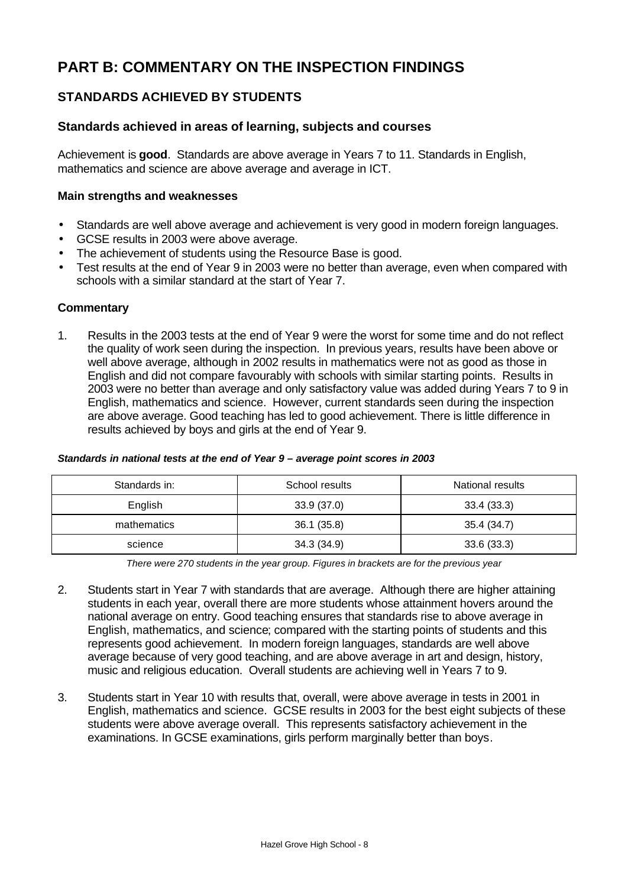# PART B: COMMENTARY ON THE INSPECTION FINDINGS

## STANDARDS ACHIEVED BY STUDENTS

### Standards achieved in areas of learning, subjects and courses

Achievement is **good**. Standards are above average in Years 7 to 11. Standards in English, mathematics and science are above average and average in ICT.

#### Main strengths and weaknesses

- Standards are well above average and achievement is very good in modern foreign languages.
- GCSE results in 2003 were above average.
- The achievement of students using the Resource Base is good.
- Test results at the end of Year 9 in 2003 were no better than average, even when compared with schools with a similar standard at the start of Year 7.

#### Commentary

1. Results in the 2003 tests at the end of Year 9 were the worst for some time and do not reflect the quality of work seen during the inspection. In previous years, results have been above or well above average, although in 2002 results in mathematics were not as good as those in English and did not compare favourably with schools with similar starting points. Results in 2003 were no better than average and only satisfactory value was added during Years 7 to 9 in English, mathematics and science. However, current standards seen during the inspection are above average. Good teaching has led to good achievement. There is little difference in results achieved by boys and girls at the end of Year 9.

***Standards in national tests at the end of Year 9 – average point scores in 2003***

| Standards in: | School results | National results |
|---|---|---|
| English | 33.9 (37.0) | 33.4 (33.3) |
| mathematics | 36.1 (35.8) | 35.4 (34.7) |
| science | 34.3 (34.9) | 33.6 (33.3) |

*There were 270 students in the year group. Figures in brackets are for the previous year*

2. Students start in Year 7 with standards that are average. Although there are higher attaining students in each year, overall there are more students whose attainment hovers around the national average on entry. Good teaching ensures that standards rise to above average in English, mathematics, and science; compared with the starting points of students and this represents good achievement. In modern foreign languages, standards are well above average because of very good teaching, and are above average in art and design, history, music and religious education. Overall students are achieving well in Years 7 to 9.

3. Students start in Year 10 with results that, overall, were above average in tests in 2001 in English, mathematics and science. GCSE results in 2003 for the best eight subjects of these students were above average overall. This represents satisfactory achievement in the examinations. In GCSE examinations, girls perform marginally better than boys.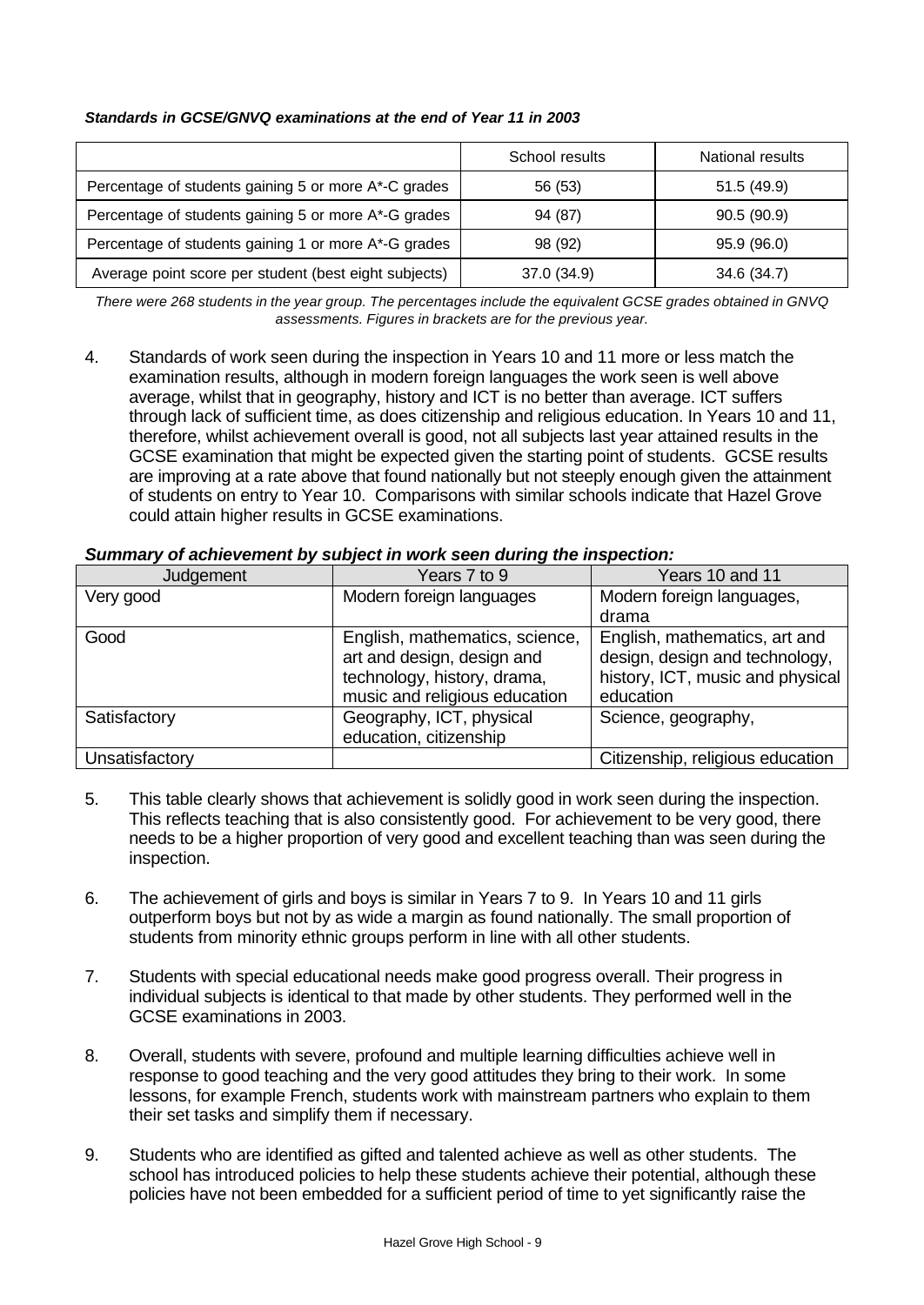***Standards in GCSE/GNVQ examinations at the end of Year 11 in 2003***

| | School results | National results |
|---|---|---|
| Percentage of students gaining 5 or more A*-C grades | 56 (53) | 51.5 (49.9) |
| Percentage of students gaining 5 or more A*-G grades | 94 (87) | 90.5 (90.9) |
| Percentage of students gaining 1 or more A*-G grades | 98 (92) | 95.9 (96.0) |
| Average point score per student (best eight subjects) | 37.0 (34.9) | 34.6 (34.7) |

*There were 268 students in the year group. The percentages include the equivalent GCSE grades obtained in GNVQ assessments. Figures in brackets are for the previous year.*

4. Standards of work seen during the inspection in Years 10 and 11 more or less match the examination results, although in modern foreign languages the work seen is well above average, whilst that in geography, history and ICT is no better than average. ICT suffers through lack of sufficient time, as does citizenship and religious education. In Years 10 and 11, therefore, whilst achievement overall is good, not all subjects last year attained results in the GCSE examination that might be expected given the starting point of students. GCSE results are improving at a rate above that found nationally but not steeply enough given the attainment of students on entry to Year 10. Comparisons with similar schools indicate that Hazel Grove could attain higher results in GCSE examinations.

***Summary of achievement by subject in work seen during the inspection:***

| Judgement | Years 7 to 9 | Years 10 and 11 |
|---|---|---|
| Very good | Modern foreign languages | Modern foreign languages, drama |
| Good | English, mathematics, science, art and design, design and technology, history, drama, music and religious education | English, mathematics, art and design, design and technology, history, ICT, music and physical education |
| Satisfactory | Geography, ICT, physical education, citizenship | Science, geography, |
| Unsatisfactory | | Citizenship, religious education |

5. This table clearly shows that achievement is solidly good in work seen during the inspection. This reflects teaching that is also consistently good. For achievement to be very good, there needs to be a higher proportion of very good and excellent teaching than was seen during the inspection.

6. The achievement of girls and boys is similar in Years 7 to 9. In Years 10 and 11 girls outperform boys but not by as wide a margin as found nationally. The small proportion of students from minority ethnic groups perform in line with all other students.

7. Students with special educational needs make good progress overall. Their progress in individual subjects is identical to that made by other students. They performed well in the GCSE examinations in 2003.

8. Overall, students with severe, profound and multiple learning difficulties achieve well in response to good teaching and the very good attitudes they bring to their work. In some lessons, for example French, students work with mainstream partners who explain to them their set tasks and simplify them if necessary.

9. Students who are identified as gifted and talented achieve as well as other students. The school has introduced policies to help these students achieve their potential, although these policies have not been embedded for a sufficient period of time to yet significantly raise the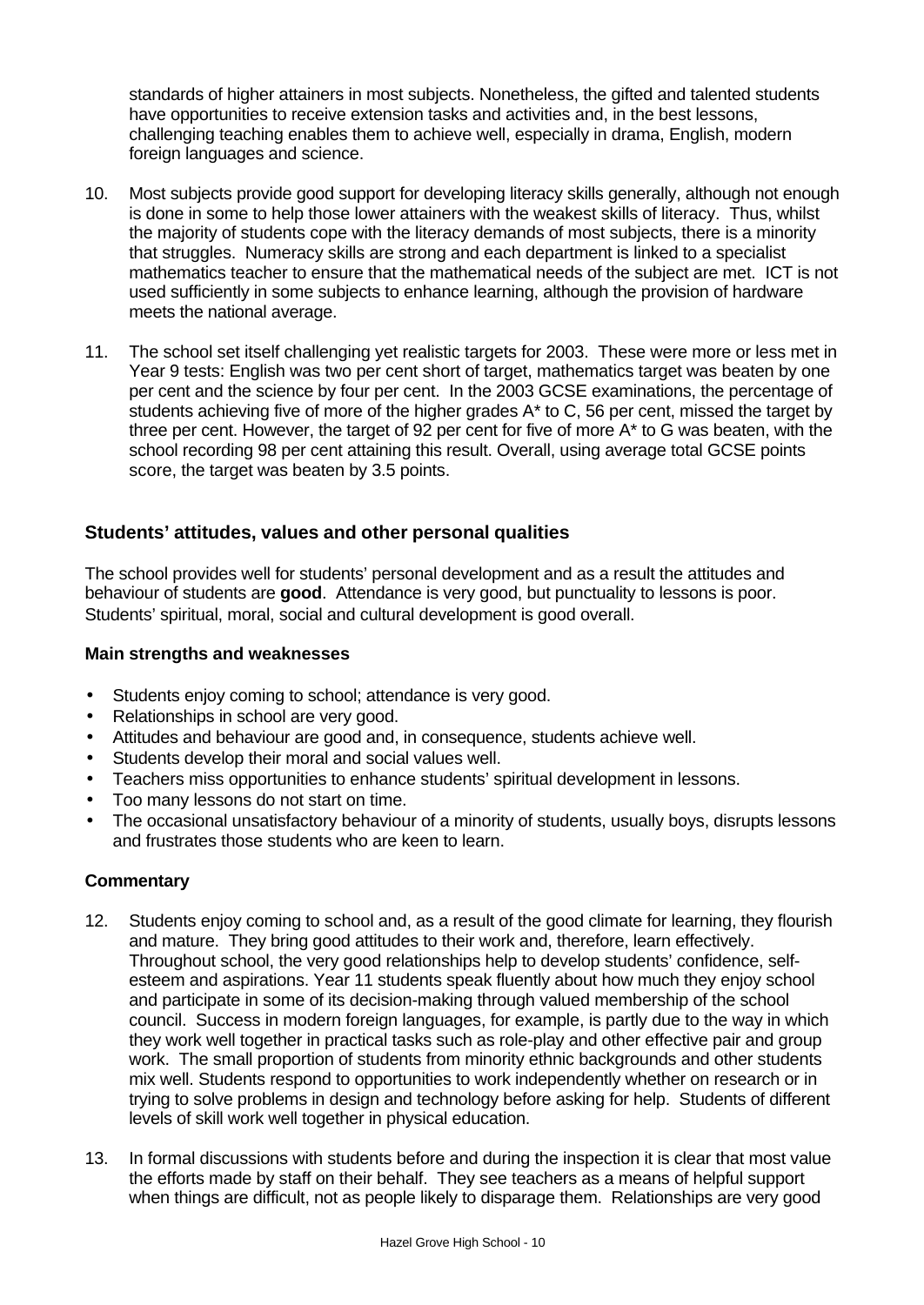standards of higher attainers in most subjects. Nonetheless, the gifted and talented students have opportunities to receive extension tasks and activities and, in the best lessons, challenging teaching enables them to achieve well, especially in drama, English, modern foreign languages and science.

10. Most subjects provide good support for developing literacy skills generally, although not enough is done in some to help those lower attainers with the weakest skills of literacy. Thus, whilst the majority of students cope with the literacy demands of most subjects, there is a minority that struggles. Numeracy skills are strong and each department is linked to a specialist mathematics teacher to ensure that the mathematical needs of the subject are met. ICT is not used sufficiently in some subjects to enhance learning, although the provision of hardware meets the national average.

11. The school set itself challenging yet realistic targets for 2003. These were more or less met in Year 9 tests: English was two per cent short of target, mathematics target was beaten by one per cent and the science by four per cent. In the 2003 GCSE examinations, the percentage of students achieving five of more of the higher grades A* to C, 56 per cent, missed the target by three per cent. However, the target of 92 per cent for five of more A* to G was beaten, with the school recording 98 per cent attaining this result. Overall, using average total GCSE points score, the target was beaten by 3.5 points.

### Students' attitudes, values and other personal qualities

The school provides well for students' personal development and as a result the attitudes and behaviour of students are **good**. Attendance is very good, but punctuality to lessons is poor. Students' spiritual, moral, social and cultural development is good overall.

#### Main strengths and weaknesses

- Students enjoy coming to school; attendance is very good.
- Relationships in school are very good.
- Attitudes and behaviour are good and, in consequence, students achieve well.
- Students develop their moral and social values well.
- Teachers miss opportunities to enhance students' spiritual development in lessons.
- Too many lessons do not start on time.
- The occasional unsatisfactory behaviour of a minority of students, usually boys, disrupts lessons and frustrates those students who are keen to learn.

#### Commentary

12. Students enjoy coming to school and, as a result of the good climate for learning, they flourish and mature. They bring good attitudes to their work and, therefore, learn effectively. Throughout school, the very good relationships help to develop students' confidence, self-esteem and aspirations. Year 11 students speak fluently about how much they enjoy school and participate in some of its decision-making through valued membership of the school council. Success in modern foreign languages, for example, is partly due to the way in which they work well together in practical tasks such as role-play and other effective pair and group work. The small proportion of students from minority ethnic backgrounds and other students mix well. Students respond to opportunities to work independently whether on research or in trying to solve problems in design and technology before asking for help. Students of different levels of skill work well together in physical education.

13. In formal discussions with students before and during the inspection it is clear that most value the efforts made by staff on their behalf. They see teachers as a means of helpful support when things are difficult, not as people likely to disparage them. Relationships are very good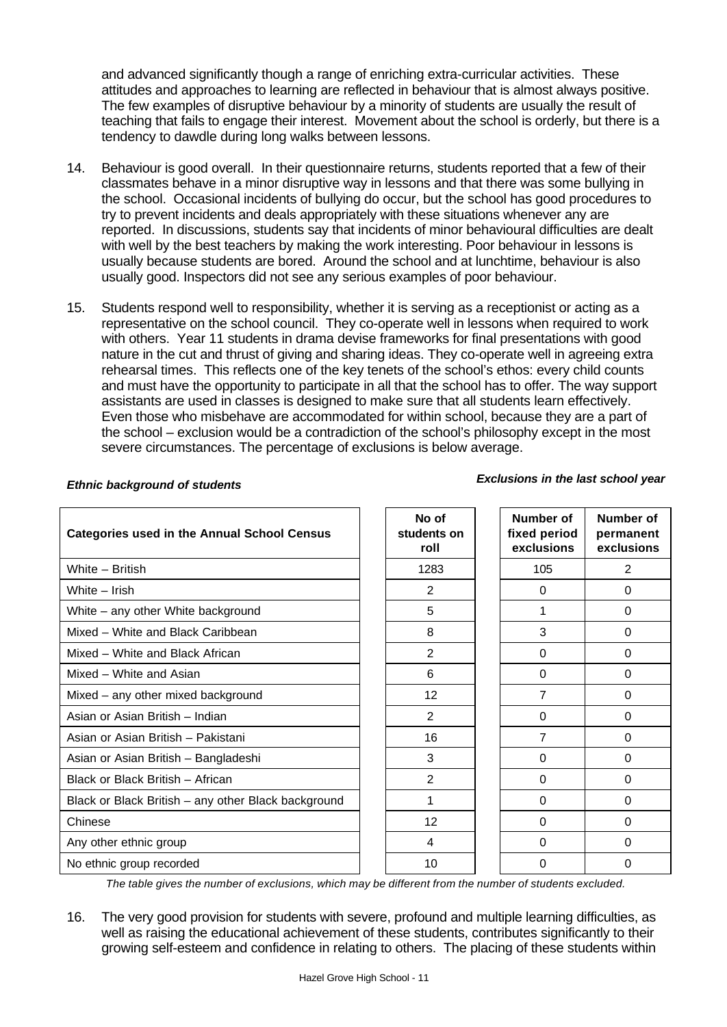and advanced significantly though a range of enriching extra-curricular activities. These attitudes and approaches to learning are reflected in behaviour that is almost always positive. The few examples of disruptive behaviour by a minority of students are usually the result of teaching that fails to engage their interest. Movement about the school is orderly, but there is a tendency to dawdle during long walks between lessons.

14. Behaviour is good overall. In their questionnaire returns, students reported that a few of their classmates behave in a minor disruptive way in lessons and that there was some bullying in the school. Occasional incidents of bullying do occur, but the school has good procedures to try to prevent incidents and deals appropriately with these situations whenever any are reported. In discussions, students say that incidents of minor behavioural difficulties are dealt with well by the best teachers by making the work interesting. Poor behaviour in lessons is usually because students are bored. Around the school and at lunchtime, behaviour is also usually good. Inspectors did not see any serious examples of poor behaviour.

15. Students respond well to responsibility, whether it is serving as a receptionist or acting as a representative on the school council. They co-operate well in lessons when required to work with others. Year 11 students in drama devise frameworks for final presentations with good nature in the cut and thrust of giving and sharing ideas. They co-operate well in agreeing extra rehearsal times. This reflects one of the key tenets of the school's ethos: every child counts and must have the opportunity to participate in all that the school has to offer. The way support assistants are used in classes is designed to make sure that all students learn effectively. Even those who misbehave are accommodated for within school, because they are a part of the school – exclusion would be a contradiction of the school's philosophy except in the most severe circumstances. The percentage of exclusions is below average.

*Ethnic background of students* | *Exclusions in the last school year*

| Categories used in the Annual School Census | No of students on roll | Number of fixed period exclusions | Number of permanent exclusions |
|---|---|---|---|
| White – British | 1283 | 105 | 2 |
| White – Irish | 2 | 0 | 0 |
| White – any other White background | 5 | 1 | 0 |
| Mixed – White and Black Caribbean | 8 | 3 | 0 |
| Mixed – White and Black African | 2 | 0 | 0 |
| Mixed – White and Asian | 6 | 0 | 0 |
| Mixed – any other mixed background | 12 | 7 | 0 |
| Asian or Asian British – Indian | 2 | 0 | 0 |
| Asian or Asian British – Pakistani | 16 | 7 | 0 |
| Asian or Asian British – Bangladeshi | 3 | 0 | 0 |
| Black or Black British – African | 2 | 0 | 0 |
| Black or Black British – any other Black background | 1 | 0 | 0 |
| Chinese | 12 | 0 | 0 |
| Any other ethnic group | 4 | 0 | 0 |
| No ethnic group recorded | 10 | 0 | 0 |

*The table gives the number of exclusions, which may be different from the number of students excluded.*

16. The very good provision for students with severe, profound and multiple learning difficulties, as well as raising the educational achievement of these students, contributes significantly to their growing self-esteem and confidence in relating to others. The placing of these students within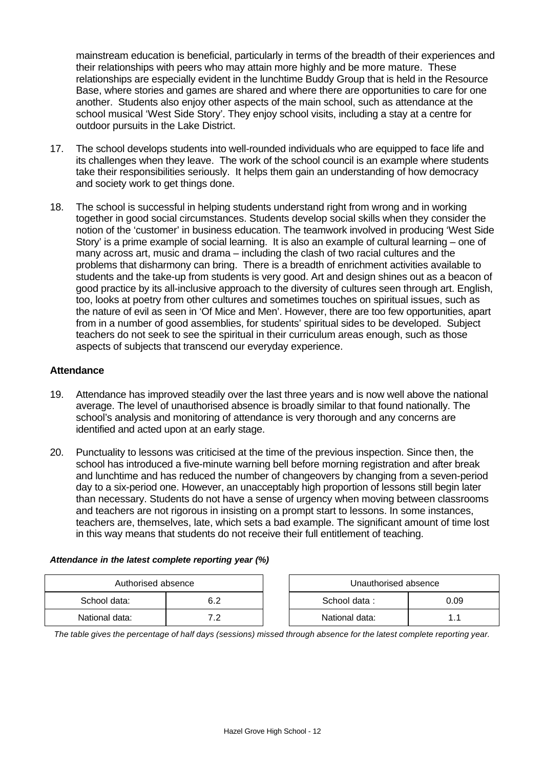mainstream education is beneficial, particularly in terms of the breadth of their experiences and their relationships with peers who may attain more highly and be more mature. These relationships are especially evident in the lunchtime Buddy Group that is held in the Resource Base, where stories and games are shared and where there are opportunities to care for one another. Students also enjoy other aspects of the main school, such as attendance at the school musical 'West Side Story'. They enjoy school visits, including a stay at a centre for outdoor pursuits in the Lake District.

17. The school develops students into well-rounded individuals who are equipped to face life and its challenges when they leave. The work of the school council is an example where students take their responsibilities seriously. It helps them gain an understanding of how democracy and society work to get things done.

18. The school is successful in helping students understand right from wrong and in working together in good social circumstances. Students develop social skills when they consider the notion of the 'customer' in business education. The teamwork involved in producing 'West Side Story' is a prime example of social learning. It is also an example of cultural learning – one of many across art, music and drama – including the clash of two racial cultures and the problems that disharmony can bring. There is a breadth of enrichment activities available to students and the take-up from students is very good. Art and design shines out as a beacon of good practice by its all-inclusive approach to the diversity of cultures seen through art. English, too, looks at poetry from other cultures and sometimes touches on spiritual issues, such as the nature of evil as seen in 'Of Mice and Men'. However, there are too few opportunities, apart from in a number of good assemblies, for students' spiritual sides to be developed. Subject teachers do not seek to see the spiritual in their curriculum areas enough, such as those aspects of subjects that transcend our everyday experience.

### Attendance

19. Attendance has improved steadily over the last three years and is now well above the national average. The level of unauthorised absence is broadly similar to that found nationally. The school's analysis and monitoring of attendance is very thorough and any concerns are identified and acted upon at an early stage.

20. Punctuality to lessons was criticised at the time of the previous inspection. Since then, the school has introduced a five-minute warning bell before morning registration and after break and lunchtime and has reduced the number of changeovers by changing from a seven-period day to a six-period one. However, an unacceptably high proportion of lessons still begin later than necessary. Students do not have a sense of urgency when moving between classrooms and teachers are not rigorous in insisting on a prompt start to lessons. In some instances, teachers are, themselves, late, which sets a bad example. The significant amount of time lost in this way means that students do not receive their full entitlement of teaching.

***Attendance in the latest complete reporting year (%)***

| Authorised absence | |
|---|---|
| School data: | 6.2 |
| National data: | 7.2 |

| Unauthorised absence | |
|---|---|
| School data : | 0.09 |
| National data: | 1.1 |

*The table gives the percentage of half days (sessions) missed through absence for the latest complete reporting year.*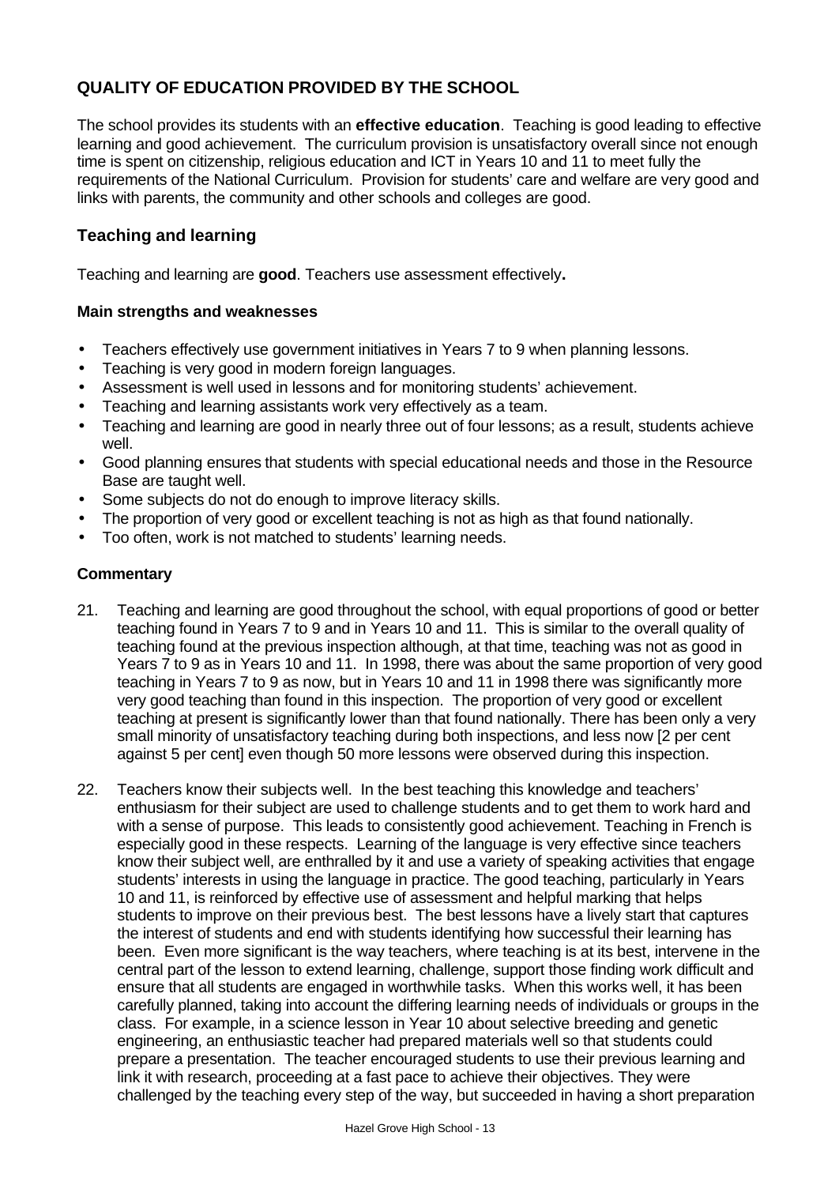## QUALITY OF EDUCATION PROVIDED BY THE SCHOOL

The school provides its students with an **effective education**. Teaching is good leading to effective learning and good achievement. The curriculum provision is unsatisfactory overall since not enough time is spent on citizenship, religious education and ICT in Years 10 and 11 to meet fully the requirements of the National Curriculum. Provision for students' care and welfare are very good and links with parents, the community and other schools and colleges are good.

### Teaching and learning

Teaching and learning are **good**. Teachers use assessment effectively**.**

#### Main strengths and weaknesses

- Teachers effectively use government initiatives in Years 7 to 9 when planning lessons.
- Teaching is very good in modern foreign languages.
- Assessment is well used in lessons and for monitoring students' achievement.
- Teaching and learning assistants work very effectively as a team.
- Teaching and learning are good in nearly three out of four lessons; as a result, students achieve well.
- Good planning ensures that students with special educational needs and those in the Resource Base are taught well.
- Some subjects do not do enough to improve literacy skills.
- The proportion of very good or excellent teaching is not as high as that found nationally.
- Too often, work is not matched to students' learning needs.

#### Commentary

21. Teaching and learning are good throughout the school, with equal proportions of good or better teaching found in Years 7 to 9 and in Years 10 and 11. This is similar to the overall quality of teaching found at the previous inspection although, at that time, teaching was not as good in Years 7 to 9 as in Years 10 and 11. In 1998, there was about the same proportion of very good teaching in Years 7 to 9 as now, but in Years 10 and 11 in 1998 there was significantly more very good teaching than found in this inspection. The proportion of very good or excellent teaching at present is significantly lower than that found nationally. There has been only a very small minority of unsatisfactory teaching during both inspections, and less now [2 per cent against 5 per cent] even though 50 more lessons were observed during this inspection.

22. Teachers know their subjects well. In the best teaching this knowledge and teachers' enthusiasm for their subject are used to challenge students and to get them to work hard and with a sense of purpose. This leads to consistently good achievement. Teaching in French is especially good in these respects. Learning of the language is very effective since teachers know their subject well, are enthralled by it and use a variety of speaking activities that engage students' interests in using the language in practice. The good teaching, particularly in Years 10 and 11, is reinforced by effective use of assessment and helpful marking that helps students to improve on their previous best. The best lessons have a lively start that captures the interest of students and end with students identifying how successful their learning has been. Even more significant is the way teachers, where teaching is at its best, intervene in the central part of the lesson to extend learning, challenge, support those finding work difficult and ensure that all students are engaged in worthwhile tasks. When this works well, it has been carefully planned, taking into account the differing learning needs of individuals or groups in the class. For example, in a science lesson in Year 10 about selective breeding and genetic engineering, an enthusiastic teacher had prepared materials well so that students could prepare a presentation. The teacher encouraged students to use their previous learning and link it with research, proceeding at a fast pace to achieve their objectives. They were challenged by the teaching every step of the way, but succeeded in having a short preparation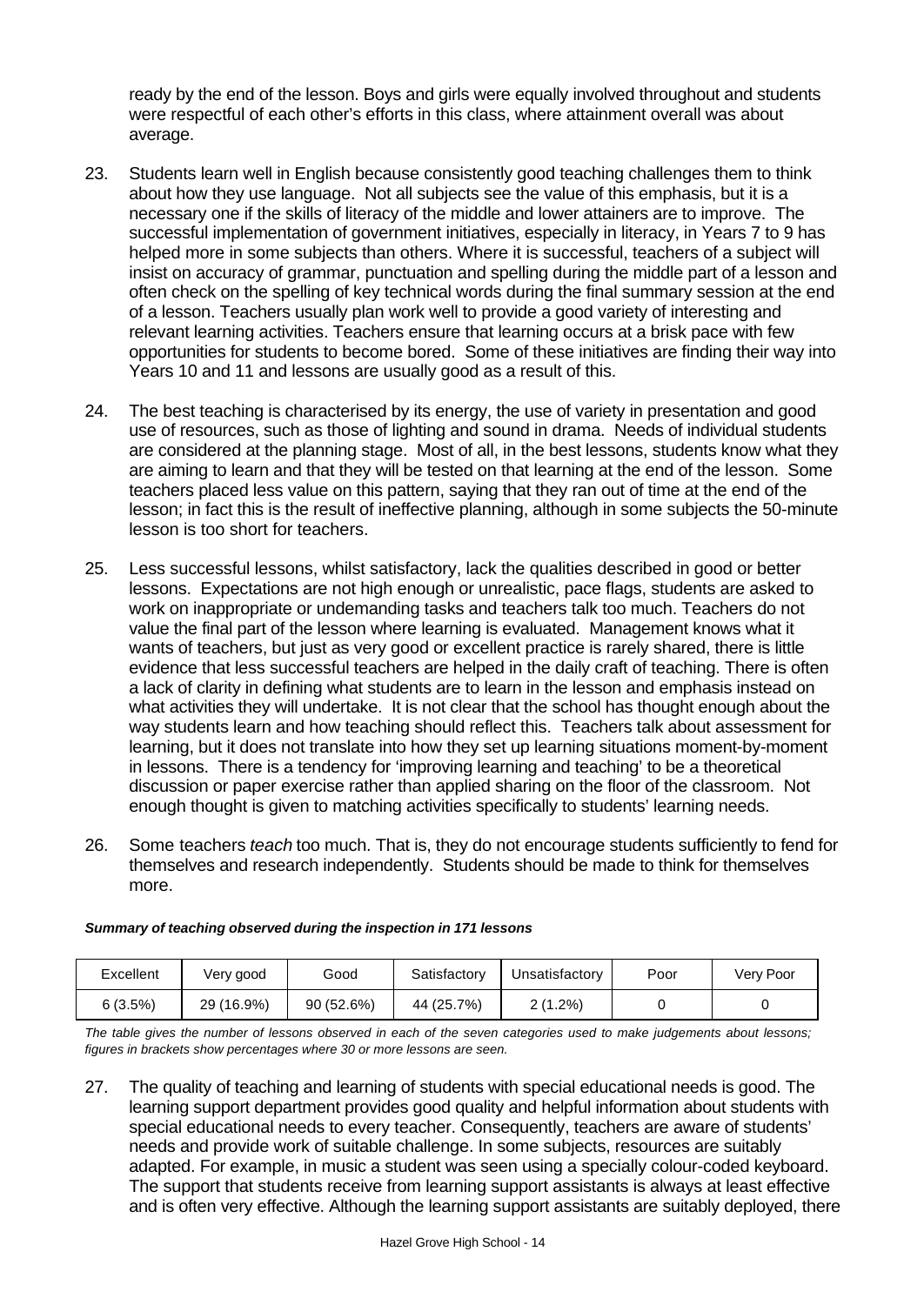ready by the end of the lesson. Boys and girls were equally involved throughout and students were respectful of each other's efforts in this class, where attainment overall was about average.

23. Students learn well in English because consistently good teaching challenges them to think about how they use language. Not all subjects see the value of this emphasis, but it is a necessary one if the skills of literacy of the middle and lower attainers are to improve. The successful implementation of government initiatives, especially in literacy, in Years 7 to 9 has helped more in some subjects than others. Where it is successful, teachers of a subject will insist on accuracy of grammar, punctuation and spelling during the middle part of a lesson and often check on the spelling of key technical words during the final summary session at the end of a lesson. Teachers usually plan work well to provide a good variety of interesting and relevant learning activities. Teachers ensure that learning occurs at a brisk pace with few opportunities for students to become bored. Some of these initiatives are finding their way into Years 10 and 11 and lessons are usually good as a result of this.

24. The best teaching is characterised by its energy, the use of variety in presentation and good use of resources, such as those of lighting and sound in drama. Needs of individual students are considered at the planning stage. Most of all, in the best lessons, students know what they are aiming to learn and that they will be tested on that learning at the end of the lesson. Some teachers placed less value on this pattern, saying that they ran out of time at the end of the lesson; in fact this is the result of ineffective planning, although in some subjects the 50-minute lesson is too short for teachers.

25. Less successful lessons, whilst satisfactory, lack the qualities described in good or better lessons. Expectations are not high enough or unrealistic, pace flags, students are asked to work on inappropriate or undemanding tasks and teachers talk too much. Teachers do not value the final part of the lesson where learning is evaluated. Management knows what it wants of teachers, but just as very good or excellent practice is rarely shared, there is little evidence that less successful teachers are helped in the daily craft of teaching. There is often a lack of clarity in defining what students are to learn in the lesson and emphasis instead on what activities they will undertake. It is not clear that the school has thought enough about the way students learn and how teaching should reflect this. Teachers talk about assessment for learning, but it does not translate into how they set up learning situations moment-by-moment in lessons. There is a tendency for 'improving learning and teaching' to be a theoretical discussion or paper exercise rather than applied sharing on the floor of the classroom. Not enough thought is given to matching activities specifically to students' learning needs.

26. Some teachers *teach* too much. That is, they do not encourage students sufficiently to fend for themselves and research independently. Students should be made to think for themselves more.

***Summary of teaching observed during the inspection in 171 lessons***

| Excellent | Very good | Good | Satisfactory | Unsatisfactory | Poor | Very Poor |
|---|---|---|---|---|---|---|
| 6 (3.5%) | 29 (16.9%) | 90 (52.6%) | 44 (25.7%) | 2 (1.2%) | 0 | 0 |

*The table gives the number of lessons observed in each of the seven categories used to make judgements about lessons; figures in brackets show percentages where 30 or more lessons are seen.*

27. The quality of teaching and learning of students with special educational needs is good. The learning support department provides good quality and helpful information about students with special educational needs to every teacher. Consequently, teachers are aware of students' needs and provide work of suitable challenge. In some subjects, resources are suitably adapted. For example, in music a student was seen using a specially colour-coded keyboard. The support that students receive from learning support assistants is always at least effective and is often very effective. Although the learning support assistants are suitably deployed, there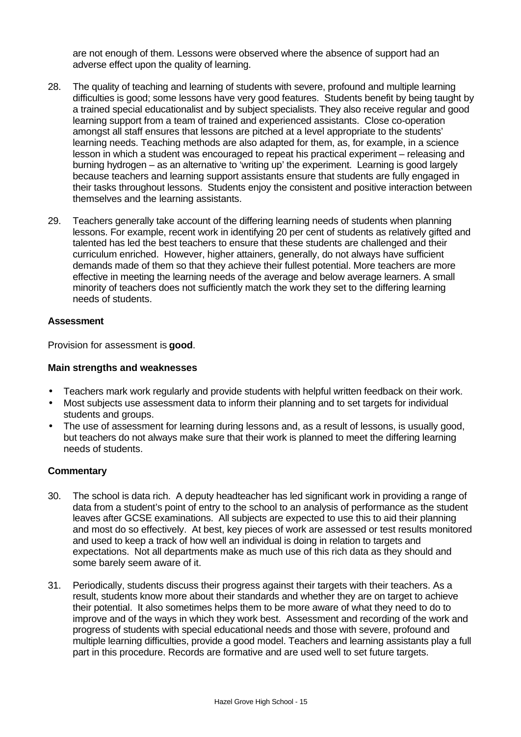are not enough of them. Lessons were observed where the absence of support had an adverse effect upon the quality of learning.

28. The quality of teaching and learning of students with severe, profound and multiple learning difficulties is good; some lessons have very good features. Students benefit by being taught by a trained special educationalist and by subject specialists. They also receive regular and good learning support from a team of trained and experienced assistants. Close co-operation amongst all staff ensures that lessons are pitched at a level appropriate to the students' learning needs. Teaching methods are also adapted for them, as, for example, in a science lesson in which a student was encouraged to repeat his practical experiment – releasing and burning hydrogen – as an alternative to 'writing up' the experiment. Learning is good largely because teachers and learning support assistants ensure that students are fully engaged in their tasks throughout lessons. Students enjoy the consistent and positive interaction between themselves and the learning assistants.

29. Teachers generally take account of the differing learning needs of students when planning lessons. For example, recent work in identifying 20 per cent of students as relatively gifted and talented has led the best teachers to ensure that these students are challenged and their curriculum enriched. However, higher attainers, generally, do not always have sufficient demands made of them so that they achieve their fullest potential. More teachers are more effective in meeting the learning needs of the average and below average learners. A small minority of teachers does not sufficiently match the work they set to the differing learning needs of students.

**Assessment**

Provision for assessment is **good**.

**Main strengths and weaknesses**

- Teachers mark work regularly and provide students with helpful written feedback on their work.
- Most subjects use assessment data to inform their planning and to set targets for individual students and groups.
- The use of assessment for learning during lessons and, as a result of lessons, is usually good, but teachers do not always make sure that their work is planned to meet the differing learning needs of students.

**Commentary**

30. The school is data rich. A deputy headteacher has led significant work in providing a range of data from a student's point of entry to the school to an analysis of performance as the student leaves after GCSE examinations. All subjects are expected to use this to aid their planning and most do so effectively. At best, key pieces of work are assessed or test results monitored and used to keep a track of how well an individual is doing in relation to targets and expectations. Not all departments make as much use of this rich data as they should and some barely seem aware of it.

31. Periodically, students discuss their progress against their targets with their teachers. As a result, students know more about their standards and whether they are on target to achieve their potential. It also sometimes helps them to be more aware of what they need to do to improve and of the ways in which they work best. Assessment and recording of the work and progress of students with special educational needs and those with severe, profound and multiple learning difficulties, provide a good model. Teachers and learning assistants play a full part in this procedure. Records are formative and are used well to set future targets.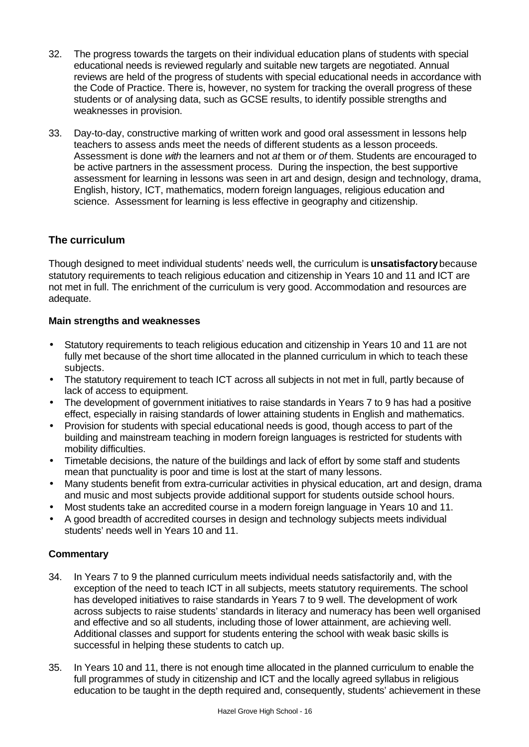32. The progress towards the targets on their individual education plans of students with special educational needs is reviewed regularly and suitable new targets are negotiated. Annual reviews are held of the progress of students with special educational needs in accordance with the Code of Practice. There is, however, no system for tracking the overall progress of these students or of analysing data, such as GCSE results, to identify possible strengths and weaknesses in provision.

33. Day-to-day, constructive marking of written work and good oral assessment in lessons help teachers to assess ands meet the needs of different students as a lesson proceeds. Assessment is done *with* the learners and not *at* them or *of* them. Students are encouraged to be active partners in the assessment process. During the inspection, the best supportive assessment for learning in lessons was seen in art and design, design and technology, drama, English, history, ICT, mathematics, modern foreign languages, religious education and science. Assessment for learning is less effective in geography and citizenship.

## The curriculum

Though designed to meet individual students' needs well, the curriculum is **unsatisfactory** because statutory requirements to teach religious education and citizenship in Years 10 and 11 and ICT are not met in full. The enrichment of the curriculum is very good. Accommodation and resources are adequate.

### Main strengths and weaknesses

- Statutory requirements to teach religious education and citizenship in Years 10 and 11 are not fully met because of the short time allocated in the planned curriculum in which to teach these subjects.
- The statutory requirement to teach ICT across all subjects in not met in full, partly because of lack of access to equipment.
- The development of government initiatives to raise standards in Years 7 to 9 has had a positive effect, especially in raising standards of lower attaining students in English and mathematics.
- Provision for students with special educational needs is good, though access to part of the building and mainstream teaching in modern foreign languages is restricted for students with mobility difficulties.
- Timetable decisions, the nature of the buildings and lack of effort by some staff and students mean that punctuality is poor and time is lost at the start of many lessons.
- Many students benefit from extra-curricular activities in physical education, art and design, drama and music and most subjects provide additional support for students outside school hours.
- Most students take an accredited course in a modern foreign language in Years 10 and 11.
- A good breadth of accredited courses in design and technology subjects meets individual students' needs well in Years 10 and 11.

### Commentary

34. In Years 7 to 9 the planned curriculum meets individual needs satisfactorily and, with the exception of the need to teach ICT in all subjects, meets statutory requirements. The school has developed initiatives to raise standards in Years 7 to 9 well. The development of work across subjects to raise students' standards in literacy and numeracy has been well organised and effective and so all students, including those of lower attainment, are achieving well. Additional classes and support for students entering the school with weak basic skills is successful in helping these students to catch up.

35. In Years 10 and 11, there is not enough time allocated in the planned curriculum to enable the full programmes of study in citizenship and ICT and the locally agreed syllabus in religious education to be taught in the depth required and, consequently, students' achievement in these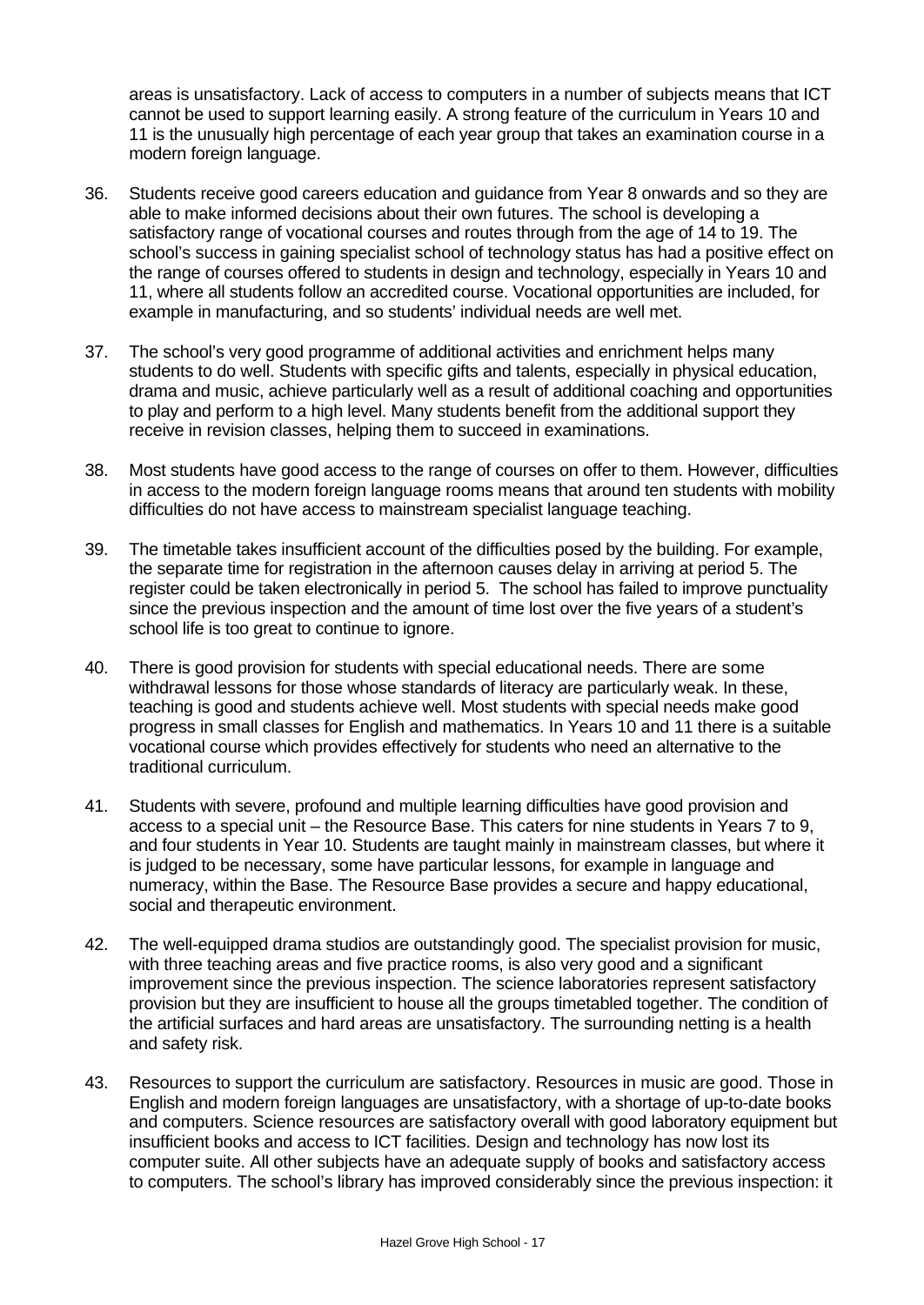areas is unsatisfactory. Lack of access to computers in a number of subjects means that ICT cannot be used to support learning easily. A strong feature of the curriculum in Years 10 and 11 is the unusually high percentage of each year group that takes an examination course in a modern foreign language.

36. Students receive good careers education and guidance from Year 8 onwards and so they are able to make informed decisions about their own futures. The school is developing a satisfactory range of vocational courses and routes through from the age of 14 to 19. The school's success in gaining specialist school of technology status has had a positive effect on the range of courses offered to students in design and technology, especially in Years 10 and 11, where all students follow an accredited course. Vocational opportunities are included, for example in manufacturing, and so students' individual needs are well met.

37. The school's very good programme of additional activities and enrichment helps many students to do well. Students with specific gifts and talents, especially in physical education, drama and music, achieve particularly well as a result of additional coaching and opportunities to play and perform to a high level. Many students benefit from the additional support they receive in revision classes, helping them to succeed in examinations.

38. Most students have good access to the range of courses on offer to them. However, difficulties in access to the modern foreign language rooms means that around ten students with mobility difficulties do not have access to mainstream specialist language teaching.

39. The timetable takes insufficient account of the difficulties posed by the building. For example, the separate time for registration in the afternoon causes delay in arriving at period 5. The register could be taken electronically in period 5. The school has failed to improve punctuality since the previous inspection and the amount of time lost over the five years of a student's school life is too great to continue to ignore.

40. There is good provision for students with special educational needs. There are some withdrawal lessons for those whose standards of literacy are particularly weak. In these, teaching is good and students achieve well. Most students with special needs make good progress in small classes for English and mathematics. In Years 10 and 11 there is a suitable vocational course which provides effectively for students who need an alternative to the traditional curriculum.

41. Students with severe, profound and multiple learning difficulties have good provision and access to a special unit – the Resource Base. This caters for nine students in Years 7 to 9, and four students in Year 10. Students are taught mainly in mainstream classes, but where it is judged to be necessary, some have particular lessons, for example in language and numeracy, within the Base. The Resource Base provides a secure and happy educational, social and therapeutic environment.

42. The well-equipped drama studios are outstandingly good. The specialist provision for music, with three teaching areas and five practice rooms, is also very good and a significant improvement since the previous inspection. The science laboratories represent satisfactory provision but they are insufficient to house all the groups timetabled together. The condition of the artificial surfaces and hard areas are unsatisfactory. The surrounding netting is a health and safety risk.

43. Resources to support the curriculum are satisfactory. Resources in music are good. Those in English and modern foreign languages are unsatisfactory, with a shortage of up-to-date books and computers. Science resources are satisfactory overall with good laboratory equipment but insufficient books and access to ICT facilities. Design and technology has now lost its computer suite. All other subjects have an adequate supply of books and satisfactory access to computers. The school's library has improved considerably since the previous inspection: it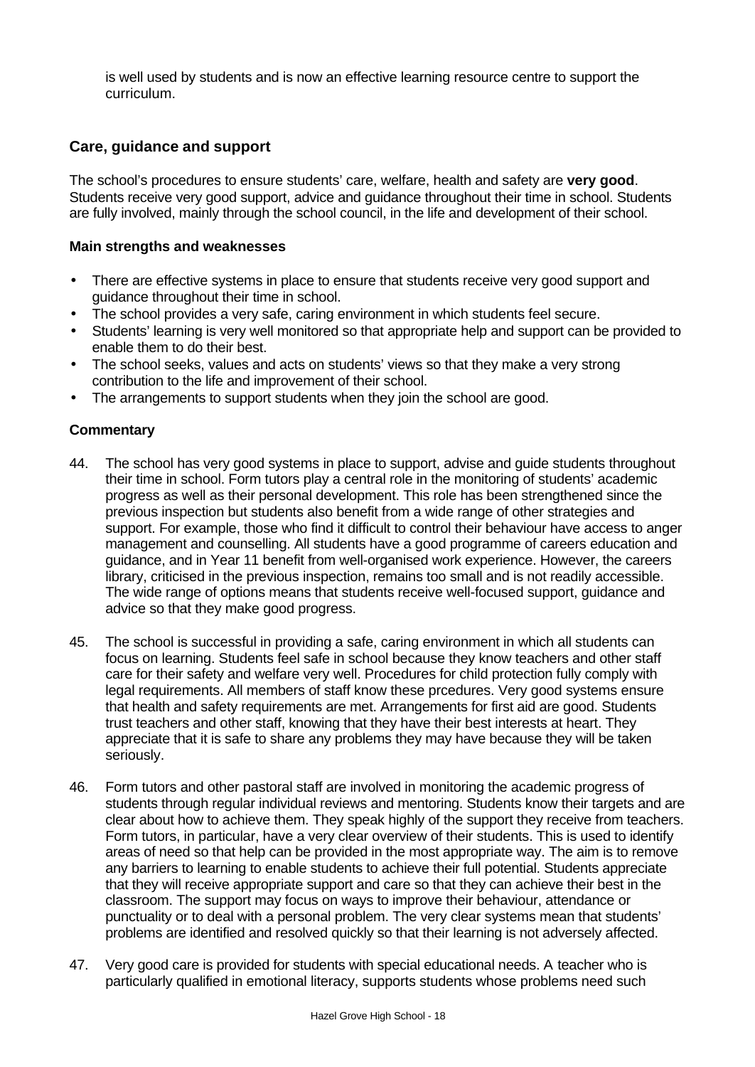is well used by students and is now an effective learning resource centre to support the curriculum.

## Care, guidance and support

The school's procedures to ensure students' care, welfare, health and safety are **very good**. Students receive very good support, advice and guidance throughout their time in school. Students are fully involved, mainly through the school council, in the life and development of their school.

### Main strengths and weaknesses

- There are effective systems in place to ensure that students receive very good support and guidance throughout their time in school.
- The school provides a very safe, caring environment in which students feel secure.
- Students' learning is very well monitored so that appropriate help and support can be provided to enable them to do their best.
- The school seeks, values and acts on students' views so that they make a very strong contribution to the life and improvement of their school.
- The arrangements to support students when they join the school are good.

### Commentary

44. The school has very good systems in place to support, advise and guide students throughout their time in school. Form tutors play a central role in the monitoring of students' academic progress as well as their personal development. This role has been strengthened since the previous inspection but students also benefit from a wide range of other strategies and support. For example, those who find it difficult to control their behaviour have access to anger management and counselling. All students have a good programme of careers education and guidance, and in Year 11 benefit from well-organised work experience. However, the careers library, criticised in the previous inspection, remains too small and is not readily accessible. The wide range of options means that students receive well-focused support, guidance and advice so that they make good progress.

45. The school is successful in providing a safe, caring environment in which all students can focus on learning. Students feel safe in school because they know teachers and other staff care for their safety and welfare very well. Procedures for child protection fully comply with legal requirements. All members of staff know these prcedures. Very good systems ensure that health and safety requirements are met. Arrangements for first aid are good. Students trust teachers and other staff, knowing that they have their best interests at heart. They appreciate that it is safe to share any problems they may have because they will be taken seriously.

46. Form tutors and other pastoral staff are involved in monitoring the academic progress of students through regular individual reviews and mentoring. Students know their targets and are clear about how to achieve them. They speak highly of the support they receive from teachers. Form tutors, in particular, have a very clear overview of their students. This is used to identify areas of need so that help can be provided in the most appropriate way. The aim is to remove any barriers to learning to enable students to achieve their full potential. Students appreciate that they will receive appropriate support and care so that they can achieve their best in the classroom. The support may focus on ways to improve their behaviour, attendance or punctuality or to deal with a personal problem. The very clear systems mean that students' problems are identified and resolved quickly so that their learning is not adversely affected.

47. Very good care is provided for students with special educational needs. A teacher who is particularly qualified in emotional literacy, supports students whose problems need such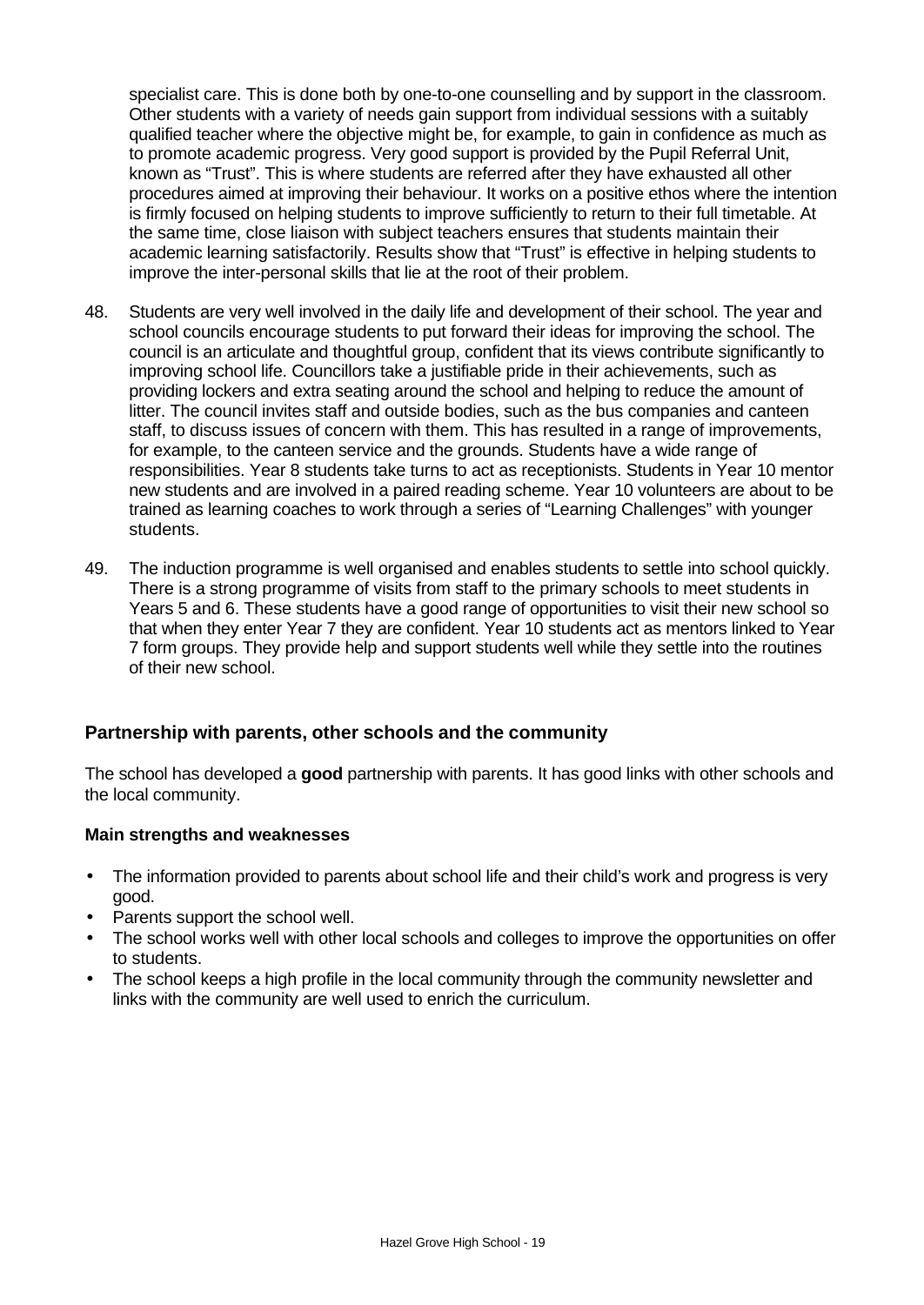specialist care. This is done both by one-to-one counselling and by support in the classroom. Other students with a variety of needs gain support from individual sessions with a suitably qualified teacher where the objective might be, for example, to gain in confidence as much as to promote academic progress. Very good support is provided by the Pupil Referral Unit, known as "Trust". This is where students are referred after they have exhausted all other procedures aimed at improving their behaviour. It works on a positive ethos where the intention is firmly focused on helping students to improve sufficiently to return to their full timetable. At the same time, close liaison with subject teachers ensures that students maintain their academic learning satisfactorily. Results show that "Trust" is effective in helping students to improve the inter-personal skills that lie at the root of their problem.

48. Students are very well involved in the daily life and development of their school. The year and school councils encourage students to put forward their ideas for improving the school. The council is an articulate and thoughtful group, confident that its views contribute significantly to improving school life. Councillors take a justifiable pride in their achievements, such as providing lockers and extra seating around the school and helping to reduce the amount of litter. The council invites staff and outside bodies, such as the bus companies and canteen staff, to discuss issues of concern with them. This has resulted in a range of improvements, for example, to the canteen service and the grounds. Students have a wide range of responsibilities. Year 8 students take turns to act as receptionists. Students in Year 10 mentor new students and are involved in a paired reading scheme. Year 10 volunteers are about to be trained as learning coaches to work through a series of "Learning Challenges" with younger students.

49. The induction programme is well organised and enables students to settle into school quickly. There is a strong programme of visits from staff to the primary schools to meet students in Years 5 and 6. These students have a good range of opportunities to visit their new school so that when they enter Year 7 they are confident. Year 10 students act as mentors linked to Year 7 form groups. They provide help and support students well while they settle into the routines of their new school.

## Partnership with parents, other schools and the community

The school has developed a **good** partnership with parents. It has good links with other schools and the local community.

### Main strengths and weaknesses

- The information provided to parents about school life and their child's work and progress is very good.
- Parents support the school well.
- The school works well with other local schools and colleges to improve the opportunities on offer to students.
- The school keeps a high profile in the local community through the community newsletter and links with the community are well used to enrich the curriculum.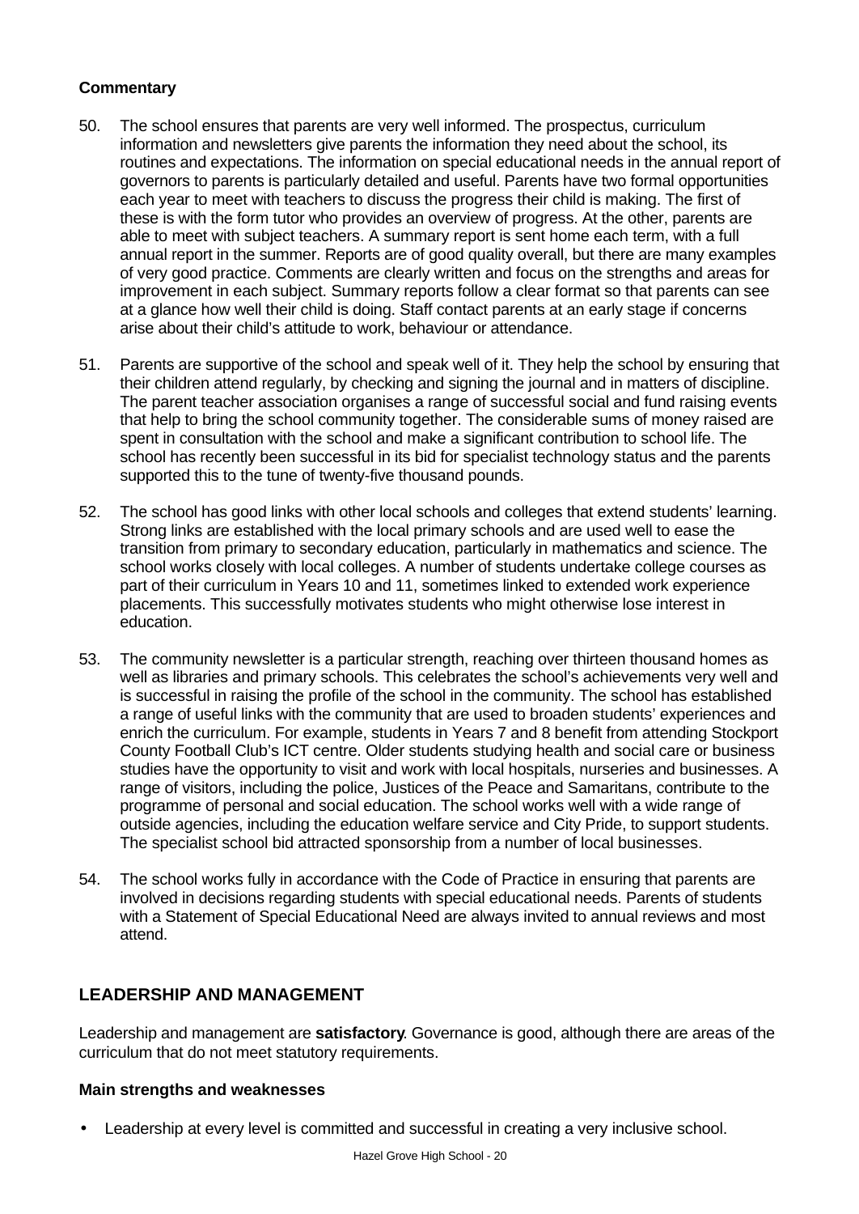**Commentary**

50. The school ensures that parents are very well informed. The prospectus, curriculum information and newsletters give parents the information they need about the school, its routines and expectations. The information on special educational needs in the annual report of governors to parents is particularly detailed and useful. Parents have two formal opportunities each year to meet with teachers to discuss the progress their child is making. The first of these is with the form tutor who provides an overview of progress. At the other, parents are able to meet with subject teachers. A summary report is sent home each term, with a full annual report in the summer. Reports are of good quality overall, but there are many examples of very good practice. Comments are clearly written and focus on the strengths and areas for improvement in each subject. Summary reports follow a clear format so that parents can see at a glance how well their child is doing. Staff contact parents at an early stage if concerns arise about their child's attitude to work, behaviour or attendance.

51. Parents are supportive of the school and speak well of it. They help the school by ensuring that their children attend regularly, by checking and signing the journal and in matters of discipline. The parent teacher association organises a range of successful social and fund raising events that help to bring the school community together. The considerable sums of money raised are spent in consultation with the school and make a significant contribution to school life. The school has recently been successful in its bid for specialist technology status and the parents supported this to the tune of twenty-five thousand pounds.

52. The school has good links with other local schools and colleges that extend students' learning. Strong links are established with the local primary schools and are used well to ease the transition from primary to secondary education, particularly in mathematics and science. The school works closely with local colleges. A number of students undertake college courses as part of their curriculum in Years 10 and 11, sometimes linked to extended work experience placements. This successfully motivates students who might otherwise lose interest in education.

53. The community newsletter is a particular strength, reaching over thirteen thousand homes as well as libraries and primary schools. This celebrates the school's achievements very well and is successful in raising the profile of the school in the community. The school has established a range of useful links with the community that are used to broaden students' experiences and enrich the curriculum. For example, students in Years 7 and 8 benefit from attending Stockport County Football Club's ICT centre. Older students studying health and social care or business studies have the opportunity to visit and work with local hospitals, nurseries and businesses. A range of visitors, including the police, Justices of the Peace and Samaritans, contribute to the programme of personal and social education. The school works well with a wide range of outside agencies, including the education welfare service and City Pride, to support students. The specialist school bid attracted sponsorship from a number of local businesses.

54. The school works fully in accordance with the Code of Practice in ensuring that parents are involved in decisions regarding students with special educational needs. Parents of students with a Statement of Special Educational Need are always invited to annual reviews and most attend.

## LEADERSHIP AND MANAGEMENT

Leadership and management are **satisfactory**. Governance is good, although there are areas of the curriculum that do not meet statutory requirements.

**Main strengths and weaknesses**

- Leadership at every level is committed and successful in creating a very inclusive school.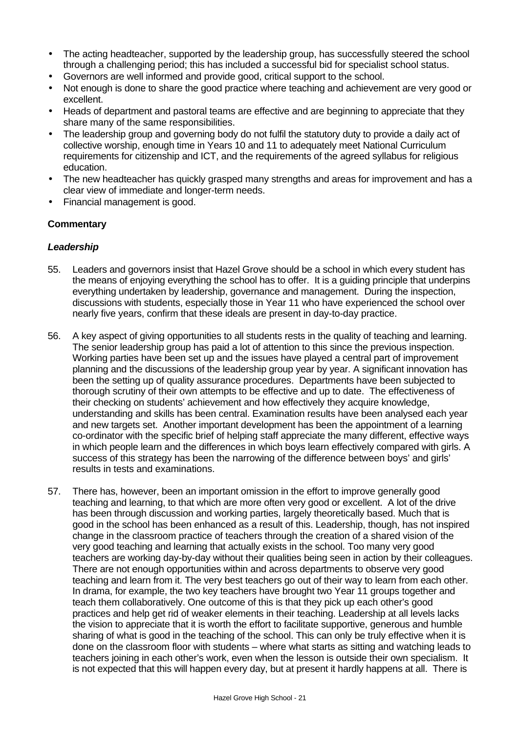- The acting headteacher, supported by the leadership group, has successfully steered the school through a challenging period; this has included a successful bid for specialist school status.
- Governors are well informed and provide good, critical support to the school.
- Not enough is done to share the good practice where teaching and achievement are very good or excellent.
- Heads of department and pastoral teams are effective and are beginning to appreciate that they share many of the same responsibilities.
- The leadership group and governing body do not fulfil the statutory duty to provide a daily act of collective worship, enough time in Years 10 and 11 to adequately meet National Curriculum requirements for citizenship and ICT, and the requirements of the agreed syllabus for religious education.
- The new headteacher has quickly grasped many strengths and areas for improvement and has a clear view of immediate and longer-term needs.
- Financial management is good.

**Commentary**

***Leadership***

55. Leaders and governors insist that Hazel Grove should be a school in which every student has the means of enjoying everything the school has to offer. It is a guiding principle that underpins everything undertaken by leadership, governance and management. During the inspection, discussions with students, especially those in Year 11 who have experienced the school over nearly five years, confirm that these ideals are present in day-to-day practice.

56. A key aspect of giving opportunities to all students rests in the quality of teaching and learning. The senior leadership group has paid a lot of attention to this since the previous inspection. Working parties have been set up and the issues have played a central part of improvement planning and the discussions of the leadership group year by year. A significant innovation has been the setting up of quality assurance procedures. Departments have been subjected to thorough scrutiny of their own attempts to be effective and up to date. The effectiveness of their checking on students' achievement and how effectively they acquire knowledge, understanding and skills has been central. Examination results have been analysed each year and new targets set. Another important development has been the appointment of a learning co-ordinator with the specific brief of helping staff appreciate the many different, effective ways in which people learn and the differences in which boys learn effectively compared with girls. A success of this strategy has been the narrowing of the difference between boys' and girls' results in tests and examinations.

57. There has, however, been an important omission in the effort to improve generally good teaching and learning, to that which are more often very good or excellent. A lot of the drive has been through discussion and working parties, largely theoretically based. Much that is good in the school has been enhanced as a result of this. Leadership, though, has not inspired change in the classroom practice of teachers through the creation of a shared vision of the very good teaching and learning that actually exists in the school. Too many very good teachers are working day-by-day without their qualities being seen in action by their colleagues. There are not enough opportunities within and across departments to observe very good teaching and learn from it. The very best teachers go out of their way to learn from each other. In drama, for example, the two key teachers have brought two Year 11 groups together and teach them collaboratively. One outcome of this is that they pick up each other's good practices and help get rid of weaker elements in their teaching. Leadership at all levels lacks the vision to appreciate that it is worth the effort to facilitate supportive, generous and humble sharing of what is good in the teaching of the school. This can only be truly effective when it is done on the classroom floor with students – where what starts as sitting and watching leads to teachers joining in each other's work, even when the lesson is outside their own specialism. It is not expected that this will happen every day, but at present it hardly happens at all. There is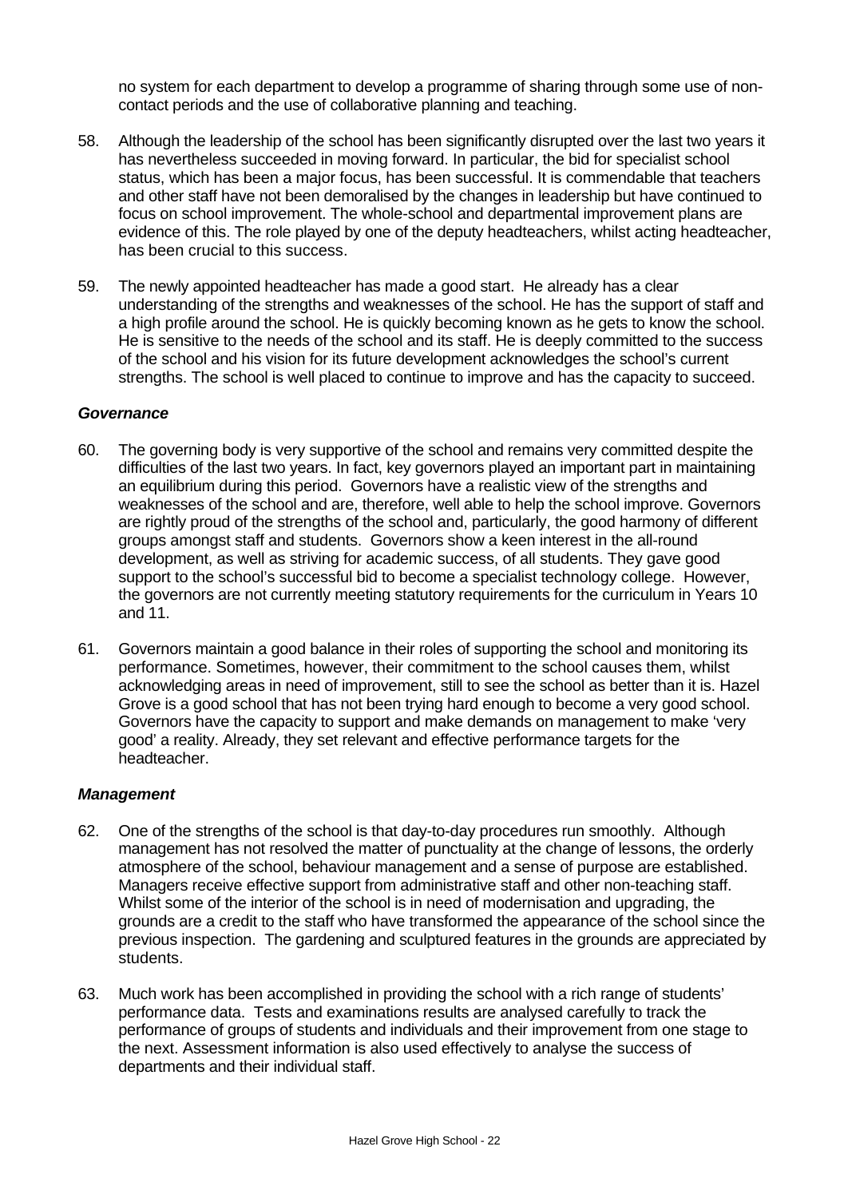no system for each department to develop a programme of sharing through some use of non-contact periods and the use of collaborative planning and teaching.

58. Although the leadership of the school has been significantly disrupted over the last two years it has nevertheless succeeded in moving forward. In particular, the bid for specialist school status, which has been a major focus, has been successful. It is commendable that teachers and other staff have not been demoralised by the changes in leadership but have continued to focus on school improvement. The whole-school and departmental improvement plans are evidence of this. The role played by one of the deputy headteachers, whilst acting headteacher, has been crucial to this success.

59. The newly appointed headteacher has made a good start. He already has a clear understanding of the strengths and weaknesses of the school. He has the support of staff and a high profile around the school. He is quickly becoming known as he gets to know the school. He is sensitive to the needs of the school and its staff. He is deeply committed to the success of the school and his vision for its future development acknowledges the school's current strengths. The school is well placed to continue to improve and has the capacity to succeed.

***Governance***

60. The governing body is very supportive of the school and remains very committed despite the difficulties of the last two years. In fact, key governors played an important part in maintaining an equilibrium during this period. Governors have a realistic view of the strengths and weaknesses of the school and are, therefore, well able to help the school improve. Governors are rightly proud of the strengths of the school and, particularly, the good harmony of different groups amongst staff and students. Governors show a keen interest in the all-round development, as well as striving for academic success, of all students. They gave good support to the school's successful bid to become a specialist technology college. However, the governors are not currently meeting statutory requirements for the curriculum in Years 10 and 11.

61. Governors maintain a good balance in their roles of supporting the school and monitoring its performance. Sometimes, however, their commitment to the school causes them, whilst acknowledging areas in need of improvement, still to see the school as better than it is. Hazel Grove is a good school that has not been trying hard enough to become a very good school. Governors have the capacity to support and make demands on management to make 'very good' a reality. Already, they set relevant and effective performance targets for the headteacher.

***Management***

62. One of the strengths of the school is that day-to-day procedures run smoothly. Although management has not resolved the matter of punctuality at the change of lessons, the orderly atmosphere of the school, behaviour management and a sense of purpose are established. Managers receive effective support from administrative staff and other non-teaching staff. Whilst some of the interior of the school is in need of modernisation and upgrading, the grounds are a credit to the staff who have transformed the appearance of the school since the previous inspection. The gardening and sculptured features in the grounds are appreciated by students.

63. Much work has been accomplished in providing the school with a rich range of students' performance data. Tests and examinations results are analysed carefully to track the performance of groups of students and individuals and their improvement from one stage to the next. Assessment information is also used effectively to analyse the success of departments and their individual staff.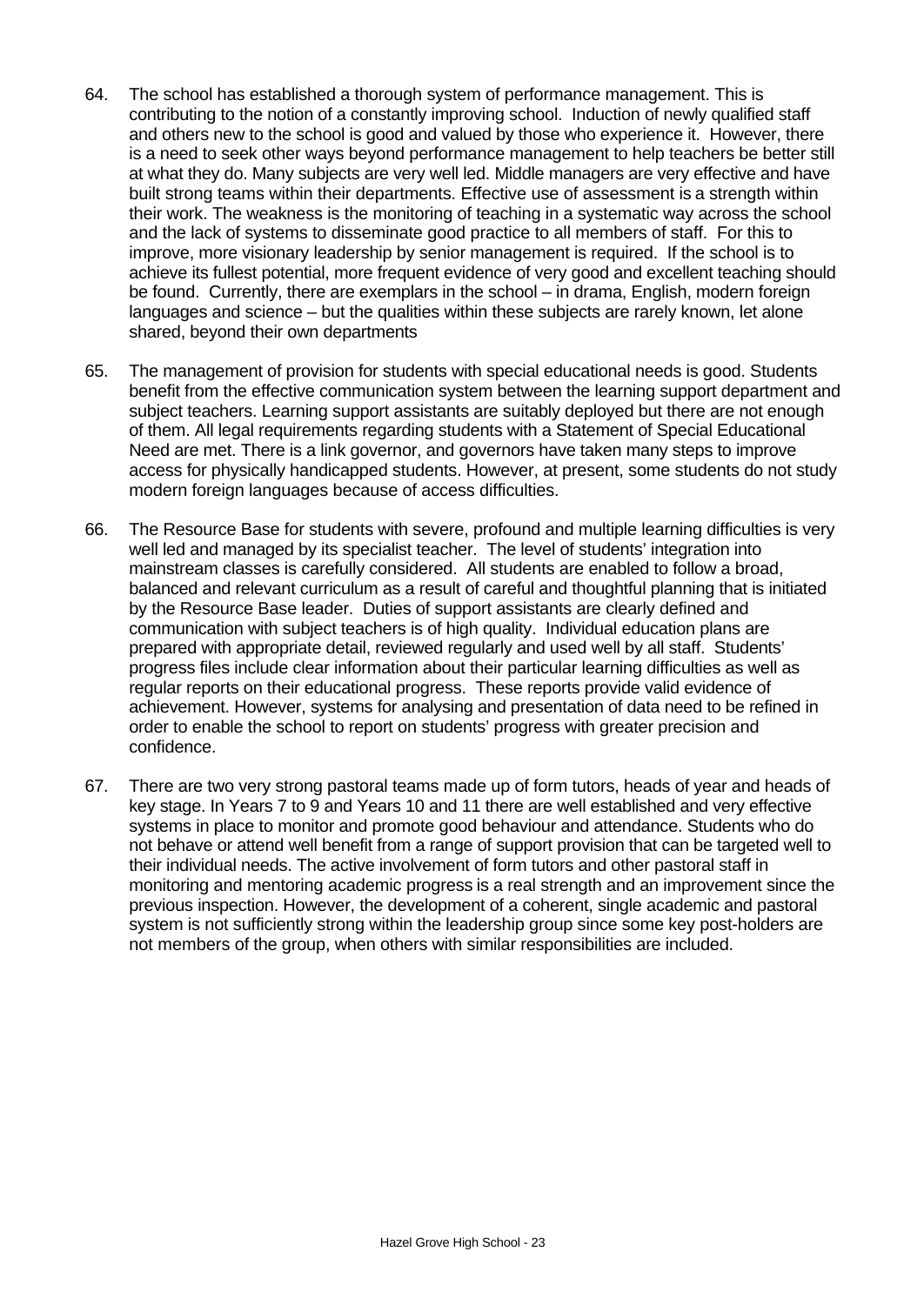64. The school has established a thorough system of performance management. This is contributing to the notion of a constantly improving school. Induction of newly qualified staff and others new to the school is good and valued by those who experience it. However, there is a need to seek other ways beyond performance management to help teachers be better still at what they do. Many subjects are very well led. Middle managers are very effective and have built strong teams within their departments. Effective use of assessment is a strength within their work. The weakness is the monitoring of teaching in a systematic way across the school and the lack of systems to disseminate good practice to all members of staff. For this to improve, more visionary leadership by senior management is required. If the school is to achieve its fullest potential, more frequent evidence of very good and excellent teaching should be found. Currently, there are exemplars in the school – in drama, English, modern foreign languages and science – but the qualities within these subjects are rarely known, let alone shared, beyond their own departments

65. The management of provision for students with special educational needs is good. Students benefit from the effective communication system between the learning support department and subject teachers. Learning support assistants are suitably deployed but there are not enough of them. All legal requirements regarding students with a Statement of Special Educational Need are met. There is a link governor, and governors have taken many steps to improve access for physically handicapped students. However, at present, some students do not study modern foreign languages because of access difficulties.

66. The Resource Base for students with severe, profound and multiple learning difficulties is very well led and managed by its specialist teacher. The level of students' integration into mainstream classes is carefully considered. All students are enabled to follow a broad, balanced and relevant curriculum as a result of careful and thoughtful planning that is initiated by the Resource Base leader. Duties of support assistants are clearly defined and communication with subject teachers is of high quality. Individual education plans are prepared with appropriate detail, reviewed regularly and used well by all staff. Students' progress files include clear information about their particular learning difficulties as well as regular reports on their educational progress. These reports provide valid evidence of achievement. However, systems for analysing and presentation of data need to be refined in order to enable the school to report on students' progress with greater precision and confidence.

67. There are two very strong pastoral teams made up of form tutors, heads of year and heads of key stage. In Years 7 to 9 and Years 10 and 11 there are well established and very effective systems in place to monitor and promote good behaviour and attendance. Students who do not behave or attend well benefit from a range of support provision that can be targeted well to their individual needs. The active involvement of form tutors and other pastoral staff in monitoring and mentoring academic progress is a real strength and an improvement since the previous inspection. However, the development of a coherent, single academic and pastoral system is not sufficiently strong within the leadership group since some key post-holders are not members of the group, when others with similar responsibilities are included.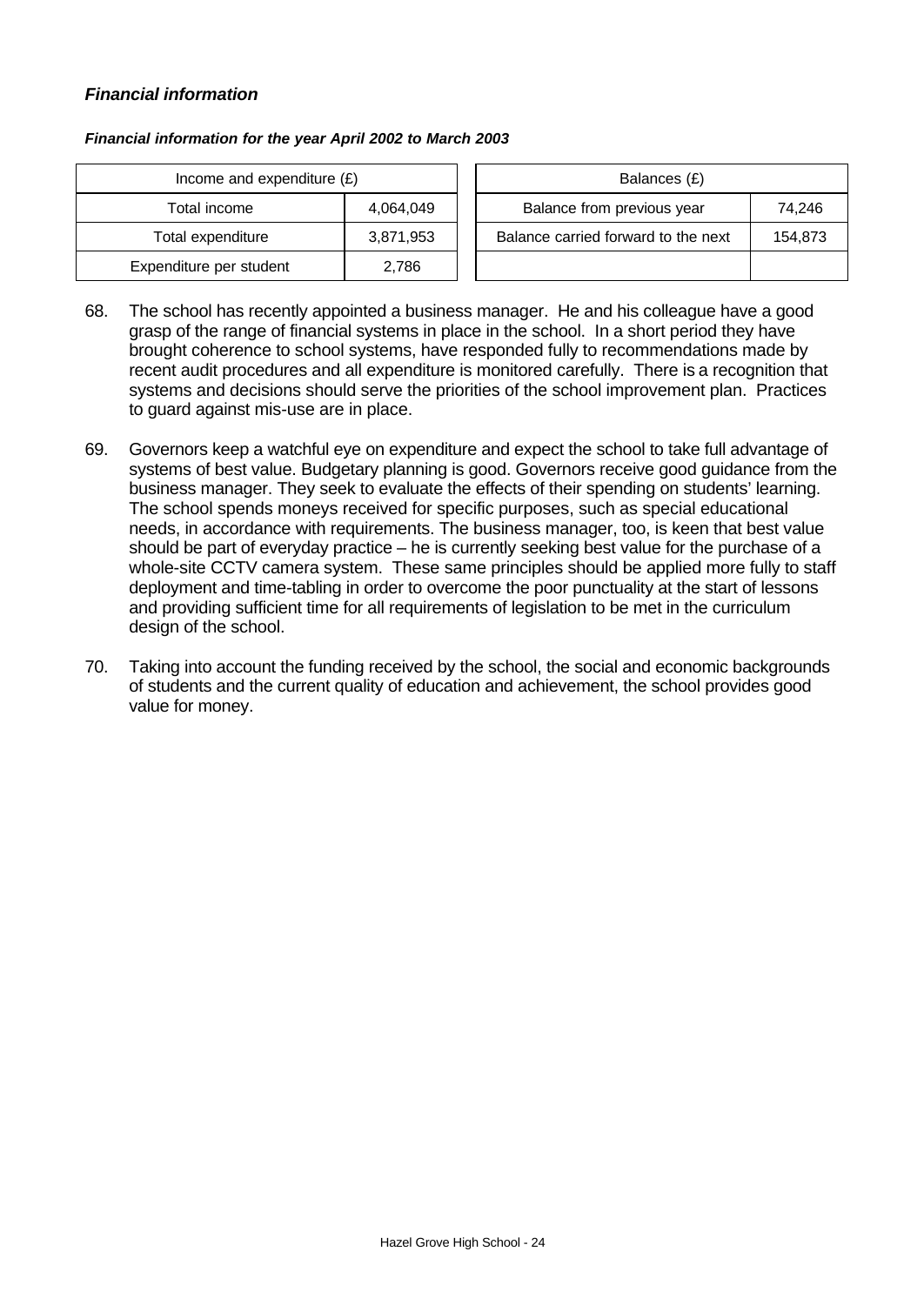### *Financial information*

***Financial information for the year April 2002 to March 2003***

| Income and expenditure (£) | |
|---|---|
| Total income | 4,064,049 |
| Total expenditure | 3,871,953 |
| Expenditure per student | 2,786 |

| Balances (£) | |
|---|---|
| Balance from previous year | 74,246 |
| Balance carried forward to the next | 154,873 |
| | |

68. The school has recently appointed a business manager. He and his colleague have a good grasp of the range of financial systems in place in the school. In a short period they have brought coherence to school systems, have responded fully to recommendations made by recent audit procedures and all expenditure is monitored carefully. There is a recognition that systems and decisions should serve the priorities of the school improvement plan. Practices to guard against mis-use are in place.

69. Governors keep a watchful eye on expenditure and expect the school to take full advantage of systems of best value. Budgetary planning is good. Governors receive good guidance from the business manager. They seek to evaluate the effects of their spending on students' learning. The school spends moneys received for specific purposes, such as special educational needs, in accordance with requirements. The business manager, too, is keen that best value should be part of everyday practice – he is currently seeking best value for the purchase of a whole-site CCTV camera system. These same principles should be applied more fully to staff deployment and time-tabling in order to overcome the poor punctuality at the start of lessons and providing sufficient time for all requirements of legislation to be met in the curriculum design of the school.

70. Taking into account the funding received by the school, the social and economic backgrounds of students and the current quality of education and achievement, the school provides good value for money.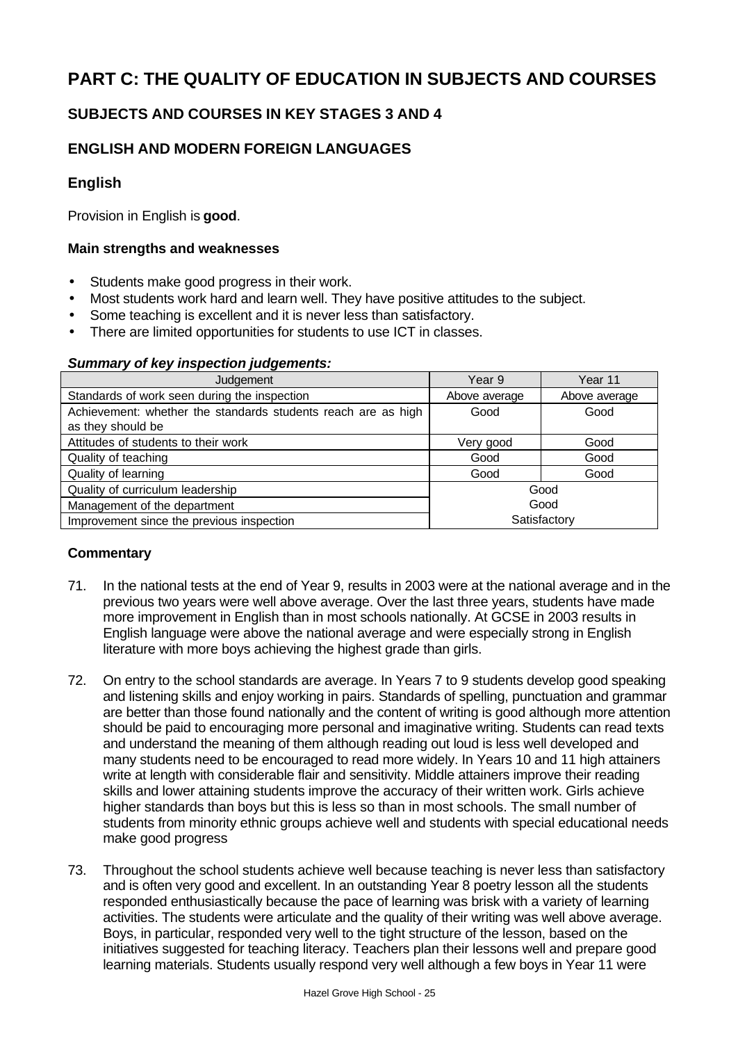# PART C: THE QUALITY OF EDUCATION IN SUBJECTS AND COURSES

## SUBJECTS AND COURSES IN KEY STAGES 3 AND 4

## ENGLISH AND MODERN FOREIGN LANGUAGES

### English

Provision in English is **good**.

#### Main strengths and weaknesses

- Students make good progress in their work.
- Most students work hard and learn well. They have positive attitudes to the subject.
- Some teaching is excellent and it is never less than satisfactory.
- There are limited opportunities for students to use ICT in classes.

***Summary of key inspection judgements:***

| Judgement | Year 9 | Year 11 |
|---|---|---|
| Standards of work seen during the inspection | Above average | Above average |
| Achievement: whether the standards students reach are as high as they should be | Good | Good |
| Attitudes of students to their work | Very good | Good |
| Quality of teaching | Good | Good |
| Quality of learning | Good | Good |
| Quality of curriculum leadership | Good | |
| Management of the department | Good | |
| Improvement since the previous inspection | Satisfactory | |

#### Commentary

71. In the national tests at the end of Year 9, results in 2003 were at the national average and in the previous two years were well above average. Over the last three years, students have made more improvement in English than in most schools nationally. At GCSE in 2003 results in English language were above the national average and were especially strong in English literature with more boys achieving the highest grade than girls.

72. On entry to the school standards are average. In Years 7 to 9 students develop good speaking and listening skills and enjoy working in pairs. Standards of spelling, punctuation and grammar are better than those found nationally and the content of writing is good although more attention should be paid to encouraging more personal and imaginative writing. Students can read texts and understand the meaning of them although reading out loud is less well developed and many students need to be encouraged to read more widely. In Years 10 and 11 high attainers write at length with considerable flair and sensitivity. Middle attainers improve their reading skills and lower attaining students improve the accuracy of their written work. Girls achieve higher standards than boys but this is less so than in most schools. The small number of students from minority ethnic groups achieve well and students with special educational needs make good progress

73. Throughout the school students achieve well because teaching is never less than satisfactory and is often very good and excellent. In an outstanding Year 8 poetry lesson all the students responded enthusiastically because the pace of learning was brisk with a variety of learning activities. The students were articulate and the quality of their writing was well above average. Boys, in particular, responded very well to the tight structure of the lesson, based on the initiatives suggested for teaching literacy. Teachers plan their lessons well and prepare good learning materials. Students usually respond very well although a few boys in Year 11 were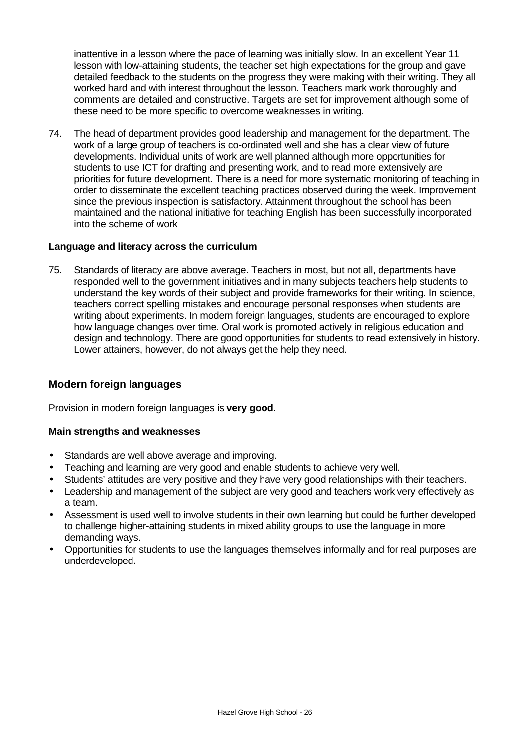inattentive in a lesson where the pace of learning was initially slow. In an excellent Year 11 lesson with low-attaining students, the teacher set high expectations for the group and gave detailed feedback to the students on the progress they were making with their writing. They all worked hard and with interest throughout the lesson. Teachers mark work thoroughly and comments are detailed and constructive. Targets are set for improvement although some of these need to be more specific to overcome weaknesses in writing.

74. The head of department provides good leadership and management for the department. The work of a large group of teachers is co-ordinated well and she has a clear view of future developments. Individual units of work are well planned although more opportunities for students to use ICT for drafting and presenting work, and to read more extensively are priorities for future development. There is a need for more systematic monitoring of teaching in order to disseminate the excellent teaching practices observed during the week. Improvement since the previous inspection is satisfactory. Attainment throughout the school has been maintained and the national initiative for teaching English has been successfully incorporated into the scheme of work

**Language and literacy across the curriculum**

75. Standards of literacy are above average. Teachers in most, but not all, departments have responded well to the government initiatives and in many subjects teachers help students to understand the key words of their subject and provide frameworks for their writing. In science, teachers correct spelling mistakes and encourage personal responses when students are writing about experiments. In modern foreign languages, students are encouraged to explore how language changes over time. Oral work is promoted actively in religious education and design and technology. There are good opportunities for students to read extensively in history. Lower attainers, however, do not always get the help they need.

## Modern foreign languages

Provision in modern foreign languages is **very good**.

**Main strengths and weaknesses**

- Standards are well above average and improving.
- Teaching and learning are very good and enable students to achieve very well.
- Students' attitudes are very positive and they have very good relationships with their teachers.
- Leadership and management of the subject are very good and teachers work very effectively as a team.
- Assessment is used well to involve students in their own learning but could be further developed to challenge higher-attaining students in mixed ability groups to use the language in more demanding ways.
- Opportunities for students to use the languages themselves informally and for real purposes are underdeveloped.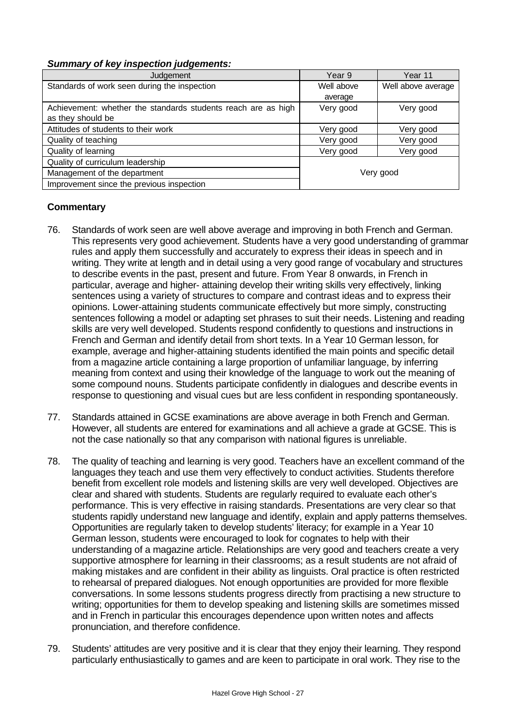***Summary of key inspection judgements:***

| Judgement | Year 9 | Year 11 |
|---|---|---|
| Standards of work seen during the inspection | Well above average | Well above average |
| Achievement: whether the standards students reach are as high as they should be | Very good | Very good |
| Attitudes of students to their work | Very good | Very good |
| Quality of teaching | Very good | Very good |
| Quality of learning | Very good | Very good |
| Quality of curriculum leadership | Very good | |
| Management of the department | | |
| Improvement since the previous inspection | | |

**Commentary**

76. Standards of work seen are well above average and improving in both French and German. This represents very good achievement. Students have a very good understanding of grammar rules and apply them successfully and accurately to express their ideas in speech and in writing. They write at length and in detail using a very good range of vocabulary and structures to describe events in the past, present and future. From Year 8 onwards, in French in particular, average and higher- attaining develop their writing skills very effectively, linking sentences using a variety of structures to compare and contrast ideas and to express their opinions. Lower-attaining students communicate effectively but more simply, constructing sentences following a model or adapting set phrases to suit their needs. Listening and reading skills are very well developed. Students respond confidently to questions and instructions in French and German and identify detail from short texts. In a Year 10 German lesson, for example, average and higher-attaining students identified the main points and specific detail from a magazine article containing a large proportion of unfamiliar language, by inferring meaning from context and using their knowledge of the language to work out the meaning of some compound nouns. Students participate confidently in dialogues and describe events in response to questioning and visual cues but are less confident in responding spontaneously.

77. Standards attained in GCSE examinations are above average in both French and German. However, all students are entered for examinations and all achieve a grade at GCSE. This is not the case nationally so that any comparison with national figures is unreliable.

78. The quality of teaching and learning is very good. Teachers have an excellent command of the languages they teach and use them very effectively to conduct activities. Students therefore benefit from excellent role models and listening skills are very well developed. Objectives are clear and shared with students. Students are regularly required to evaluate each other's performance. This is very effective in raising standards. Presentations are very clear so that students rapidly understand new language and identify, explain and apply patterns themselves. Opportunities are regularly taken to develop students' literacy; for example in a Year 10 German lesson, students were encouraged to look for cognates to help with their understanding of a magazine article. Relationships are very good and teachers create a very supportive atmosphere for learning in their classrooms; as a result students are not afraid of making mistakes and are confident in their ability as linguists. Oral practice is often restricted to rehearsal of prepared dialogues. Not enough opportunities are provided for more flexible conversations. In some lessons students progress directly from practising a new structure to writing; opportunities for them to develop speaking and listening skills are sometimes missed and in French in particular this encourages dependence upon written notes and affects pronunciation, and therefore confidence.

79. Students' attitudes are very positive and it is clear that they enjoy their learning. They respond particularly enthusiastically to games and are keen to participate in oral work. They rise to the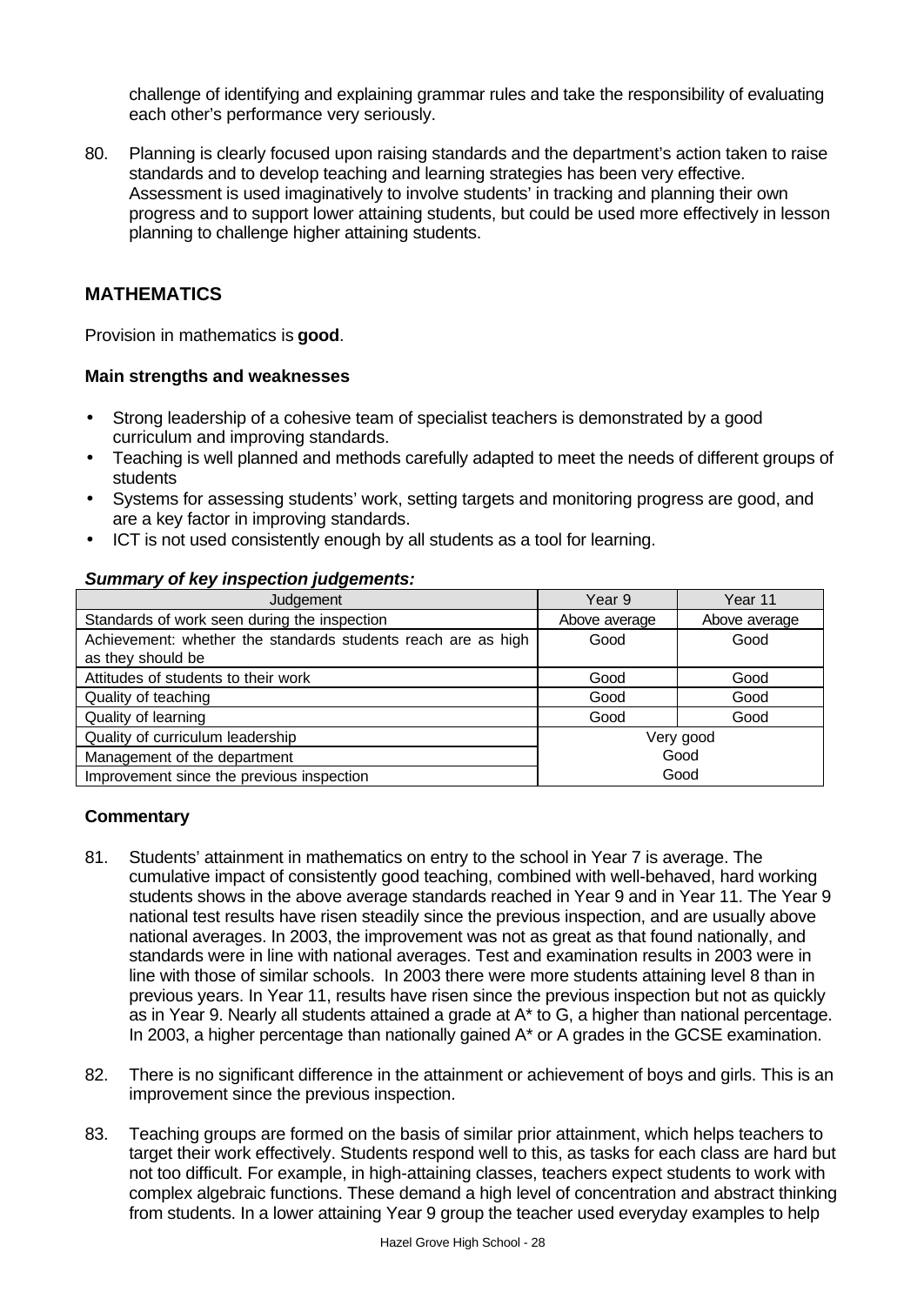challenge of identifying and explaining grammar rules and take the responsibility of evaluating each other's performance very seriously.

80. Planning is clearly focused upon raising standards and the department's action taken to raise standards and to develop teaching and learning strategies has been very effective. Assessment is used imaginatively to involve students' in tracking and planning their own progress and to support lower attaining students, but could be used more effectively in lesson planning to challenge higher attaining students.

## MATHEMATICS

Provision in mathematics is **good**.

### Main strengths and weaknesses

- Strong leadership of a cohesive team of specialist teachers is demonstrated by a good curriculum and improving standards.
- Teaching is well planned and methods carefully adapted to meet the needs of different groups of students
- Systems for assessing students' work, setting targets and monitoring progress are good, and are a key factor in improving standards.
- ICT is not used consistently enough by all students as a tool for learning.

***Summary of key inspection judgements:***

| Judgement | Year 9 | Year 11 |
|---|---|---|
| Standards of work seen during the inspection | Above average | Above average |
| Achievement: whether the standards students reach are as high as they should be | Good | Good |
| Attitudes of students to their work | Good | Good |
| Quality of teaching | Good | Good |
| Quality of learning | Good | Good |
| Quality of curriculum leadership | Very good | |
| Management of the department | Good | |
| Improvement since the previous inspection | Good | |

### Commentary

81. Students' attainment in mathematics on entry to the school in Year 7 is average. The cumulative impact of consistently good teaching, combined with well-behaved, hard working students shows in the above average standards reached in Year 9 and in Year 11. The Year 9 national test results have risen steadily since the previous inspection, and are usually above national averages. In 2003, the improvement was not as great as that found nationally, and standards were in line with national averages. Test and examination results in 2003 were in line with those of similar schools. In 2003 there were more students attaining level 8 than in previous years. In Year 11, results have risen since the previous inspection but not as quickly as in Year 9. Nearly all students attained a grade at A* to G, a higher than national percentage. In 2003, a higher percentage than nationally gained A* or A grades in the GCSE examination.

82. There is no significant difference in the attainment or achievement of boys and girls. This is an improvement since the previous inspection.

83. Teaching groups are formed on the basis of similar prior attainment, which helps teachers to target their work effectively. Students respond well to this, as tasks for each class are hard but not too difficult. For example, in high-attaining classes, teachers expect students to work with complex algebraic functions. These demand a high level of concentration and abstract thinking from students. In a lower attaining Year 9 group the teacher used everyday examples to help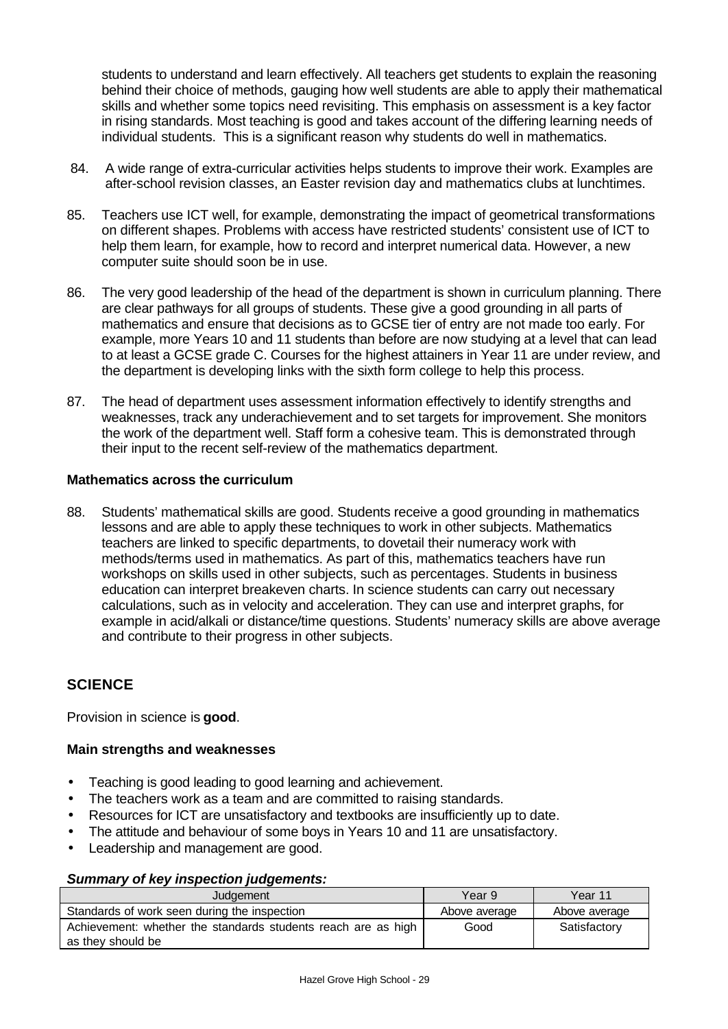students to understand and learn effectively. All teachers get students to explain the reasoning behind their choice of methods, gauging how well students are able to apply their mathematical skills and whether some topics need revisiting. This emphasis on assessment is a key factor in rising standards. Most teaching is good and takes account of the differing learning needs of individual students. This is a significant reason why students do well in mathematics.

84. A wide range of extra-curricular activities helps students to improve their work. Examples are after-school revision classes, an Easter revision day and mathematics clubs at lunchtimes.

85. Teachers use ICT well, for example, demonstrating the impact of geometrical transformations on different shapes. Problems with access have restricted students' consistent use of ICT to help them learn, for example, how to record and interpret numerical data. However, a new computer suite should soon be in use.

86. The very good leadership of the head of the department is shown in curriculum planning. There are clear pathways for all groups of students. These give a good grounding in all parts of mathematics and ensure that decisions as to GCSE tier of entry are not made too early. For example, more Years 10 and 11 students than before are now studying at a level that can lead to at least a GCSE grade C. Courses for the highest attainers in Year 11 are under review, and the department is developing links with the sixth form college to help this process.

87. The head of department uses assessment information effectively to identify strengths and weaknesses, track any underachievement and to set targets for improvement. She monitors the work of the department well. Staff form a cohesive team. This is demonstrated through their input to the recent self-review of the mathematics department.

**Mathematics across the curriculum**

88. Students' mathematical skills are good. Students receive a good grounding in mathematics lessons and are able to apply these techniques to work in other subjects. Mathematics teachers are linked to specific departments, to dovetail their numeracy work with methods/terms used in mathematics. As part of this, mathematics teachers have run workshops on skills used in other subjects, such as percentages. Students in business education can interpret breakeven charts. In science students can carry out necessary calculations, such as in velocity and acceleration. They can use and interpret graphs, for example in acid/alkali or distance/time questions. Students' numeracy skills are above average and contribute to their progress in other subjects.

## SCIENCE

Provision in science is **good**.

**Main strengths and weaknesses**

- Teaching is good leading to good learning and achievement.
- The teachers work as a team and are committed to raising standards.
- Resources for ICT are unsatisfactory and textbooks are insufficiently up to date.
- The attitude and behaviour of some boys in Years 10 and 11 are unsatisfactory.
- Leadership and management are good.

***Summary of key inspection judgements:***

| Judgement | Year 9 | Year 11 |
|---|---|---|
| Standards of work seen during the inspection | Above average | Above average |
| Achievement: whether the standards students reach are as high as they should be | Good | Satisfactory |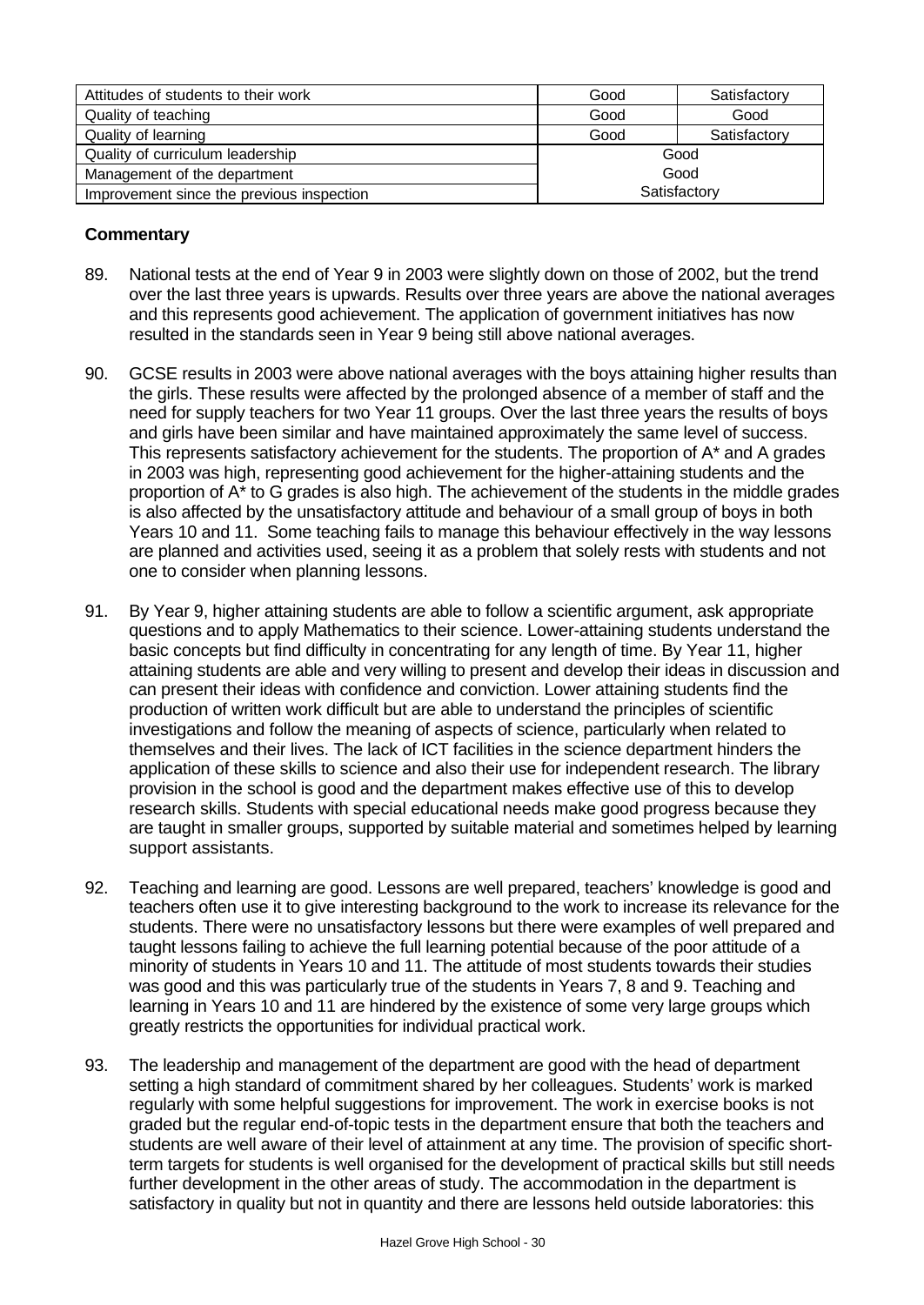| | | |
|---|---|---|
| Attitudes of students to their work | Good | Satisfactory |
| Quality of teaching | Good | Good |
| Quality of learning | Good | Satisfactory |
| Quality of curriculum leadership | Good | |
| Management of the department | Good | |
| Improvement since the previous inspection | Satisfactory | |

**Commentary**

89. National tests at the end of Year 9 in 2003 were slightly down on those of 2002, but the trend over the last three years is upwards. Results over three years are above the national averages and this represents good achievement. The application of government initiatives has now resulted in the standards seen in Year 9 being still above national averages.

90. GCSE results in 2003 were above national averages with the boys attaining higher results than the girls. These results were affected by the prolonged absence of a member of staff and the need for supply teachers for two Year 11 groups. Over the last three years the results of boys and girls have been similar and have maintained approximately the same level of success. This represents satisfactory achievement for the students. The proportion of A* and A grades in 2003 was high, representing good achievement for the higher-attaining students and the proportion of A* to G grades is also high. The achievement of the students in the middle grades is also affected by the unsatisfactory attitude and behaviour of a small group of boys in both Years 10 and 11. Some teaching fails to manage this behaviour effectively in the way lessons are planned and activities used, seeing it as a problem that solely rests with students and not one to consider when planning lessons.

91. By Year 9, higher attaining students are able to follow a scientific argument, ask appropriate questions and to apply Mathematics to their science. Lower-attaining students understand the basic concepts but find difficulty in concentrating for any length of time. By Year 11, higher attaining students are able and very willing to present and develop their ideas in discussion and can present their ideas with confidence and conviction. Lower attaining students find the production of written work difficult but are able to understand the principles of scientific investigations and follow the meaning of aspects of science, particularly when related to themselves and their lives. The lack of ICT facilities in the science department hinders the application of these skills to science and also their use for independent research. The library provision in the school is good and the department makes effective use of this to develop research skills. Students with special educational needs make good progress because they are taught in smaller groups, supported by suitable material and sometimes helped by learning support assistants.

92. Teaching and learning are good. Lessons are well prepared, teachers' knowledge is good and teachers often use it to give interesting background to the work to increase its relevance for the students. There were no unsatisfactory lessons but there were examples of well prepared and taught lessons failing to achieve the full learning potential because of the poor attitude of a minority of students in Years 10 and 11. The attitude of most students towards their studies was good and this was particularly true of the students in Years 7, 8 and 9. Teaching and learning in Years 10 and 11 are hindered by the existence of some very large groups which greatly restricts the opportunities for individual practical work.

93. The leadership and management of the department are good with the head of department setting a high standard of commitment shared by her colleagues. Students' work is marked regularly with some helpful suggestions for improvement. The work in exercise books is not graded but the regular end-of-topic tests in the department ensure that both the teachers and students are well aware of their level of attainment at any time. The provision of specific short-term targets for students is well organised for the development of practical skills but still needs further development in the other areas of study. The accommodation in the department is satisfactory in quality but not in quantity and there are lessons held outside laboratories: this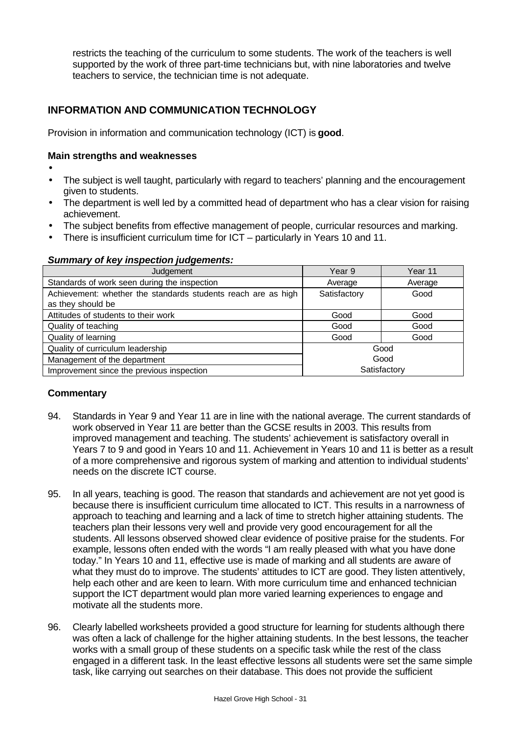restricts the teaching of the curriculum to some students. The work of the teachers is well supported by the work of three part-time technicians but, with nine laboratories and twelve teachers to service, the technician time is not adequate.

## INFORMATION AND COMMUNICATION TECHNOLOGY

Provision in information and communication technology (ICT) is **good**.

### Main strengths and weaknesses

- The subject is well taught, particularly with regard to teachers' planning and the encouragement given to students.
- The department is well led by a committed head of department who has a clear vision for raising achievement.
- The subject benefits from effective management of people, curricular resources and marking.
- There is insufficient curriculum time for ICT – particularly in Years 10 and 11.

***Summary of key inspection judgements:***

| Judgement | Year 9 | Year 11 |
|---|---|---|
| Standards of work seen during the inspection | Average | Average |
| Achievement: whether the standards students reach are as high as they should be | Satisfactory | Good |
| Attitudes of students to their work | Good | Good |
| Quality of teaching | Good | Good |
| Quality of learning | Good | Good |
| Quality of curriculum leadership | Good | |
| Management of the department | Good | |
| Improvement since the previous inspection | Satisfactory | |

### Commentary

94. Standards in Year 9 and Year 11 are in line with the national average. The current standards of work observed in Year 11 are better than the GCSE results in 2003. This results from improved management and teaching. The students' achievement is satisfactory overall in Years 7 to 9 and good in Years 10 and 11. Achievement in Years 10 and 11 is better as a result of a more comprehensive and rigorous system of marking and attention to individual students' needs on the discrete ICT course.

95. In all years, teaching is good. The reason that standards and achievement are not yet good is because there is insufficient curriculum time allocated to ICT. This results in a narrowness of approach to teaching and learning and a lack of time to stretch higher attaining students. The teachers plan their lessons very well and provide very good encouragement for all the students. All lessons observed showed clear evidence of positive praise for the students. For example, lessons often ended with the words "I am really pleased with what you have done today." In Years 10 and 11, effective use is made of marking and all students are aware of what they must do to improve. The students' attitudes to ICT are good. They listen attentively, help each other and are keen to learn. With more curriculum time and enhanced technician support the ICT department would plan more varied learning experiences to engage and motivate all the students more.

96. Clearly labelled worksheets provided a good structure for learning for students although there was often a lack of challenge for the higher attaining students. In the best lessons, the teacher works with a small group of these students on a specific task while the rest of the class engaged in a different task. In the least effective lessons all students were set the same simple task, like carrying out searches on their database. This does not provide the sufficient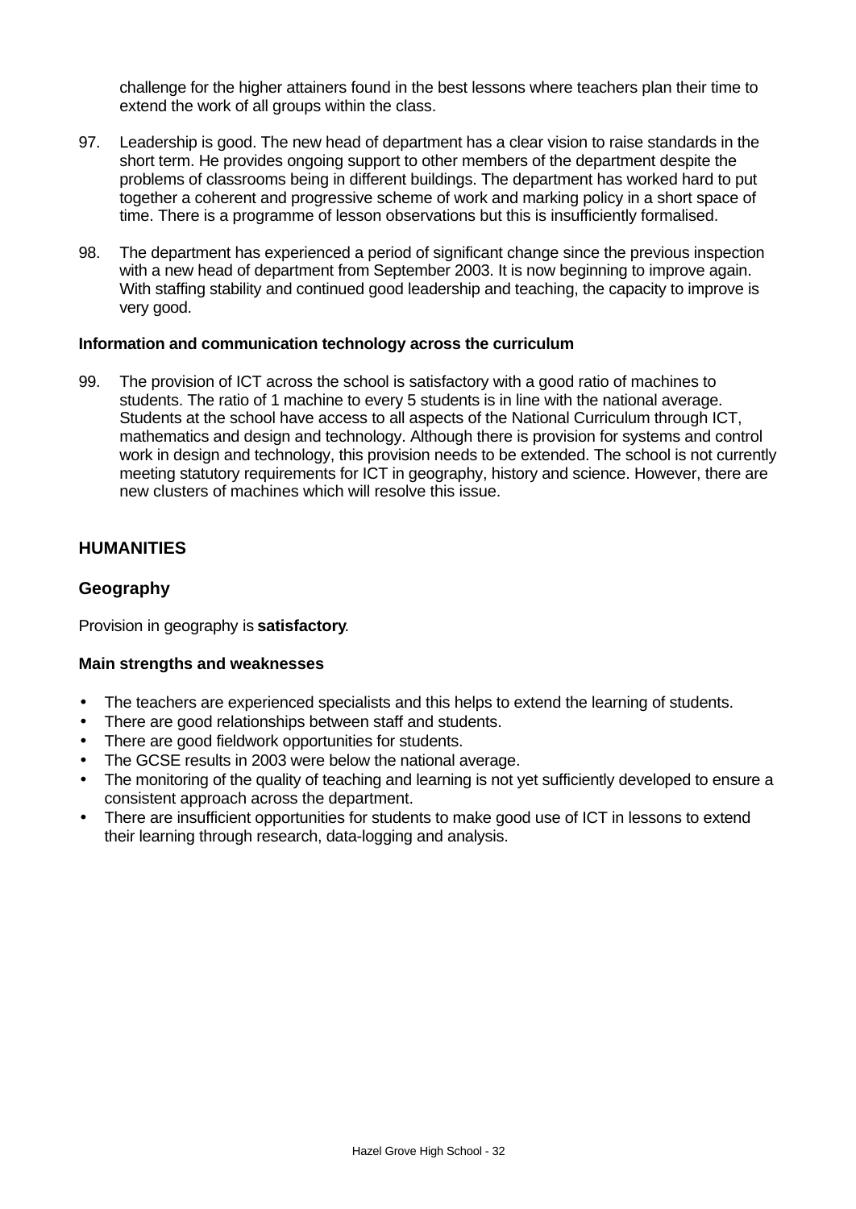challenge for the higher attainers found in the best lessons where teachers plan their time to extend the work of all groups within the class.

97. Leadership is good. The new head of department has a clear vision to raise standards in the short term. He provides ongoing support to other members of the department despite the problems of classrooms being in different buildings. The department has worked hard to put together a coherent and progressive scheme of work and marking policy in a short space of time. There is a programme of lesson observations but this is insufficiently formalised.

98. The department has experienced a period of significant change since the previous inspection with a new head of department from September 2003. It is now beginning to improve again. With staffing stability and continued good leadership and teaching, the capacity to improve is very good.

**Information and communication technology across the curriculum**

99. The provision of ICT across the school is satisfactory with a good ratio of machines to students. The ratio of 1 machine to every 5 students is in line with the national average. Students at the school have access to all aspects of the National Curriculum through ICT, mathematics and design and technology. Although there is provision for systems and control work in design and technology, this provision needs to be extended. The school is not currently meeting statutory requirements for ICT in geography, history and science. However, there are new clusters of machines which will resolve this issue.

## HUMANITIES

### Geography

Provision in geography is **satisfactory**.

**Main strengths and weaknesses**

- The teachers are experienced specialists and this helps to extend the learning of students.
- There are good relationships between staff and students.
- There are good fieldwork opportunities for students.
- The GCSE results in 2003 were below the national average.
- The monitoring of the quality of teaching and learning is not yet sufficiently developed to ensure a consistent approach across the department.
- There are insufficient opportunities for students to make good use of ICT in lessons to extend their learning through research, data-logging and analysis.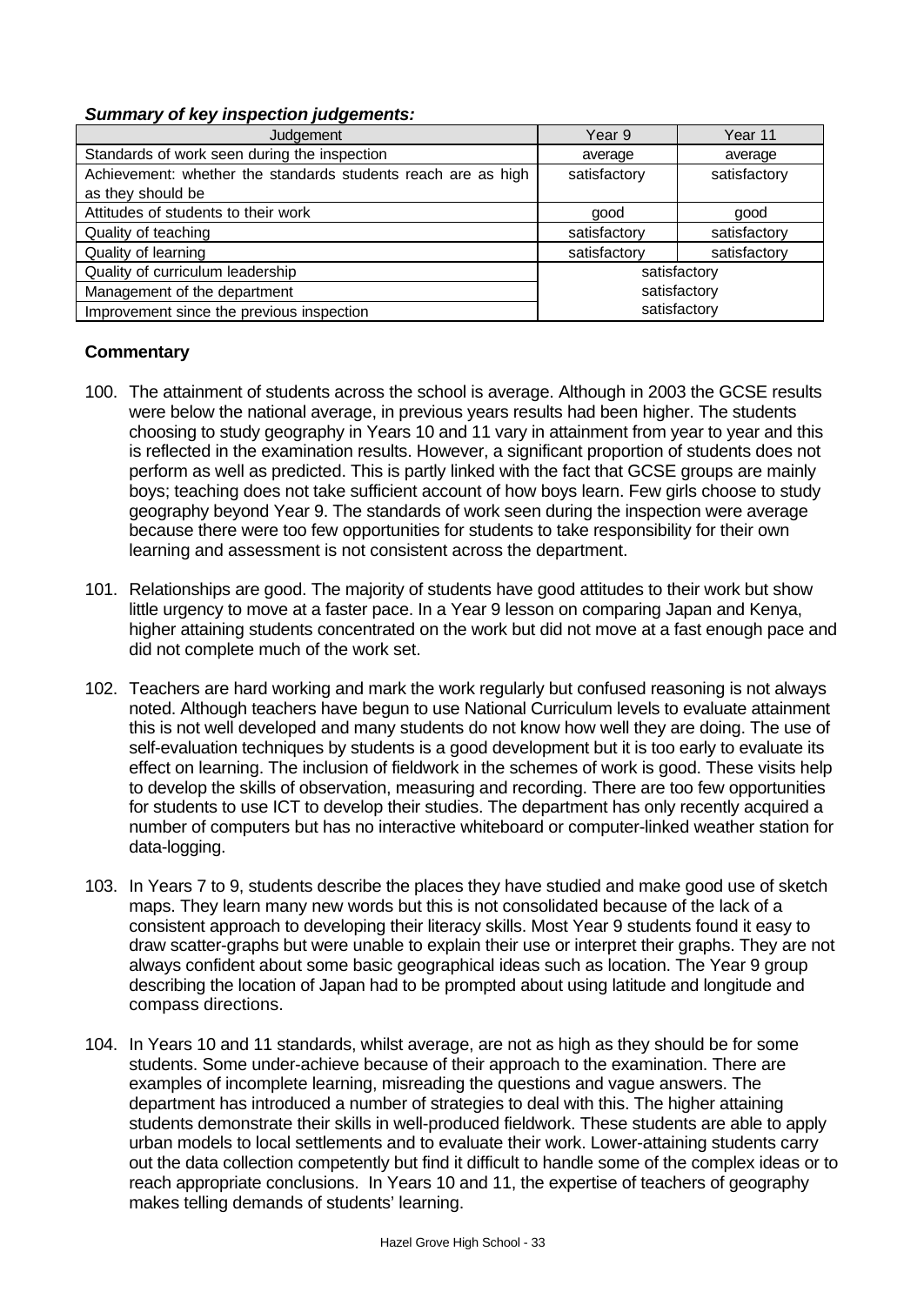***Summary of key inspection judgements:***

| Judgement | Year 9 | Year 11 |
|---|---|---|
| Standards of work seen during the inspection | average | average |
| Achievement: whether the standards students reach are as high as they should be | satisfactory | satisfactory |
| Attitudes of students to their work | good | good |
| Quality of teaching | satisfactory | satisfactory |
| Quality of learning | satisfactory | satisfactory |
| Quality of curriculum leadership | satisfactory | |
| Management of the department | satisfactory | |
| Improvement since the previous inspection | satisfactory | |

**Commentary**

100. The attainment of students across the school is average. Although in 2003 the GCSE results were below the national average, in previous years results had been higher. The students choosing to study geography in Years 10 and 11 vary in attainment from year to year and this is reflected in the examination results. However, a significant proportion of students does not perform as well as predicted. This is partly linked with the fact that GCSE groups are mainly boys; teaching does not take sufficient account of how boys learn. Few girls choose to study geography beyond Year 9. The standards of work seen during the inspection were average because there were too few opportunities for students to take responsibility for their own learning and assessment is not consistent across the department.

101. Relationships are good. The majority of students have good attitudes to their work but show little urgency to move at a faster pace. In a Year 9 lesson on comparing Japan and Kenya, higher attaining students concentrated on the work but did not move at a fast enough pace and did not complete much of the work set.

102. Teachers are hard working and mark the work regularly but confused reasoning is not always noted. Although teachers have begun to use National Curriculum levels to evaluate attainment this is not well developed and many students do not know how well they are doing. The use of self-evaluation techniques by students is a good development but it is too early to evaluate its effect on learning. The inclusion of fieldwork in the schemes of work is good. These visits help to develop the skills of observation, measuring and recording. There are too few opportunities for students to use ICT to develop their studies. The department has only recently acquired a number of computers but has no interactive whiteboard or computer-linked weather station for data-logging.

103. In Years 7 to 9, students describe the places they have studied and make good use of sketch maps. They learn many new words but this is not consolidated because of the lack of a consistent approach to developing their literacy skills. Most Year 9 students found it easy to draw scatter-graphs but were unable to explain their use or interpret their graphs. They are not always confident about some basic geographical ideas such as location. The Year 9 group describing the location of Japan had to be prompted about using latitude and longitude and compass directions.

104. In Years 10 and 11 standards, whilst average, are not as high as they should be for some students. Some under-achieve because of their approach to the examination. There are examples of incomplete learning, misreading the questions and vague answers. The department has introduced a number of strategies to deal with this. The higher attaining students demonstrate their skills in well-produced fieldwork. These students are able to apply urban models to local settlements and to evaluate their work. Lower-attaining students carry out the data collection competently but find it difficult to handle some of the complex ideas or to reach appropriate conclusions. In Years 10 and 11, the expertise of teachers of geography makes telling demands of students' learning.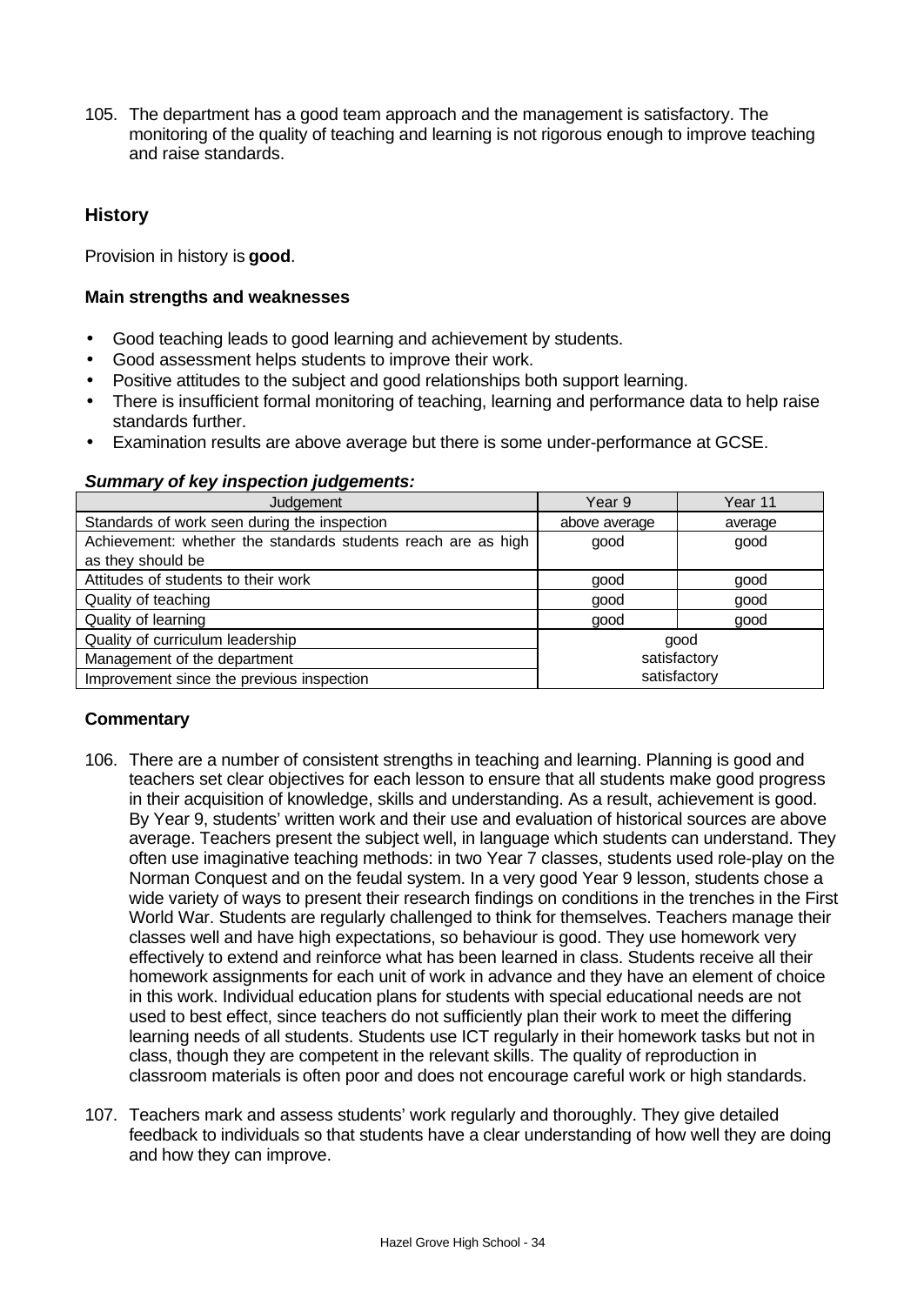105. The department has a good team approach and the management is satisfactory. The monitoring of the quality of teaching and learning is not rigorous enough to improve teaching and raise standards.

## History

Provision in history is **good**.

### Main strengths and weaknesses

- Good teaching leads to good learning and achievement by students.
- Good assessment helps students to improve their work.
- Positive attitudes to the subject and good relationships both support learning.
- There is insufficient formal monitoring of teaching, learning and performance data to help raise standards further.
- Examination results are above average but there is some under-performance at GCSE.

***Summary of key inspection judgements:***

| Judgement | Year 9 | Year 11 |
|---|---|---|
| Standards of work seen during the inspection | above average | average |
| Achievement: whether the standards students reach are as high as they should be | good | good |
| Attitudes of students to their work | good | good |
| Quality of teaching | good | good |
| Quality of learning | good | good |
| Quality of curriculum leadership | good | |
| Management of the department | satisfactory | |
| Improvement since the previous inspection | satisfactory | |

### Commentary

106. There are a number of consistent strengths in teaching and learning. Planning is good and teachers set clear objectives for each lesson to ensure that all students make good progress in their acquisition of knowledge, skills and understanding. As a result, achievement is good. By Year 9, students' written work and their use and evaluation of historical sources are above average. Teachers present the subject well, in language which students can understand. They often use imaginative teaching methods: in two Year 7 classes, students used role-play on the Norman Conquest and on the feudal system. In a very good Year 9 lesson, students chose a wide variety of ways to present their research findings on conditions in the trenches in the First World War. Students are regularly challenged to think for themselves. Teachers manage their classes well and have high expectations, so behaviour is good. They use homework very effectively to extend and reinforce what has been learned in class. Students receive all their homework assignments for each unit of work in advance and they have an element of choice in this work. Individual education plans for students with special educational needs are not used to best effect, since teachers do not sufficiently plan their work to meet the differing learning needs of all students. Students use ICT regularly in their homework tasks but not in class, though they are competent in the relevant skills. The quality of reproduction in classroom materials is often poor and does not encourage careful work or high standards.

107. Teachers mark and assess students' work regularly and thoroughly. They give detailed feedback to individuals so that students have a clear understanding of how well they are doing and how they can improve.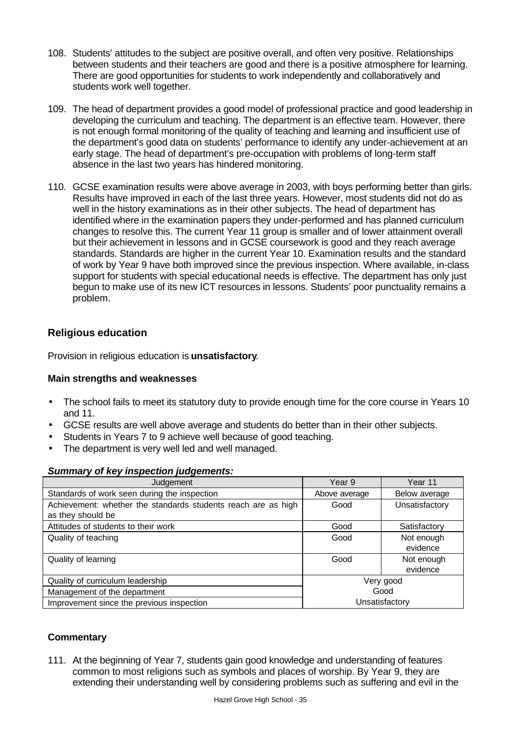108. Students' attitudes to the subject are positive overall, and often very positive. Relationships between students and their teachers are good and there is a positive atmosphere for learning. There are good opportunities for students to work independently and collaboratively and students work well together.

109. The head of department provides a good model of professional practice and good leadership in developing the curriculum and teaching. The department is an effective team. However, there is not enough formal monitoring of the quality of teaching and learning and insufficient use of the department's good data on students' performance to identify any under-achievement at an early stage. The head of department's pre-occupation with problems of long-term staff absence in the last two years has hindered monitoring.

110. GCSE examination results were above average in 2003, with boys performing better than girls. Results have improved in each of the last three years. However, most students did not do as well in the history examinations as in their other subjects. The head of department has identified where in the examination papers they under-performed and has planned curriculum changes to resolve this. The current Year 11 group is smaller and of lower attainment overall but their achievement in lessons and in GCSE coursework is good and they reach average standards. Standards are higher in the current Year 10. Examination results and the standard of work by Year 9 have both improved since the previous inspection. Where available, in-class support for students with special educational needs is effective. The department has only just begun to make use of its new ICT resources in lessons. Students' poor punctuality remains a problem.

## Religious education

Provision in religious education is **unsatisfactory**.

### Main strengths and weaknesses

- The school fails to meet its statutory duty to provide enough time for the core course in Years 10 and 11.
- GCSE results are well above average and students do better than in their other subjects.
- Students in Years 7 to 9 achieve well because of good teaching.
- The department is very well led and well managed.

***Summary of key inspection judgements:***

| Judgement | Year 9 | Year 11 |
|---|---|---|
| Standards of work seen during the inspection | Above average | Below average |
| Achievement: whether the standards students reach are as high as they should be | Good | Unsatisfactory |
| Attitudes of students to their work | Good | Satisfactory |
| Quality of teaching | Good | Not enough evidence |
| Quality of learning | Good | Not enough evidence |
| Quality of curriculum leadership | Very good | |
| Management of the department | Good | |
| Improvement since the previous inspection | Unsatisfactory | |

### Commentary

111. At the beginning of Year 7, students gain good knowledge and understanding of features common to most religions such as symbols and places of worship. By Year 9, they are extending their understanding well by considering problems such as suffering and evil in the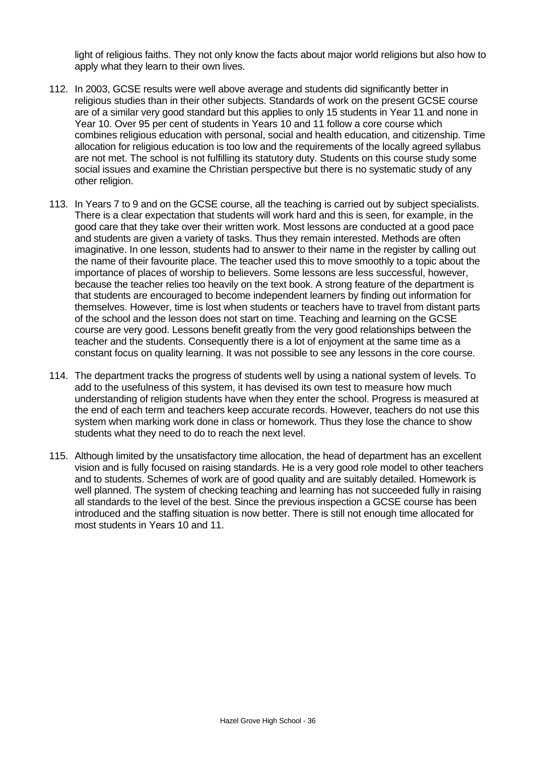light of religious faiths. They not only know the facts about major world religions but also how to apply what they learn to their own lives.

112. In 2003, GCSE results were well above average and students did significantly better in religious studies than in their other subjects. Standards of work on the present GCSE course are of a similar very good standard but this applies to only 15 students in Year 11 and none in Year 10. Over 95 per cent of students in Years 10 and 11 follow a core course which combines religious education with personal, social and health education, and citizenship. Time allocation for religious education is too low and the requirements of the locally agreed syllabus are not met. The school is not fulfilling its statutory duty. Students on this course study some social issues and examine the Christian perspective but there is no systematic study of any other religion.

113. In Years 7 to 9 and on the GCSE course, all the teaching is carried out by subject specialists. There is a clear expectation that students will work hard and this is seen, for example, in the good care that they take over their written work. Most lessons are conducted at a good pace and students are given a variety of tasks. Thus they remain interested. Methods are often imaginative. In one lesson, students had to answer to their name in the register by calling out the name of their favourite place. The teacher used this to move smoothly to a topic about the importance of places of worship to believers. Some lessons are less successful, however, because the teacher relies too heavily on the text book. A strong feature of the department is that students are encouraged to become independent learners by finding out information for themselves. However, time is lost when students or teachers have to travel from distant parts of the school and the lesson does not start on time. Teaching and learning on the GCSE course are very good. Lessons benefit greatly from the very good relationships between the teacher and the students. Consequently there is a lot of enjoyment at the same time as a constant focus on quality learning. It was not possible to see any lessons in the core course.

114. The department tracks the progress of students well by using a national system of levels. To add to the usefulness of this system, it has devised its own test to measure how much understanding of religion students have when they enter the school. Progress is measured at the end of each term and teachers keep accurate records. However, teachers do not use this system when marking work done in class or homework. Thus they lose the chance to show students what they need to do to reach the next level.

115. Although limited by the unsatisfactory time allocation, the head of department has an excellent vision and is fully focused on raising standards. He is a very good role model to other teachers and to students. Schemes of work are of good quality and are suitably detailed. Homework is well planned. The system of checking teaching and learning has not succeeded fully in raising all standards to the level of the best. Since the previous inspection a GCSE course has been introduced and the staffing situation is now better. There is still not enough time allocated for most students in Years 10 and 11.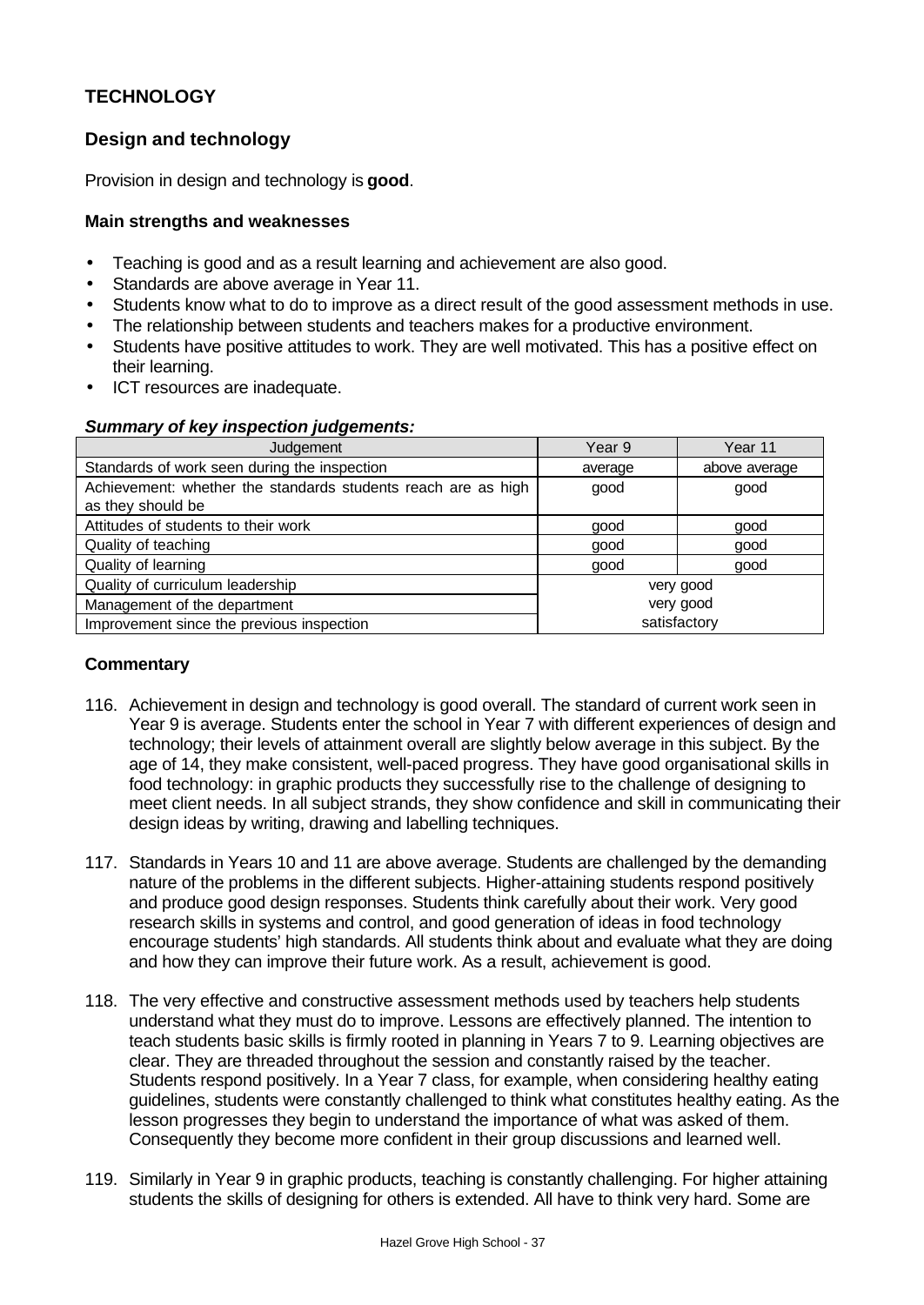## TECHNOLOGY

### Design and technology

Provision in design and technology is **good**.

#### Main strengths and weaknesses

- Teaching is good and as a result learning and achievement are also good.
- Standards are above average in Year 11.
- Students know what to do to improve as a direct result of the good assessment methods in use.
- The relationship between students and teachers makes for a productive environment.
- Students have positive attitudes to work. They are well motivated. This has a positive effect on their learning.
- ICT resources are inadequate.

***Summary of key inspection judgements:***

| Judgement | Year 9 | Year 11 |
|---|---|---|
| Standards of work seen during the inspection | average | above average |
| Achievement: whether the standards students reach are as high as they should be | good | good |
| Attitudes of students to their work | good | good |
| Quality of teaching | good | good |
| Quality of learning | good | good |
| Quality of curriculum leadership | very good | |
| Management of the department | very good | |
| Improvement since the previous inspection | satisfactory | |

#### Commentary

116. Achievement in design and technology is good overall. The standard of current work seen in Year 9 is average. Students enter the school in Year 7 with different experiences of design and technology; their levels of attainment overall are slightly below average in this subject. By the age of 14, they make consistent, well-paced progress. They have good organisational skills in food technology: in graphic products they successfully rise to the challenge of designing to meet client needs. In all subject strands, they show confidence and skill in communicating their design ideas by writing, drawing and labelling techniques.

117. Standards in Years 10 and 11 are above average. Students are challenged by the demanding nature of the problems in the different subjects. Higher-attaining students respond positively and produce good design responses. Students think carefully about their work. Very good research skills in systems and control, and good generation of ideas in food technology encourage students' high standards. All students think about and evaluate what they are doing and how they can improve their future work. As a result, achievement is good.

118. The very effective and constructive assessment methods used by teachers help students understand what they must do to improve. Lessons are effectively planned. The intention to teach students basic skills is firmly rooted in planning in Years 7 to 9. Learning objectives are clear. They are threaded throughout the session and constantly raised by the teacher. Students respond positively. In a Year 7 class, for example, when considering healthy eating guidelines, students were constantly challenged to think what constitutes healthy eating. As the lesson progresses they begin to understand the importance of what was asked of them. Consequently they become more confident in their group discussions and learned well.

119. Similarly in Year 9 in graphic products, teaching is constantly challenging. For higher attaining students the skills of designing for others is extended. All have to think very hard. Some are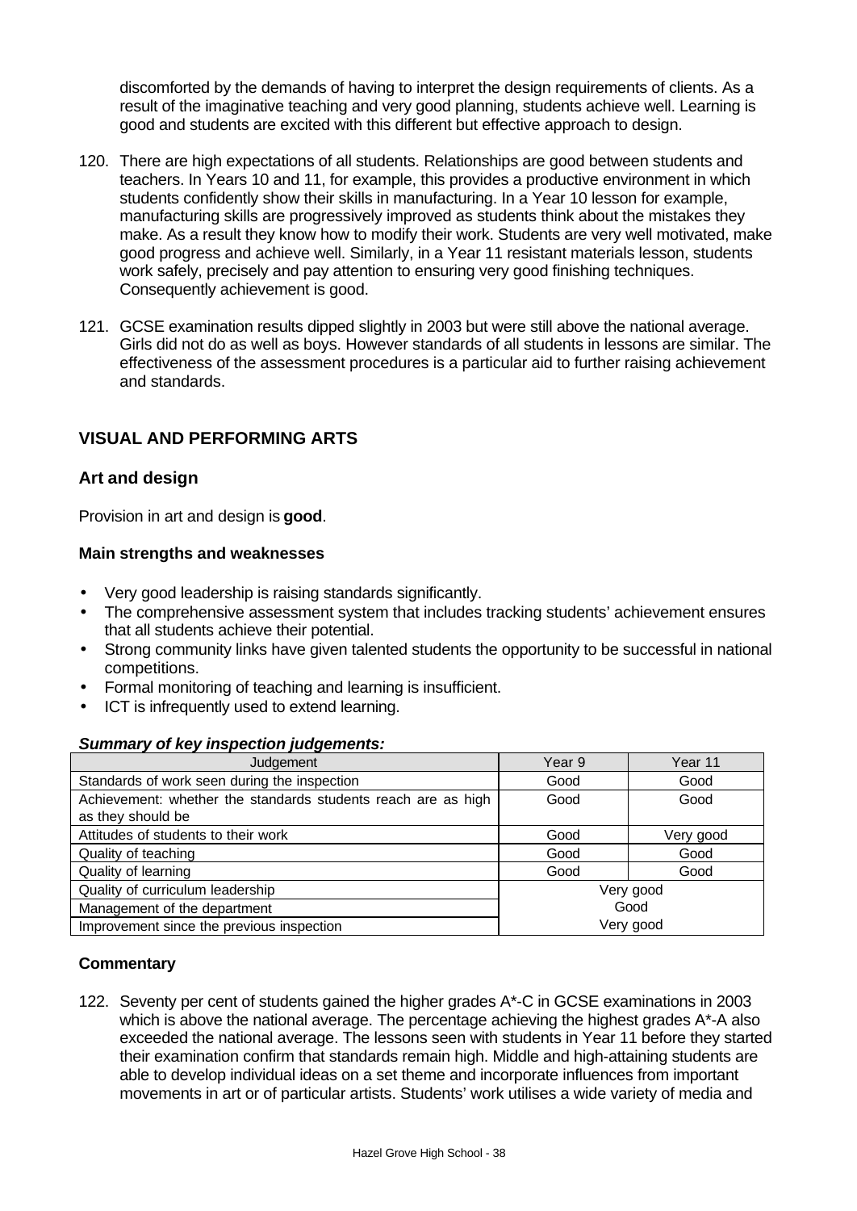discomforted by the demands of having to interpret the design requirements of clients. As a result of the imaginative teaching and very good planning, students achieve well. Learning is good and students are excited with this different but effective approach to design.

120. There are high expectations of all students. Relationships are good between students and teachers. In Years 10 and 11, for example, this provides a productive environment in which students confidently show their skills in manufacturing. In a Year 10 lesson for example, manufacturing skills are progressively improved as students think about the mistakes they make. As a result they know how to modify their work. Students are very well motivated, make good progress and achieve well. Similarly, in a Year 11 resistant materials lesson, students work safely, precisely and pay attention to ensuring very good finishing techniques. Consequently achievement is good.

121. GCSE examination results dipped slightly in 2003 but were still above the national average. Girls did not do as well as boys. However standards of all students in lessons are similar. The effectiveness of the assessment procedures is a particular aid to further raising achievement and standards.

## VISUAL AND PERFORMING ARTS

### Art and design

Provision in art and design is **good**.

#### Main strengths and weaknesses

- Very good leadership is raising standards significantly.
- The comprehensive assessment system that includes tracking students' achievement ensures that all students achieve their potential.
- Strong community links have given talented students the opportunity to be successful in national competitions.
- Formal monitoring of teaching and learning is insufficient.
- ICT is infrequently used to extend learning.

***Summary of key inspection judgements:***

| Judgement | Year 9 | Year 11 |
|---|---|---|
| Standards of work seen during the inspection | Good | Good |
| Achievement: whether the standards students reach are as high as they should be | Good | Good |
| Attitudes of students to their work | Good | Very good |
| Quality of teaching | Good | Good |
| Quality of learning | Good | Good |
| Quality of curriculum leadership | Very good | |
| Management of the department | Good | |
| Improvement since the previous inspection | Very good | |

#### Commentary

122. Seventy per cent of students gained the higher grades A*-C in GCSE examinations in 2003 which is above the national average. The percentage achieving the highest grades A*-A also exceeded the national average. The lessons seen with students in Year 11 before they started their examination confirm that standards remain high. Middle and high-attaining students are able to develop individual ideas on a set theme and incorporate influences from important movements in art or of particular artists. Students' work utilises a wide variety of media and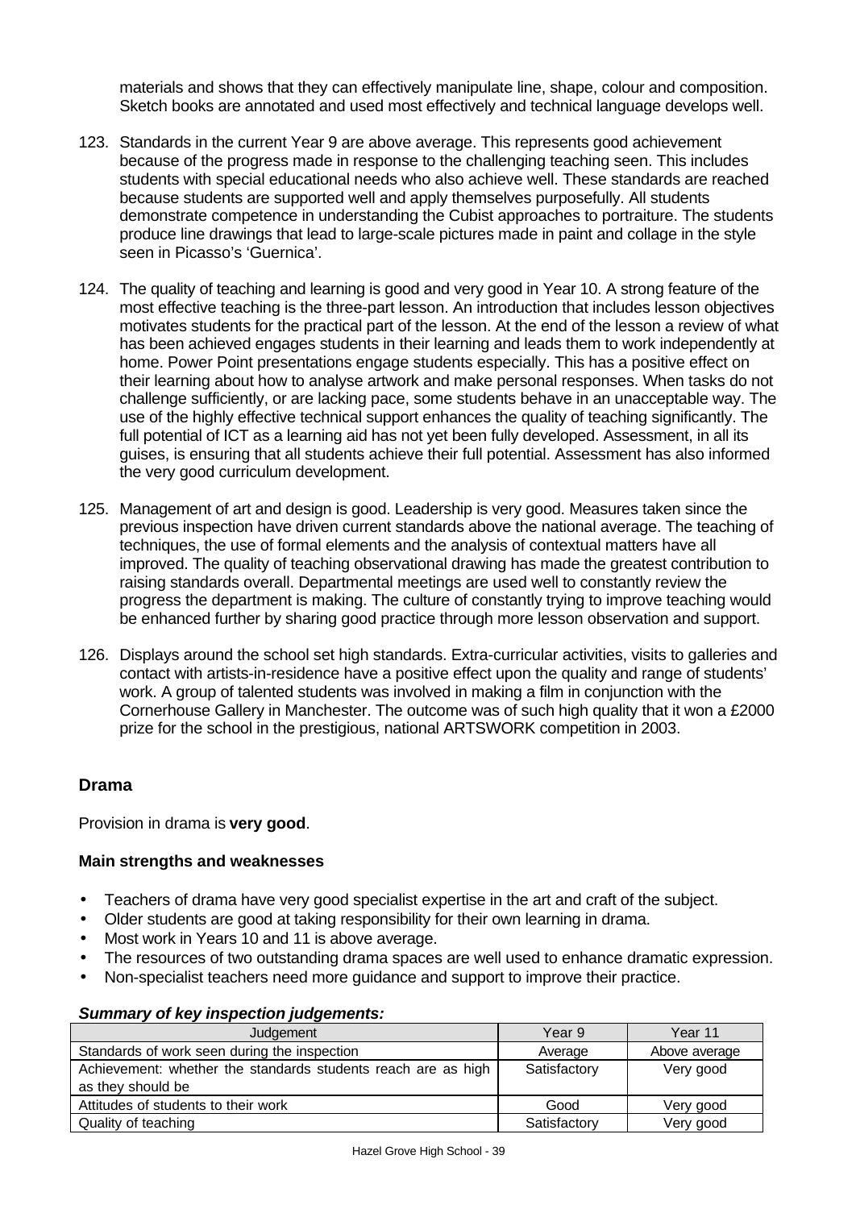materials and shows that they can effectively manipulate line, shape, colour and composition. Sketch books are annotated and used most effectively and technical language develops well.

123. Standards in the current Year 9 are above average. This represents good achievement because of the progress made in response to the challenging teaching seen. This includes students with special educational needs who also achieve well. These standards are reached because students are supported well and apply themselves purposefully. All students demonstrate competence in understanding the Cubist approaches to portraiture. The students produce line drawings that lead to large-scale pictures made in paint and collage in the style seen in Picasso's 'Guernica'.

124. The quality of teaching and learning is good and very good in Year 10. A strong feature of the most effective teaching is the three-part lesson. An introduction that includes lesson objectives motivates students for the practical part of the lesson. At the end of the lesson a review of what has been achieved engages students in their learning and leads them to work independently at home. Power Point presentations engage students especially. This has a positive effect on their learning about how to analyse artwork and make personal responses. When tasks do not challenge sufficiently, or are lacking pace, some students behave in an unacceptable way. The use of the highly effective technical support enhances the quality of teaching significantly. The full potential of ICT as a learning aid has not yet been fully developed. Assessment, in all its guises, is ensuring that all students achieve their full potential. Assessment has also informed the very good curriculum development.

125. Management of art and design is good. Leadership is very good. Measures taken since the previous inspection have driven current standards above the national average. The teaching of techniques, the use of formal elements and the analysis of contextual matters have all improved. The quality of teaching observational drawing has made the greatest contribution to raising standards overall. Departmental meetings are used well to constantly review the progress the department is making. The culture of constantly trying to improve teaching would be enhanced further by sharing good practice through more lesson observation and support.

126. Displays around the school set high standards. Extra-curricular activities, visits to galleries and contact with artists-in-residence have a positive effect upon the quality and range of students' work. A group of talented students was involved in making a film in conjunction with the Cornerhouse Gallery in Manchester. The outcome was of such high quality that it won a £2000 prize for the school in the prestigious, national ARTSWORK competition in 2003.

## Drama

Provision in drama is **very good**.

### Main strengths and weaknesses

- Teachers of drama have very good specialist expertise in the art and craft of the subject.
- Older students are good at taking responsibility for their own learning in drama.
- Most work in Years 10 and 11 is above average.
- The resources of two outstanding drama spaces are well used to enhance dramatic expression.
- Non-specialist teachers need more guidance and support to improve their practice.

***Summary of key inspection judgements:***

| Judgement | Year 9 | Year 11 |
|---|---|---|
| Standards of work seen during the inspection | Average | Above average |
| Achievement: whether the standards students reach are as high as they should be | Satisfactory | Very good |
| Attitudes of students to their work | Good | Very good |
| Quality of teaching | Satisfactory | Very good |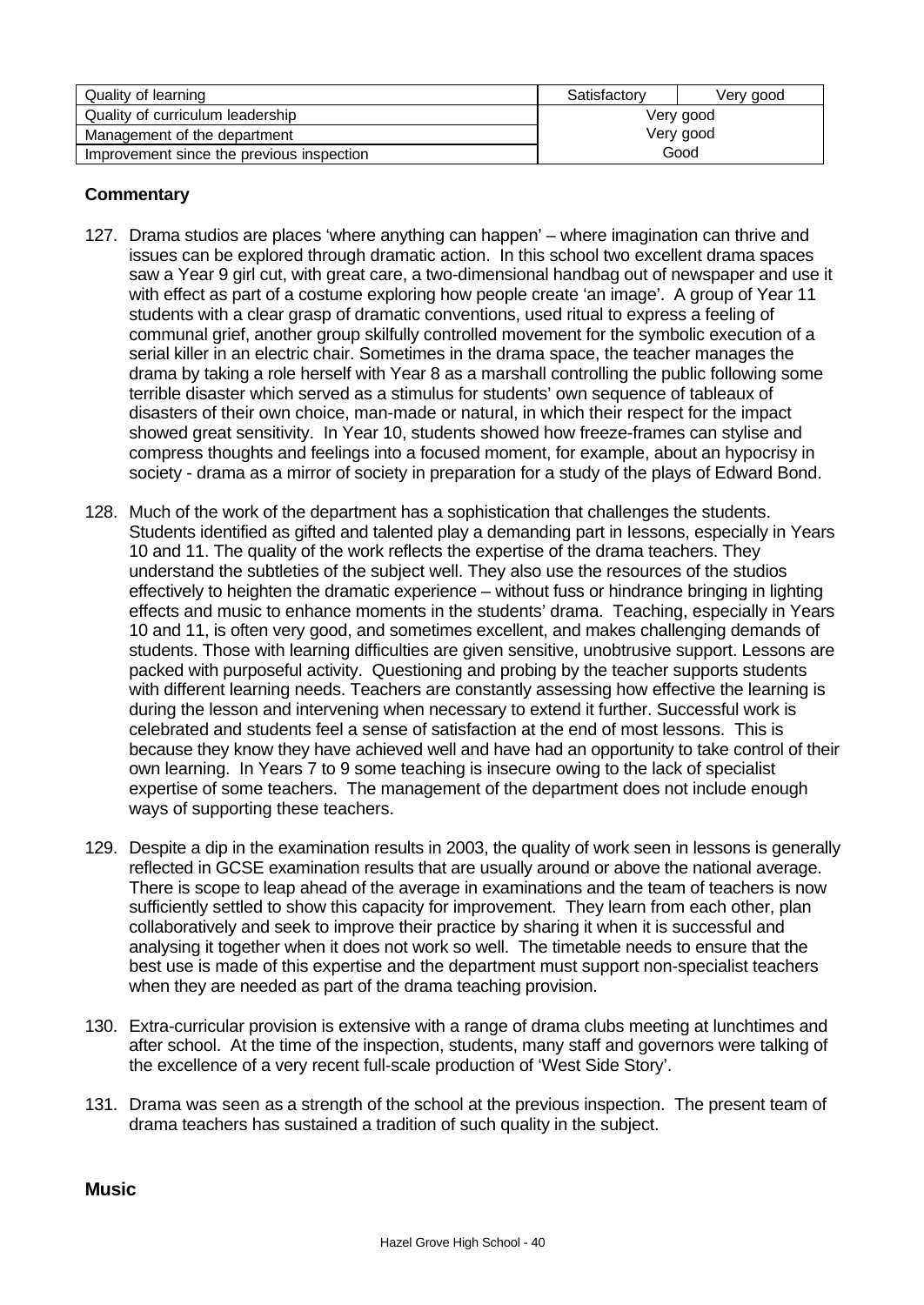| Quality of learning | Satisfactory | Very good |
| --- | --- | --- |
| Quality of curriculum leadership | Very good | |
| Management of the department | Very good | |
| Improvement since the previous inspection | Good | |

**Commentary**

127. Drama studios are places 'where anything can happen' – where imagination can thrive and issues can be explored through dramatic action. In this school two excellent drama spaces saw a Year 9 girl cut, with great care, a two-dimensional handbag out of newspaper and use it with effect as part of a costume exploring how people create 'an image'. A group of Year 11 students with a clear grasp of dramatic conventions, used ritual to express a feeling of communal grief, another group skilfully controlled movement for the symbolic execution of a serial killer in an electric chair. Sometimes in the drama space, the teacher manages the drama by taking a role herself with Year 8 as a marshall controlling the public following some terrible disaster which served as a stimulus for students' own sequence of tableaux of disasters of their own choice, man-made or natural, in which their respect for the impact showed great sensitivity. In Year 10, students showed how freeze-frames can stylise and compress thoughts and feelings into a focused moment, for example, about an hypocrisy in society - drama as a mirror of society in preparation for a study of the plays of Edward Bond.

128. Much of the work of the department has a sophistication that challenges the students. Students identified as gifted and talented play a demanding part in lessons, especially in Years 10 and 11. The quality of the work reflects the expertise of the drama teachers. They understand the subtleties of the subject well. They also use the resources of the studios effectively to heighten the dramatic experience – without fuss or hindrance bringing in lighting effects and music to enhance moments in the students' drama. Teaching, especially in Years 10 and 11, is often very good, and sometimes excellent, and makes challenging demands of students. Those with learning difficulties are given sensitive, unobtrusive support. Lessons are packed with purposeful activity. Questioning and probing by the teacher supports students with different learning needs. Teachers are constantly assessing how effective the learning is during the lesson and intervening when necessary to extend it further. Successful work is celebrated and students feel a sense of satisfaction at the end of most lessons. This is because they know they have achieved well and have had an opportunity to take control of their own learning. In Years 7 to 9 some teaching is insecure owing to the lack of specialist expertise of some teachers. The management of the department does not include enough ways of supporting these teachers.

129. Despite a dip in the examination results in 2003, the quality of work seen in lessons is generally reflected in GCSE examination results that are usually around or above the national average. There is scope to leap ahead of the average in examinations and the team of teachers is now sufficiently settled to show this capacity for improvement. They learn from each other, plan collaboratively and seek to improve their practice by sharing it when it is successful and analysing it together when it does not work so well. The timetable needs to ensure that the best use is made of this expertise and the department must support non-specialist teachers when they are needed as part of the drama teaching provision.

130. Extra-curricular provision is extensive with a range of drama clubs meeting at lunchtimes and after school. At the time of the inspection, students, many staff and governors were talking of the excellence of a very recent full-scale production of 'West Side Story'.

131. Drama was seen as a strength of the school at the previous inspection. The present team of drama teachers has sustained a tradition of such quality in the subject.

## Music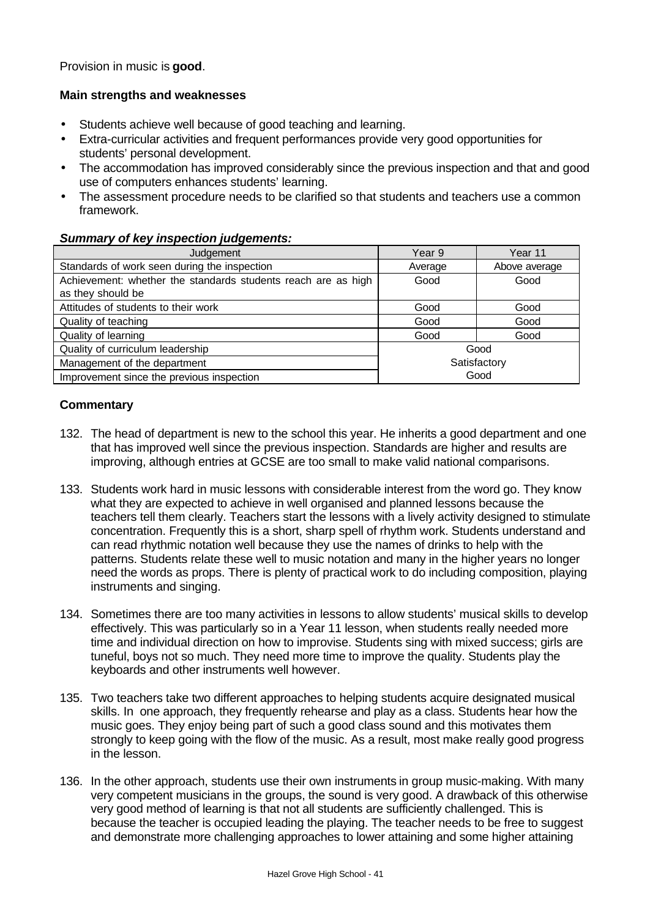Provision in music is **good**.

**Main strengths and weaknesses**

- Students achieve well because of good teaching and learning.
- Extra-curricular activities and frequent performances provide very good opportunities for students' personal development.
- The accommodation has improved considerably since the previous inspection and that and good use of computers enhances students' learning.
- The assessment procedure needs to be clarified so that students and teachers use a common framework.

***Summary of key inspection judgements:***

| Judgement | Year 9 | Year 11 |
|---|---|---|
| Standards of work seen during the inspection | Average | Above average |
| Achievement: whether the standards students reach are as high as they should be | Good | Good |
| Attitudes of students to their work | Good | Good |
| Quality of teaching | Good | Good |
| Quality of learning | Good | Good |
| Quality of curriculum leadership | Good | |
| Management of the department | Satisfactory | |
| Improvement since the previous inspection | Good | |

**Commentary**

132. The head of department is new to the school this year. He inherits a good department and one that has improved well since the previous inspection. Standards are higher and results are improving, although entries at GCSE are too small to make valid national comparisons.

133. Students work hard in music lessons with considerable interest from the word go. They know what they are expected to achieve in well organised and planned lessons because the teachers tell them clearly. Teachers start the lessons with a lively activity designed to stimulate concentration. Frequently this is a short, sharp spell of rhythm work. Students understand and can read rhythmic notation well because they use the names of drinks to help with the patterns. Students relate these well to music notation and many in the higher years no longer need the words as props. There is plenty of practical work to do including composition, playing instruments and singing.

134. Sometimes there are too many activities in lessons to allow students' musical skills to develop effectively. This was particularly so in a Year 11 lesson, when students really needed more time and individual direction on how to improvise. Students sing with mixed success; girls are tuneful, boys not so much. They need more time to improve the quality. Students play the keyboards and other instruments well however.

135. Two teachers take two different approaches to helping students acquire designated musical skills. In one approach, they frequently rehearse and play as a class. Students hear how the music goes. They enjoy being part of such a good class sound and this motivates them strongly to keep going with the flow of the music. As a result, most make really good progress in the lesson.

136. In the other approach, students use their own instruments in group music-making. With many very competent musicians in the groups, the sound is very good. A drawback of this otherwise very good method of learning is that not all students are sufficiently challenged. This is because the teacher is occupied leading the playing. The teacher needs to be free to suggest and demonstrate more challenging approaches to lower attaining and some higher attaining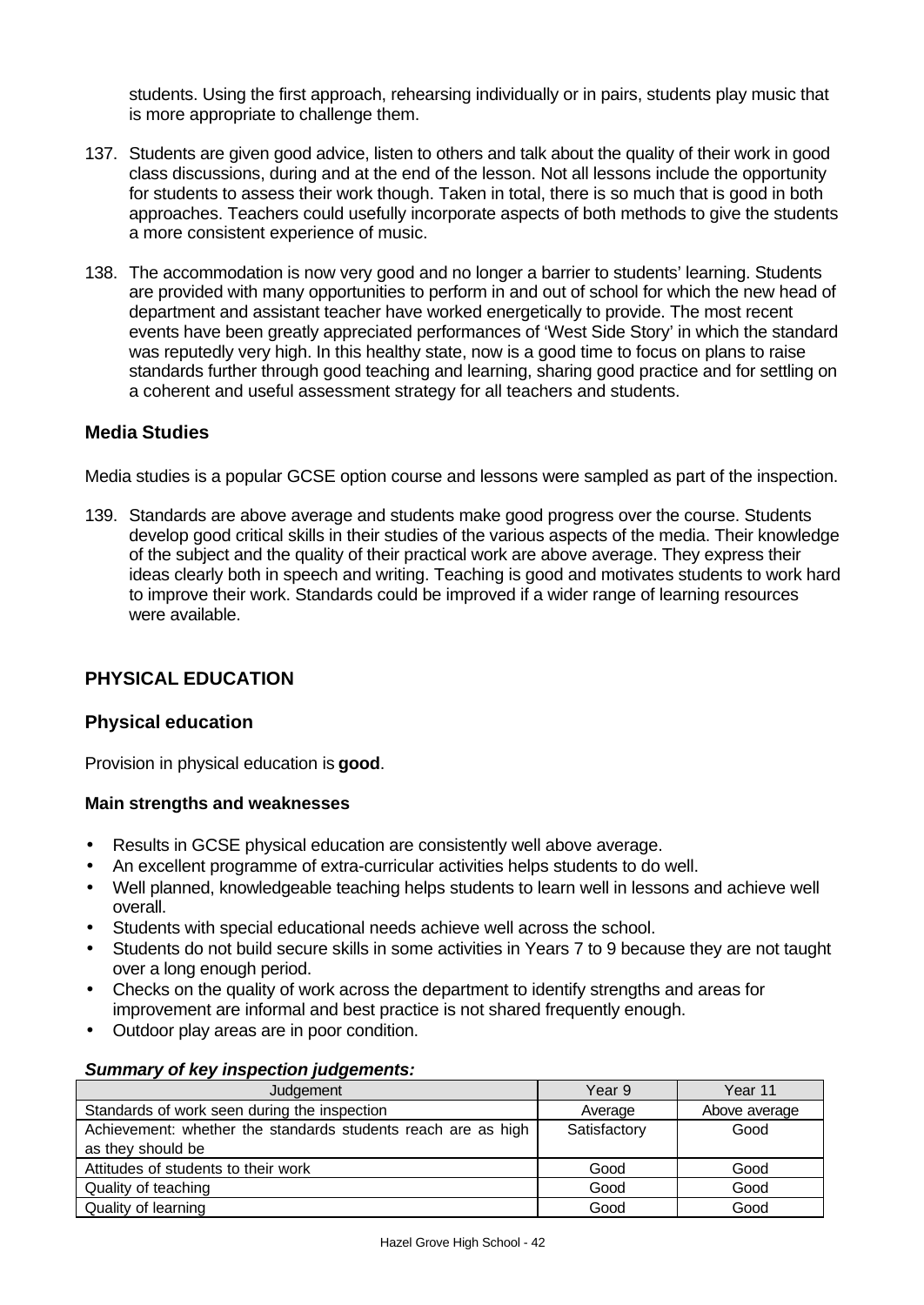students. Using the first approach, rehearsing individually or in pairs, students play music that is more appropriate to challenge them.

137. Students are given good advice, listen to others and talk about the quality of their work in good class discussions, during and at the end of the lesson. Not all lessons include the opportunity for students to assess their work though. Taken in total, there is so much that is good in both approaches. Teachers could usefully incorporate aspects of both methods to give the students a more consistent experience of music.

138. The accommodation is now very good and no longer a barrier to students' learning. Students are provided with many opportunities to perform in and out of school for which the new head of department and assistant teacher have worked energetically to provide. The most recent events have been greatly appreciated performances of 'West Side Story' in which the standard was reputedly very high. In this healthy state, now is a good time to focus on plans to raise standards further through good teaching and learning, sharing good practice and for settling on a coherent and useful assessment strategy for all teachers and students.

### Media Studies

Media studies is a popular GCSE option course and lessons were sampled as part of the inspection.

139. Standards are above average and students make good progress over the course. Students develop good critical skills in their studies of the various aspects of the media. Their knowledge of the subject and the quality of their practical work are above average. They express their ideas clearly both in speech and writing. Teaching is good and motivates students to work hard to improve their work. Standards could be improved if a wider range of learning resources were available.

## PHYSICAL EDUCATION

### Physical education

Provision in physical education is **good**.

#### Main strengths and weaknesses

- Results in GCSE physical education are consistently well above average.
- An excellent programme of extra-curricular activities helps students to do well.
- Well planned, knowledgeable teaching helps students to learn well in lessons and achieve well overall.
- Students with special educational needs achieve well across the school.
- Students do not build secure skills in some activities in Years 7 to 9 because they are not taught over a long enough period.
- Checks on the quality of work across the department to identify strengths and areas for improvement are informal and best practice is not shared frequently enough.
- Outdoor play areas are in poor condition.

***Summary of key inspection judgements:***

| Judgement | Year 9 | Year 11 |
|---|---|---|
| Standards of work seen during the inspection | Average | Above average |
| Achievement: whether the standards students reach are as high as they should be | Satisfactory | Good |
| Attitudes of students to their work | Good | Good |
| Quality of teaching | Good | Good |
| Quality of learning | Good | Good |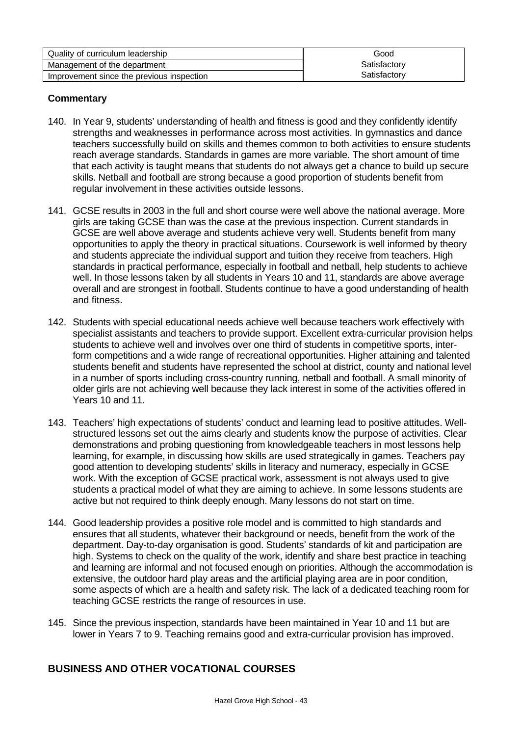| Quality of curriculum leadership | Good |
| --- | --- |
| Management of the department | Satisfactory |
| Improvement since the previous inspection | Satisfactory |

**Commentary**

140. In Year 9, students' understanding of health and fitness is good and they confidently identify strengths and weaknesses in performance across most activities. In gymnastics and dance teachers successfully build on skills and themes common to both activities to ensure students reach average standards. Standards in games are more variable. The short amount of time that each activity is taught means that students do not always get a chance to build up secure skills. Netball and football are strong because a good proportion of students benefit from regular involvement in these activities outside lessons.

141. GCSE results in 2003 in the full and short course were well above the national average. More girls are taking GCSE than was the case at the previous inspection. Current standards in GCSE are well above average and students achieve very well. Students benefit from many opportunities to apply the theory in practical situations. Coursework is well informed by theory and students appreciate the individual support and tuition they receive from teachers. High standards in practical performance, especially in football and netball, help students to achieve well. In those lessons taken by all students in Years 10 and 11, standards are above average overall and are strongest in football. Students continue to have a good understanding of health and fitness.

142. Students with special educational needs achieve well because teachers work effectively with specialist assistants and teachers to provide support. Excellent extra-curricular provision helps students to achieve well and involves over one third of students in competitive sports, inter-form competitions and a wide range of recreational opportunities. Higher attaining and talented students benefit and students have represented the school at district, county and national level in a number of sports including cross-country running, netball and football. A small minority of older girls are not achieving well because they lack interest in some of the activities offered in Years 10 and 11.

143. Teachers' high expectations of students' conduct and learning lead to positive attitudes. Well-structured lessons set out the aims clearly and students know the purpose of activities. Clear demonstrations and probing questioning from knowledgeable teachers in most lessons help learning, for example, in discussing how skills are used strategically in games. Teachers pay good attention to developing students' skills in literacy and numeracy, especially in GCSE work. With the exception of GCSE practical work, assessment is not always used to give students a practical model of what they are aiming to achieve. In some lessons students are active but not required to think deeply enough. Many lessons do not start on time.

144. Good leadership provides a positive role model and is committed to high standards and ensures that all students, whatever their background or needs, benefit from the work of the department. Day-to-day organisation is good. Students' standards of kit and participation are high. Systems to check on the quality of the work, identify and share best practice in teaching and learning are informal and not focused enough on priorities. Although the accommodation is extensive, the outdoor hard play areas and the artificial playing area are in poor condition, some aspects of which are a health and safety risk. The lack of a dedicated teaching room for teaching GCSE restricts the range of resources in use.

145. Since the previous inspection, standards have been maintained in Year 10 and 11 but are lower in Years 7 to 9. Teaching remains good and extra-curricular provision has improved.

## BUSINESS AND OTHER VOCATIONAL COURSES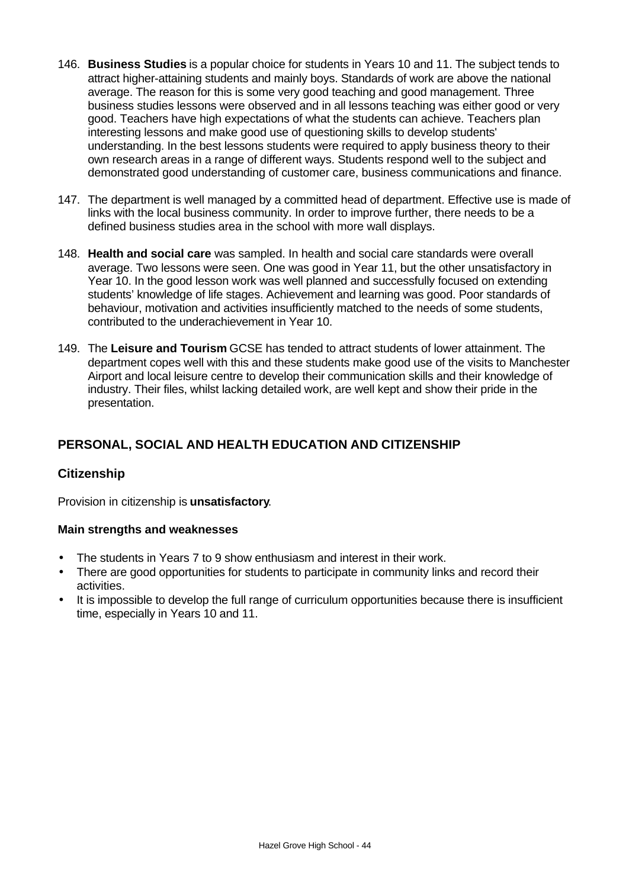146. **Business Studies** is a popular choice for students in Years 10 and 11. The subject tends to attract higher-attaining students and mainly boys. Standards of work are above the national average. The reason for this is some very good teaching and good management. Three business studies lessons were observed and in all lessons teaching was either good or very good. Teachers have high expectations of what the students can achieve. Teachers plan interesting lessons and make good use of questioning skills to develop students' understanding. In the best lessons students were required to apply business theory to their own research areas in a range of different ways. Students respond well to the subject and demonstrated good understanding of customer care, business communications and finance.

147. The department is well managed by a committed head of department. Effective use is made of links with the local business community. In order to improve further, there needs to be a defined business studies area in the school with more wall displays.

148. **Health and social care** was sampled. In health and social care standards were overall average. Two lessons were seen. One was good in Year 11, but the other unsatisfactory in Year 10. In the good lesson work was well planned and successfully focused on extending students' knowledge of life stages. Achievement and learning was good. Poor standards of behaviour, motivation and activities insufficiently matched to the needs of some students, contributed to the underachievement in Year 10.

149. The **Leisure and Tourism** GCSE has tended to attract students of lower attainment. The department copes well with this and these students make good use of the visits to Manchester Airport and local leisure centre to develop their communication skills and their knowledge of industry. Their files, whilst lacking detailed work, are well kept and show their pride in the presentation.

## PERSONAL, SOCIAL AND HEALTH EDUCATION AND CITIZENSHIP

### Citizenship

Provision in citizenship is **unsatisfactory**.

#### Main strengths and weaknesses

- The students in Years 7 to 9 show enthusiasm and interest in their work.
- There are good opportunities for students to participate in community links and record their activities.
- It is impossible to develop the full range of curriculum opportunities because there is insufficient time, especially in Years 10 and 11.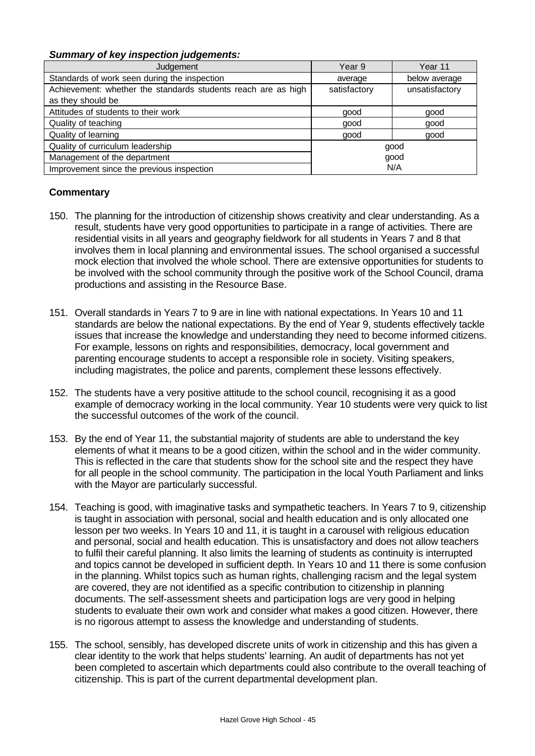***Summary of key inspection judgements:***

| Judgement | Year 9 | Year 11 |
|---|---|---|
| Standards of work seen during the inspection | average | below average |
| Achievement: whether the standards students reach are as high as they should be | satisfactory | unsatisfactory |
| Attitudes of students to their work | good | good |
| Quality of teaching | good | good |
| Quality of learning | good | good |
| Quality of curriculum leadership | good | |
| Management of the department | good | |
| Improvement since the previous inspection | N/A | |

**Commentary**

150. The planning for the introduction of citizenship shows creativity and clear understanding. As a result, students have very good opportunities to participate in a range of activities. There are residential visits in all years and geography fieldwork for all students in Years 7 and 8 that involves them in local planning and environmental issues. The school organised a successful mock election that involved the whole school. There are extensive opportunities for students to be involved with the school community through the positive work of the School Council, drama productions and assisting in the Resource Base.

151. Overall standards in Years 7 to 9 are in line with national expectations. In Years 10 and 11 standards are below the national expectations. By the end of Year 9, students effectively tackle issues that increase the knowledge and understanding they need to become informed citizens. For example, lessons on rights and responsibilities, democracy, local government and parenting encourage students to accept a responsible role in society. Visiting speakers, including magistrates, the police and parents, complement these lessons effectively.

152. The students have a very positive attitude to the school council, recognising it as a good example of democracy working in the local community. Year 10 students were very quick to list the successful outcomes of the work of the council.

153. By the end of Year 11, the substantial majority of students are able to understand the key elements of what it means to be a good citizen, within the school and in the wider community. This is reflected in the care that students show for the school site and the respect they have for all people in the school community. The participation in the local Youth Parliament and links with the Mayor are particularly successful.

154. Teaching is good, with imaginative tasks and sympathetic teachers. In Years 7 to 9, citizenship is taught in association with personal, social and health education and is only allocated one lesson per two weeks. In Years 10 and 11, it is taught in a carousel with religious education and personal, social and health education. This is unsatisfactory and does not allow teachers to fulfil their careful planning. It also limits the learning of students as continuity is interrupted and topics cannot be developed in sufficient depth. In Years 10 and 11 there is some confusion in the planning. Whilst topics such as human rights, challenging racism and the legal system are covered, they are not identified as a specific contribution to citizenship in planning documents. The self-assessment sheets and participation logs are very good in helping students to evaluate their own work and consider what makes a good citizen. However, there is no rigorous attempt to assess the knowledge and understanding of students.

155. The school, sensibly, has developed discrete units of work in citizenship and this has given a clear identity to the work that helps students' learning. An audit of departments has not yet been completed to ascertain which departments could also contribute to the overall teaching of citizenship. This is part of the current departmental development plan.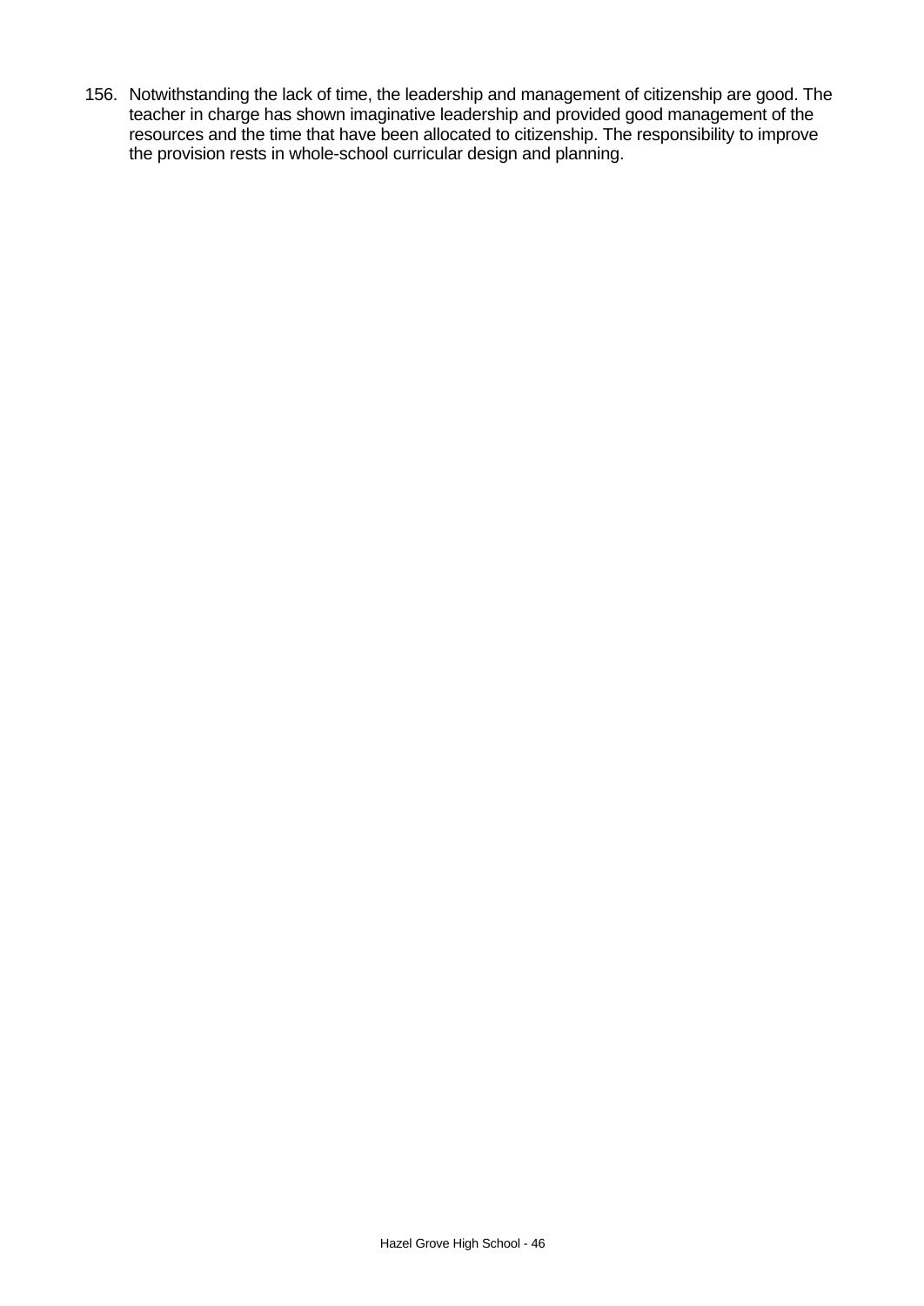156. Notwithstanding the lack of time, the leadership and management of citizenship are good. The teacher in charge has shown imaginative leadership and provided good management of the resources and the time that have been allocated to citizenship. The responsibility to improve the provision rests in whole-school curricular design and planning.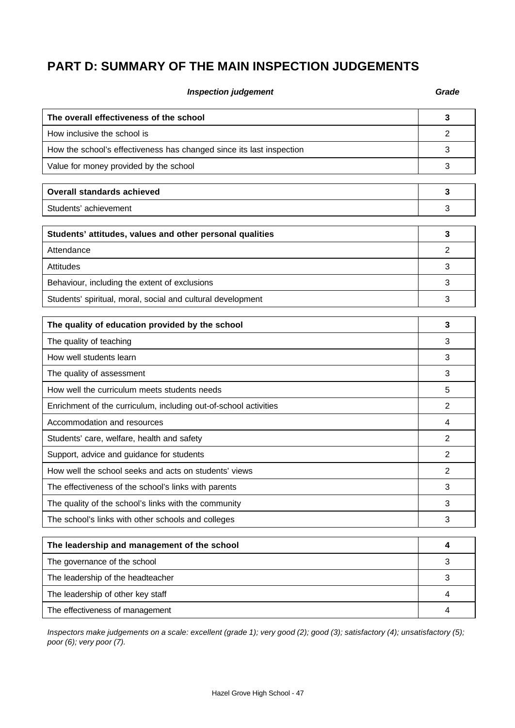# PART D: SUMMARY OF THE MAIN INSPECTION JUDGEMENTS

| ***Inspection judgement*** | ***Grade*** |
|---|---|
| **The overall effectiveness of the school** | **3** |
| How inclusive the school is | 2 |
| How the school's effectiveness has changed since its last inspection | 3 |
| Value for money provided by the school | 3 |
| **Overall standards achieved** | **3** |
| Students' achievement | 3 |
| **Students' attitudes, values and other personal qualities** | **3** |
| Attendance | 2 |
| Attitudes | 3 |
| Behaviour, including the extent of exclusions | 3 |
| Students' spiritual, moral, social and cultural development | 3 |
| **The quality of education provided by the school** | **3** |
| The quality of teaching | 3 |
| How well students learn | 3 |
| The quality of assessment | 3 |
| How well the curriculum meets students needs | 5 |
| Enrichment of the curriculum, including out-of-school activities | 2 |
| Accommodation and resources | 4 |
| Students' care, welfare, health and safety | 2 |
| Support, advice and guidance for students | 2 |
| How well the school seeks and acts on students' views | 2 |
| The effectiveness of the school's links with parents | 3 |
| The quality of the school's links with the community | 3 |
| The school's links with other schools and colleges | 3 |
| **The leadership and management of the school** | **4** |
| The governance of the school | 3 |
| The leadership of the headteacher | 3 |
| The leadership of other key staff | 4 |
| The effectiveness of management | 4 |

*Inspectors make judgements on a scale: excellent (grade 1); very good (2); good (3); satisfactory (4); unsatisfactory (5); poor (6); very poor (7).*